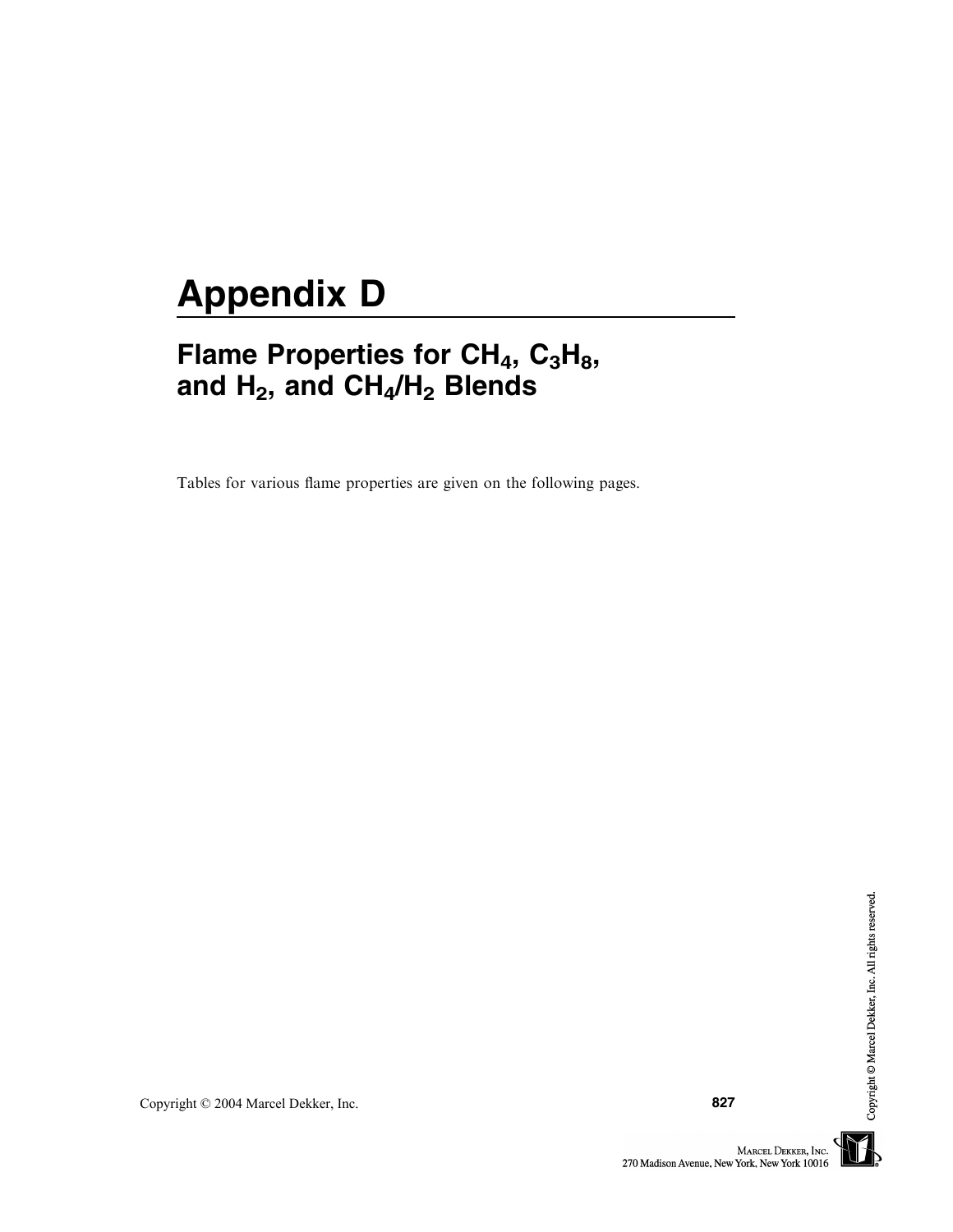# Appendix D

## Flame Properties for $CH_4$, $C_3H_8$, and $H_2$, and $CH_4/H_2$ Blends

Tables for various flame properties are given on the following pages.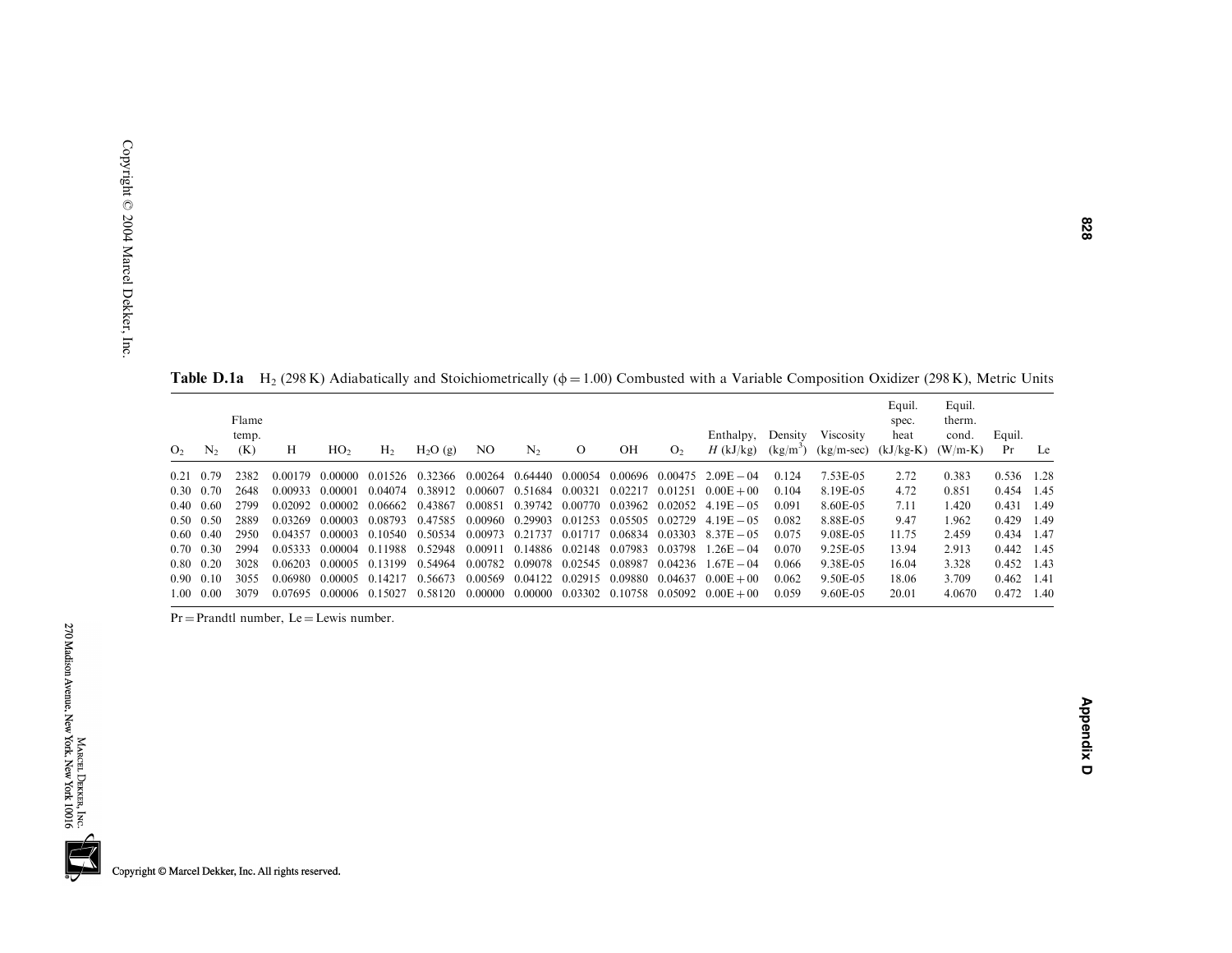**Table D.1a** $H_2$ (298 K) Adiabatically and Stoichiometrically ($\phi = 1.00$) Combusted with a Variable Composition Oxidizer (298 K), Metric Units

| $O_2$ | $N_2$ | Flame temp. (K) | H | $HO_2$ | $H_2$ | $H_2O$ (g) | NO | $N_2$ | O | OH | $O_2$ | Enthalpy, $H$ (kJ/kg) | Density (kg/m$^3$) | Viscosity (kg/m-sec) | Equil. spec. heat (kJ/kg-K) | Equil. therm. cond. (W/m-K) | Equil. Pr | Le |
|---|---|---|---|---|---|---|---|---|---|---|---|---|---|---|---|---|---|---|
| 0.21 | 0.79 | 2382 | 0.00179 | 0.00000 | 0.01526 | 0.32366 | 0.00264 | 0.64440 | 0.00054 | 0.00696 | 0.00475 | 2.09E − 04 | 0.124 | 7.53E-05 | 2.72 | 0.383 | 0.536 | 1.28 |
| 0.30 | 0.70 | 2648 | 0.00933 | 0.00001 | 0.04074 | 0.38912 | 0.00607 | 0.51684 | 0.00321 | 0.02217 | 0.01251 | 0.00E + 00 | 0.104 | 8.19E-05 | 4.72 | 0.851 | 0.454 | 1.45 |
| 0.40 | 0.60 | 2799 | 0.02092 | 0.00002 | 0.06662 | 0.43867 | 0.00851 | 0.39742 | 0.00770 | 0.03962 | 0.02052 | 4.19E − 05 | 0.091 | 8.60E-05 | 7.11 | 1.420 | 0.431 | 1.49 |
| 0.50 | 0.50 | 2889 | 0.03269 | 0.00003 | 0.08793 | 0.47585 | 0.00960 | 0.29903 | 0.01253 | 0.05505 | 0.02729 | 4.19E − 05 | 0.082 | 8.88E-05 | 9.47 | 1.962 | 0.429 | 1.49 |
| 0.60 | 0.40 | 2950 | 0.04357 | 0.00003 | 0.10540 | 0.50534 | 0.00973 | 0.21737 | 0.01717 | 0.06834 | 0.03303 | 8.37E − 05 | 0.075 | 9.08E-05 | 11.75 | 2.459 | 0.434 | 1.47 |
| 0.70 | 0.30 | 2994 | 0.05333 | 0.00004 | 0.11988 | 0.52948 | 0.00911 | 0.14886 | 0.02148 | 0.07983 | 0.03798 | 1.26E − 04 | 0.070 | 9.25E-05 | 13.94 | 2.913 | 0.442 | 1.45 |
| 0.80 | 0.20 | 3028 | 0.06203 | 0.00005 | 0.13199 | 0.54964 | 0.00782 | 0.09078 | 0.02545 | 0.08987 | 0.04236 | 1.67E − 04 | 0.066 | 9.38E-05 | 16.04 | 3.328 | 0.452 | 1.43 |
| 0.90 | 0.10 | 3055 | 0.06980 | 0.00005 | 0.14217 | 0.56673 | 0.00569 | 0.04122 | 0.02915 | 0.09880 | 0.04637 | 0.00E + 00 | 0.062 | 9.50E-05 | 18.06 | 3.709 | 0.462 | 1.41 |
| 1.00 | 0.00 | 3079 | 0.07695 | 0.00006 | 0.15027 | 0.58120 | 0.00000 | 0.00000 | 0.03302 | 0.10758 | 0.05092 | 0.00E + 00 | 0.059 | 9.60E-05 | 20.01 | 4.0670 | 0.472 | 1.40 |

Pr = Prandtl number, Le = Lewis number.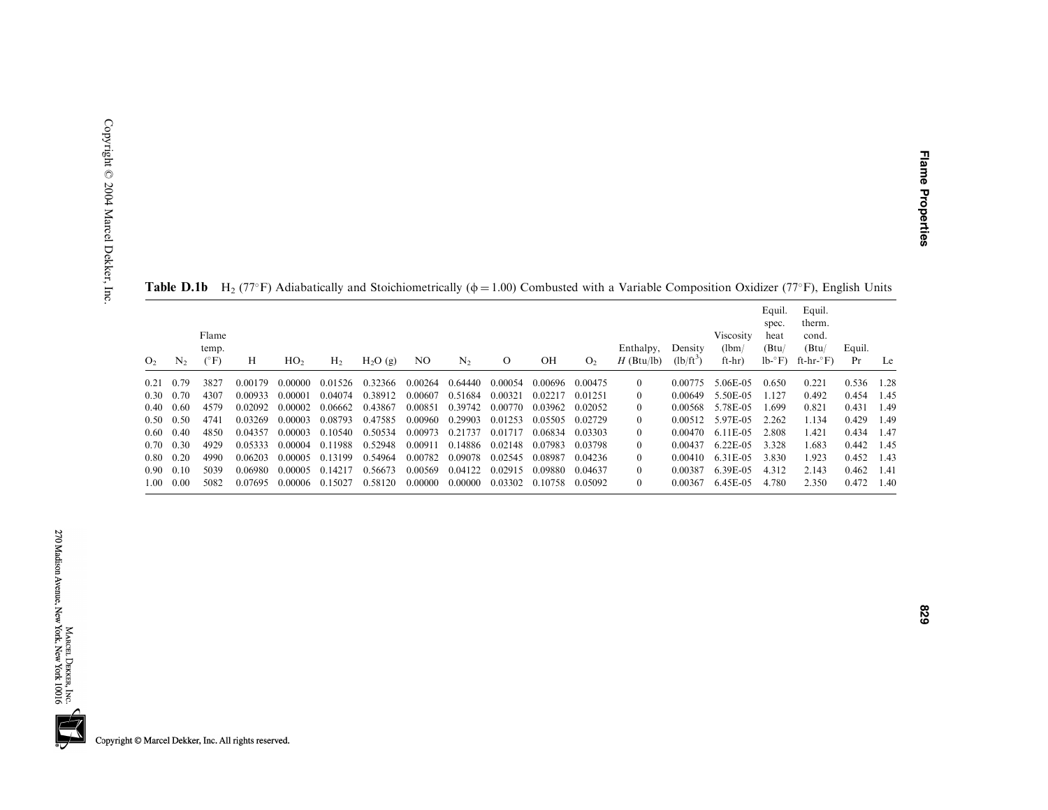**Table D.1b** $H_2$ (77°F) Adiabatically and Stoichiometrically ($\phi = 1.00$) Combusted with a Variable Composition Oxidizer (77°F), English Units

| $O_2$ | $N_2$ | Flame temp. (°F) | H | $HO_2$ | $H_2$ | $H_2O$ (g) | NO | $N_2$ | O | OH | $O_2$ | Enthalpy, $H$ (Btu/lb) | Density (lb/ft$^3$) | Viscosity (lbm/ft-hr) | Equil. spec. heat (Btu/lb-°F) | Equil. therm. cond. (Btu/ft-hr-°F) | Equil. Pr | Le |
|---|---|---|---|---|---|---|---|---|---|---|---|---|---|---|---|---|---|---|
| 0.21 | 0.79 | 3827 | 0.00179 | 0.00000 | 0.01526 | 0.32366 | 0.00264 | 0.64440 | 0.00054 | 0.00696 | 0.00475 | 0 | 0.00775 | 5.06E-05 | 0.650 | 0.221 | 0.536 | 1.28 |
| 0.30 | 0.70 | 4307 | 0.00933 | 0.00001 | 0.04074 | 0.38912 | 0.00607 | 0.51684 | 0.00321 | 0.02217 | 0.01251 | 0 | 0.00649 | 5.50E-05 | 1.127 | 0.492 | 0.454 | 1.45 |
| 0.40 | 0.60 | 4579 | 0.02092 | 0.00002 | 0.06662 | 0.43867 | 0.00851 | 0.39742 | 0.00770 | 0.03962 | 0.02052 | 0 | 0.00568 | 5.78E-05 | 1.699 | 0.821 | 0.431 | 1.49 |
| 0.50 | 0.50 | 4741 | 0.03269 | 0.00003 | 0.08793 | 0.47585 | 0.00960 | 0.29903 | 0.01253 | 0.05505 | 0.02729 | 0 | 0.00512 | 5.97E-05 | 2.262 | 1.134 | 0.429 | 1.49 |
| 0.60 | 0.40 | 4850 | 0.04357 | 0.00003 | 0.10540 | 0.50534 | 0.00973 | 0.21737 | 0.01717 | 0.06834 | 0.03303 | 0 | 0.00470 | 6.11E-05 | 2.808 | 1.421 | 0.434 | 1.47 |
| 0.70 | 0.30 | 4929 | 0.05333 | 0.00004 | 0.11988 | 0.52948 | 0.00911 | 0.14886 | 0.02148 | 0.07983 | 0.03798 | 0 | 0.00437 | 6.22E-05 | 3.328 | 1.683 | 0.442 | 1.45 |
| 0.80 | 0.20 | 4990 | 0.06203 | 0.00005 | 0.13199 | 0.54964 | 0.00782 | 0.09078 | 0.02545 | 0.08987 | 0.04236 | 0 | 0.00410 | 6.31E-05 | 3.830 | 1.923 | 0.452 | 1.43 |
| 0.90 | 0.10 | 5039 | 0.06980 | 0.00005 | 0.14217 | 0.56673 | 0.00569 | 0.04122 | 0.02915 | 0.09880 | 0.04637 | 0 | 0.00387 | 6.39E-05 | 4.312 | 2.143 | 0.462 | 1.41 |
| 1.00 | 0.00 | 5082 | 0.07695 | 0.00006 | 0.15027 | 0.58120 | 0.00000 | 0.00000 | 0.03302 | 0.10758 | 0.05092 | 0 | 0.00367 | 6.45E-05 | 4.780 | 2.350 | 0.472 | 1.40 |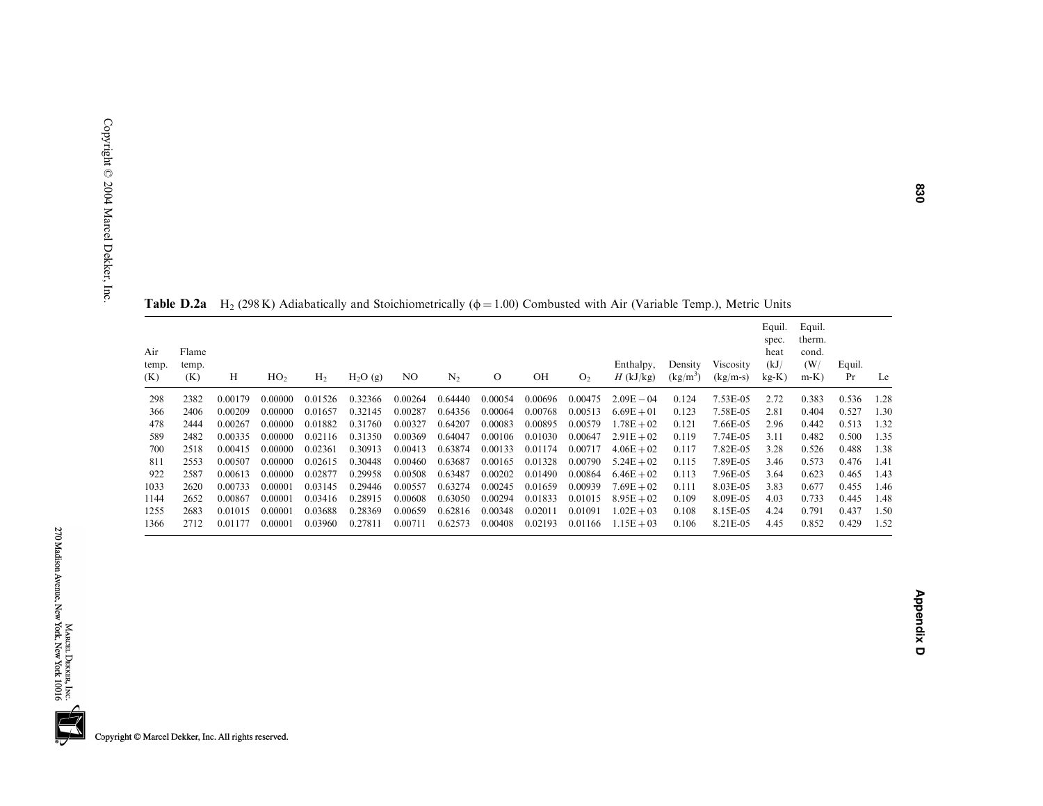**Table D.2a** $H_2$ (298 K) Adiabatically and Stoichiometrically ($\phi = 1.00$) Combusted with Air (Variable Temp.), Metric Units

| Air temp. (K) | Flame temp. (K) | H | $HO_2$ | $H_2$ | $H_2O$ (g) | NO | $N_2$ | O | OH | $O_2$ | Enthalpy, $H$ (kJ/kg) | Density (kg/m$^3$) | Viscosity (kg/m-s) | Equil. spec. heat (kJ/kg-K) | Equil. therm. cond. (W/m-K) | Equil. Pr | Le |
|---|---|---|---|---|---|---|---|---|---|---|---|---|---|---|---|---|---|
| 298 | 2382 | 0.00179 | 0.00000 | 0.01526 | 0.32366 | 0.00264 | 0.64440 | 0.00054 | 0.00696 | 0.00475 | 2.09E−04 | 0.124 | 7.53E-05 | 2.72 | 0.383 | 0.536 | 1.28 |
| 366 | 2406 | 0.00209 | 0.00000 | 0.01657 | 0.32145 | 0.00287 | 0.64356 | 0.00064 | 0.00768 | 0.00513 | 6.69E+01 | 0.123 | 7.58E-05 | 2.81 | 0.404 | 0.527 | 1.30 |
| 478 | 2444 | 0.00267 | 0.00000 | 0.01882 | 0.31760 | 0.00327 | 0.64207 | 0.00083 | 0.00895 | 0.00579 | 1.78E+02 | 0.121 | 7.66E-05 | 2.96 | 0.442 | 0.513 | 1.32 |
| 589 | 2482 | 0.00335 | 0.00000 | 0.02116 | 0.31350 | 0.00369 | 0.64047 | 0.00106 | 0.01030 | 0.00647 | 2.91E+02 | 0.119 | 7.74E-05 | 3.11 | 0.482 | 0.500 | 1.35 |
| 700 | 2518 | 0.00415 | 0.00000 | 0.02361 | 0.30913 | 0.00413 | 0.63874 | 0.00133 | 0.01174 | 0.00717 | 4.06E+02 | 0.117 | 7.82E-05 | 3.28 | 0.526 | 0.488 | 1.38 |
| 811 | 2553 | 0.00507 | 0.00000 | 0.02615 | 0.30448 | 0.00460 | 0.63687 | 0.00165 | 0.01328 | 0.00790 | 5.24E+02 | 0.115 | 7.89E-05 | 3.46 | 0.573 | 0.476 | 1.41 |
| 922 | 2587 | 0.00613 | 0.00000 | 0.02877 | 0.29958 | 0.00508 | 0.63487 | 0.00202 | 0.01490 | 0.00864 | 6.46E+02 | 0.113 | 7.96E-05 | 3.64 | 0.623 | 0.465 | 1.43 |
| 1033 | 2620 | 0.00733 | 0.00001 | 0.03145 | 0.29446 | 0.00557 | 0.63274 | 0.00245 | 0.01659 | 0.00939 | 7.69E+02 | 0.111 | 8.03E-05 | 3.83 | 0.677 | 0.455 | 1.46 |
| 1144 | 2652 | 0.00867 | 0.00001 | 0.03416 | 0.28915 | 0.00608 | 0.63050 | 0.00294 | 0.01833 | 0.01015 | 8.95E+02 | 0.109 | 8.09E-05 | 4.03 | 0.733 | 0.445 | 1.48 |
| 1255 | 2683 | 0.01015 | 0.00001 | 0.03688 | 0.28369 | 0.00659 | 0.62816 | 0.00348 | 0.02011 | 0.01091 | 1.02E+03 | 0.108 | 8.15E-05 | 4.24 | 0.791 | 0.437 | 1.50 |
| 1366 | 2712 | 0.01177 | 0.00001 | 0.03960 | 0.27811 | 0.00711 | 0.62573 | 0.00408 | 0.02193 | 0.01166 | 1.15E+03 | 0.106 | 8.21E-05 | 4.45 | 0.852 | 0.429 | 1.52 |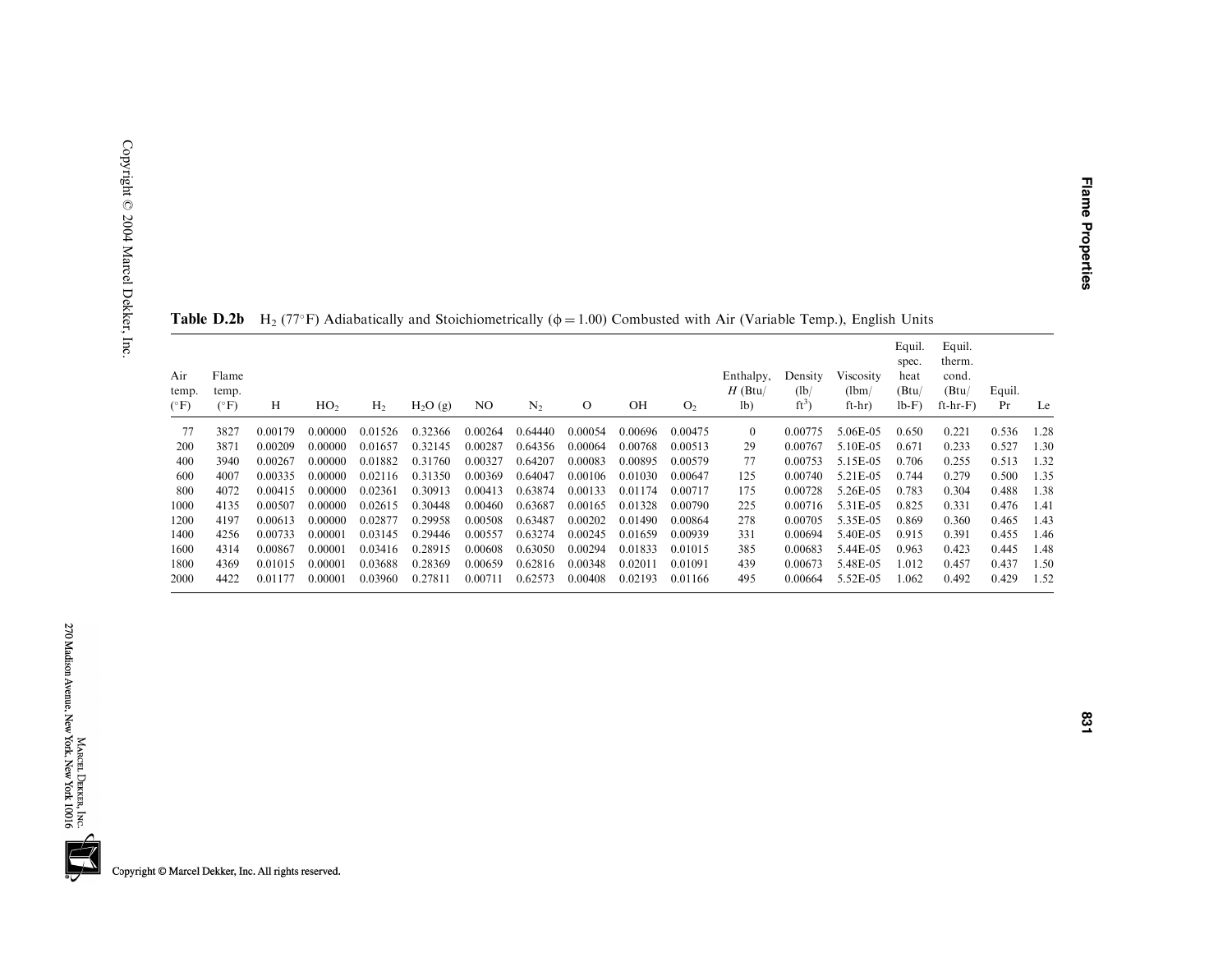**Table D.2b** $H_2$ (77°F) Adiabatically and Stoichiometrically ($\phi = 1.00$) Combusted with Air (Variable Temp.), English Units

| Air temp. (°F) | Flame temp. (°F) | H | $HO_2$ | $H_2$ | $H_2O$ (g) | NO | $N_2$ | O | OH | $O_2$ | Enthalpy, $H$ (Btu/lb) | Density (lb/ft$^3$) | Viscosity (lbm/ft-hr) | Equil. spec. heat (Btu/lb-F) | Equil. therm. cond. (Btu/ft-hr-F) | Equil. Pr | Le |
|---|---|---|---|---|---|---|---|---|---|---|---|---|---|---|---|---|---|
| 77 | 3827 | 0.00179 | 0.00000 | 0.01526 | 0.32366 | 0.00264 | 0.64440 | 0.00054 | 0.00696 | 0.00475 | 0 | 0.00775 | 5.06E-05 | 0.650 | 0.221 | 0.536 | 1.28 |
| 200 | 3871 | 0.00209 | 0.00000 | 0.01657 | 0.32145 | 0.00287 | 0.64356 | 0.00064 | 0.00768 | 0.00513 | 29 | 0.00767 | 5.10E-05 | 0.671 | 0.233 | 0.527 | 1.30 |
| 400 | 3940 | 0.00267 | 0.00000 | 0.01882 | 0.31760 | 0.00327 | 0.64207 | 0.00083 | 0.00895 | 0.00579 | 77 | 0.00753 | 5.15E-05 | 0.706 | 0.255 | 0.513 | 1.32 |
| 600 | 4007 | 0.00335 | 0.00000 | 0.02116 | 0.31350 | 0.00369 | 0.64047 | 0.00106 | 0.01030 | 0.00647 | 125 | 0.00740 | 5.21E-05 | 0.744 | 0.279 | 0.500 | 1.35 |
| 800 | 4072 | 0.00415 | 0.00000 | 0.02361 | 0.30913 | 0.00413 | 0.63874 | 0.00133 | 0.01174 | 0.00717 | 175 | 0.00728 | 5.26E-05 | 0.783 | 0.304 | 0.488 | 1.38 |
| 1000 | 4135 | 0.00507 | 0.00000 | 0.02615 | 0.30448 | 0.00460 | 0.63687 | 0.00165 | 0.01328 | 0.00790 | 225 | 0.00716 | 5.31E-05 | 0.825 | 0.331 | 0.476 | 1.41 |
| 1200 | 4197 | 0.00613 | 0.00000 | 0.02877 | 0.29958 | 0.00508 | 0.63487 | 0.00202 | 0.01490 | 0.00864 | 278 | 0.00705 | 5.35E-05 | 0.869 | 0.360 | 0.465 | 1.43 |
| 1400 | 4256 | 0.00733 | 0.00001 | 0.03145 | 0.29446 | 0.00557 | 0.63274 | 0.00245 | 0.01659 | 0.00939 | 331 | 0.00694 | 5.40E-05 | 0.915 | 0.391 | 0.455 | 1.46 |
| 1600 | 4314 | 0.00867 | 0.00001 | 0.03416 | 0.28915 | 0.00608 | 0.63050 | 0.00294 | 0.01833 | 0.01015 | 385 | 0.00683 | 5.44E-05 | 0.963 | 0.423 | 0.445 | 1.48 |
| 1800 | 4369 | 0.01015 | 0.00001 | 0.03688 | 0.28369 | 0.00659 | 0.62816 | 0.00348 | 0.02011 | 0.01091 | 439 | 0.00673 | 5.48E-05 | 1.012 | 0.457 | 0.437 | 1.50 |
| 2000 | 4422 | 0.01177 | 0.00001 | 0.03960 | 0.27811 | 0.00711 | 0.62573 | 0.00408 | 0.02193 | 0.01166 | 495 | 0.00664 | 5.52E-05 | 1.062 | 0.492 | 0.429 | 1.52 |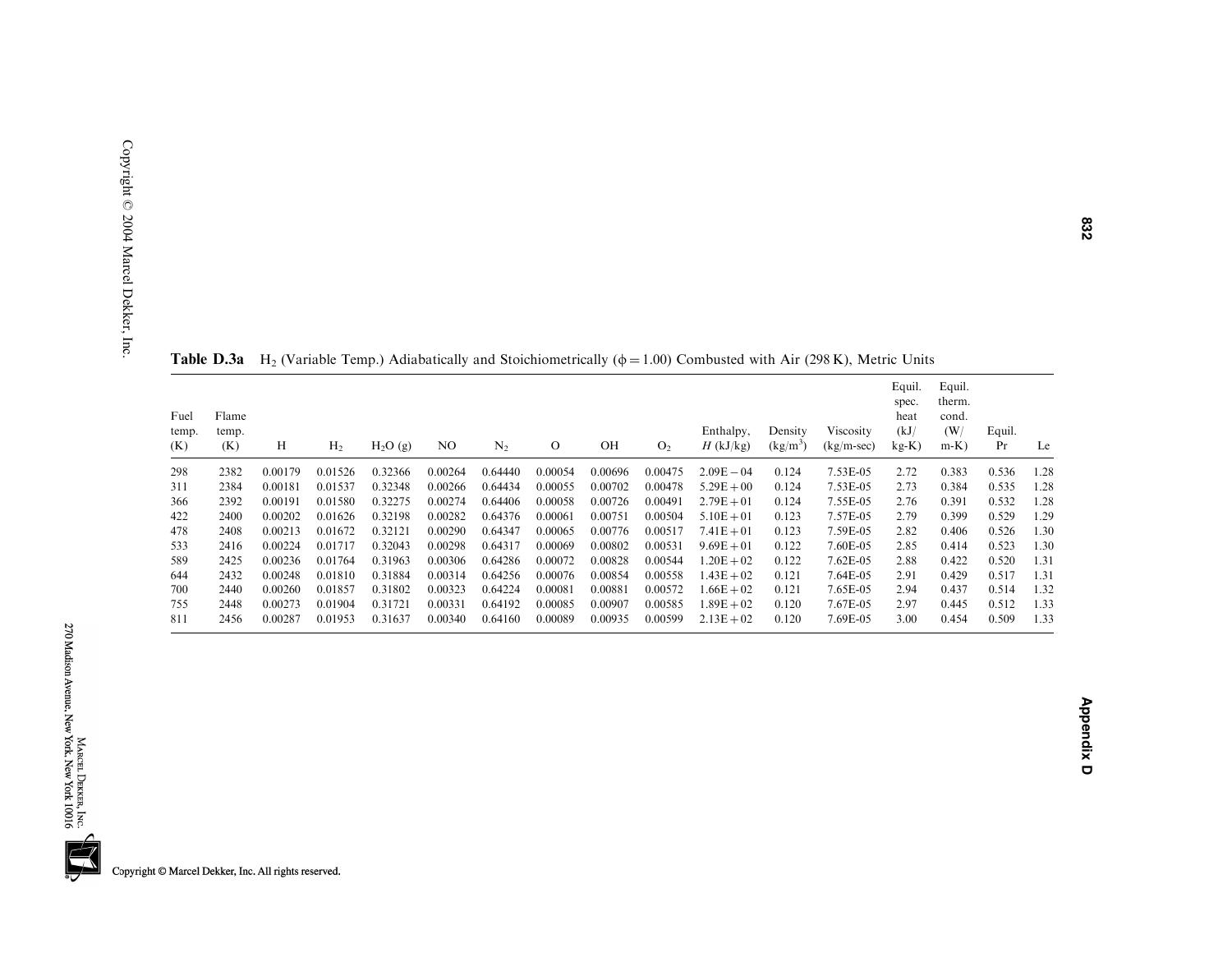**Table D.3a** $H_2$ (Variable Temp.) Adiabatically and Stoichiometrically ($\phi = 1.00$) Combusted with Air (298 K), Metric Units

| Fuel temp. (K) | Flame temp. (K) | H | $H_2$ | $H_2O$ (g) | NO | $N_2$ | O | OH | $O_2$ | Enthalpy, $H$ (kJ/kg) | Density (kg/m$^3$) | Viscosity (kg/m-sec) | Equil. spec. heat (kJ/kg-K) | Equil. therm. cond. (W/m-K) | Equil. Pr | Le |
|---|---|---|---|---|---|---|---|---|---|---|---|---|---|---|---|---|
| 298 | 2382 | 0.00179 | 0.01526 | 0.32366 | 0.00264 | 0.64440 | 0.00054 | 0.00696 | 0.00475 | 2.09E−04 | 0.124 | 7.53E-05 | 2.72 | 0.383 | 0.536 | 1.28 |
| 311 | 2384 | 0.00181 | 0.01537 | 0.32348 | 0.00266 | 0.64434 | 0.00055 | 0.00702 | 0.00478 | 5.29E+00 | 0.124 | 7.53E-05 | 2.73 | 0.384 | 0.535 | 1.28 |
| 366 | 2392 | 0.00191 | 0.01580 | 0.32275 | 0.00274 | 0.64406 | 0.00058 | 0.00726 | 0.00491 | 2.79E+01 | 0.124 | 7.55E-05 | 2.76 | 0.391 | 0.532 | 1.28 |
| 422 | 2400 | 0.00202 | 0.01626 | 0.32198 | 0.00282 | 0.64376 | 0.00061 | 0.00751 | 0.00504 | 5.10E+01 | 0.123 | 7.57E-05 | 2.79 | 0.399 | 0.529 | 1.29 |
| 478 | 2408 | 0.00213 | 0.01672 | 0.32121 | 0.00290 | 0.64347 | 0.00065 | 0.00776 | 0.00517 | 7.41E+01 | 0.123 | 7.59E-05 | 2.82 | 0.406 | 0.526 | 1.30 |
| 533 | 2416 | 0.00224 | 0.01717 | 0.32043 | 0.00298 | 0.64317 | 0.00069 | 0.00802 | 0.00531 | 9.69E+01 | 0.122 | 7.60E-05 | 2.85 | 0.414 | 0.523 | 1.30 |
| 589 | 2425 | 0.00236 | 0.01764 | 0.31963 | 0.00306 | 0.64286 | 0.00072 | 0.00828 | 0.00544 | 1.20E+02 | 0.122 | 7.62E-05 | 2.88 | 0.422 | 0.520 | 1.31 |
| 644 | 2432 | 0.00248 | 0.01810 | 0.31884 | 0.00314 | 0.64256 | 0.00076 | 0.00854 | 0.00558 | 1.43E+02 | 0.121 | 7.64E-05 | 2.91 | 0.429 | 0.517 | 1.31 |
| 700 | 2440 | 0.00260 | 0.01857 | 0.31802 | 0.00323 | 0.64224 | 0.00081 | 0.00881 | 0.00572 | 1.66E+02 | 0.121 | 7.65E-05 | 2.94 | 0.437 | 0.514 | 1.32 |
| 755 | 2448 | 0.00273 | 0.01904 | 0.31721 | 0.00331 | 0.64192 | 0.00085 | 0.00907 | 0.00585 | 1.89E+02 | 0.120 | 7.67E-05 | 2.97 | 0.445 | 0.512 | 1.33 |
| 811 | 2456 | 0.00287 | 0.01953 | 0.31637 | 0.00340 | 0.64160 | 0.00089 | 0.00935 | 0.00599 | 2.13E+02 | 0.120 | 7.69E-05 | 3.00 | 0.454 | 0.509 | 1.33 |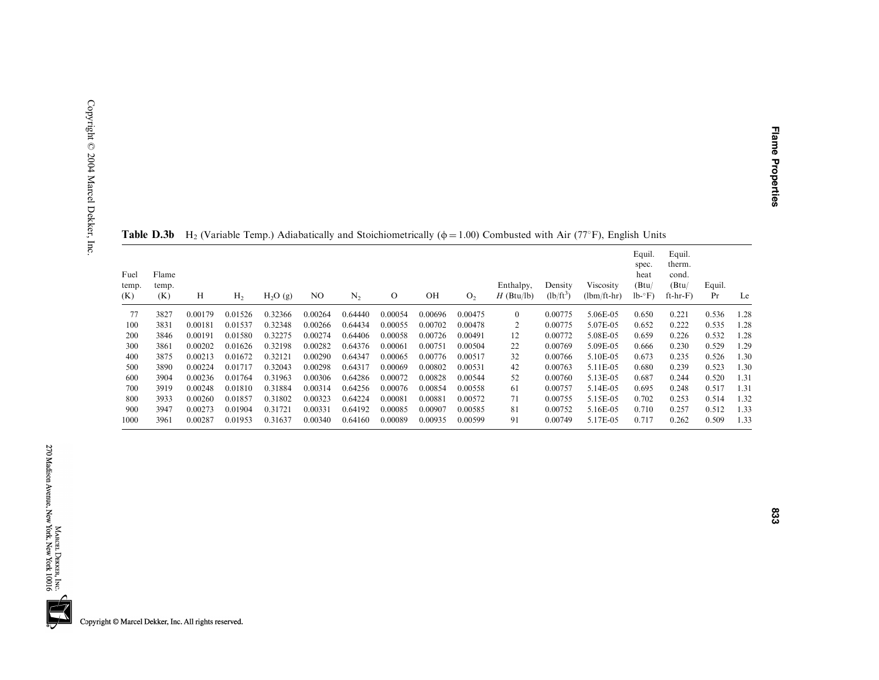**Table D.3b** $H_2$ (Variable Temp.) Adiabatically and Stoichiometrically ($\phi = 1.00$) Combusted with Air (77°F), English Units

| Fuel temp. (K) | Flame temp. (K) | H | $H_2$ | $H_2O$ (g) | NO | $N_2$ | O | OH | $O_2$ | Enthalpy, $H$ (Btu/lb) | Density (lb/ft$^3$) | Viscosity (lbm/ft-hr) | Equil. spec. heat (Btu/ lb-°F) | Equil. therm. cond. (Btu/ ft-hr-F) | Equil. Pr | Le |
|---|---|---|---|---|---|---|---|---|---|---|---|---|---|---|---|---|
| 77 | 3827 | 0.00179 | 0.01526 | 0.32366 | 0.00264 | 0.64440 | 0.00054 | 0.00696 | 0.00475 | 0 | 0.00775 | 5.06E-05 | 0.650 | 0.221 | 0.536 | 1.28 |
| 100 | 3831 | 0.00181 | 0.01537 | 0.32348 | 0.00266 | 0.64434 | 0.00055 | 0.00702 | 0.00478 | 2 | 0.00775 | 5.07E-05 | 0.652 | 0.222 | 0.535 | 1.28 |
| 200 | 3846 | 0.00191 | 0.01580 | 0.32275 | 0.00274 | 0.64406 | 0.00058 | 0.00726 | 0.00491 | 12 | 0.00772 | 5.08E-05 | 0.659 | 0.226 | 0.532 | 1.28 |
| 300 | 3861 | 0.00202 | 0.01626 | 0.32198 | 0.00282 | 0.64376 | 0.00061 | 0.00751 | 0.00504 | 22 | 0.00769 | 5.09E-05 | 0.666 | 0.230 | 0.529 | 1.29 |
| 400 | 3875 | 0.00213 | 0.01672 | 0.32121 | 0.00290 | 0.64347 | 0.00065 | 0.00776 | 0.00517 | 32 | 0.00766 | 5.10E-05 | 0.673 | 0.235 | 0.526 | 1.30 |
| 500 | 3890 | 0.00224 | 0.01717 | 0.32043 | 0.00298 | 0.64317 | 0.00069 | 0.00802 | 0.00531 | 42 | 0.00763 | 5.11E-05 | 0.680 | 0.239 | 0.523 | 1.30 |
| 600 | 3904 | 0.00236 | 0.01764 | 0.31963 | 0.00306 | 0.64286 | 0.00072 | 0.00828 | 0.00544 | 52 | 0.00760 | 5.13E-05 | 0.687 | 0.244 | 0.520 | 1.31 |
| 700 | 3919 | 0.00248 | 0.01810 | 0.31884 | 0.00314 | 0.64256 | 0.00076 | 0.00854 | 0.00558 | 61 | 0.00757 | 5.14E-05 | 0.695 | 0.248 | 0.517 | 1.31 |
| 800 | 3933 | 0.00260 | 0.01857 | 0.31802 | 0.00323 | 0.64224 | 0.00081 | 0.00881 | 0.00572 | 71 | 0.00755 | 5.15E-05 | 0.702 | 0.253 | 0.514 | 1.32 |
| 900 | 3947 | 0.00273 | 0.01904 | 0.31721 | 0.00331 | 0.64192 | 0.00085 | 0.00907 | 0.00585 | 81 | 0.00752 | 5.16E-05 | 0.710 | 0.257 | 0.512 | 1.33 |
| 1000 | 3961 | 0.00287 | 0.01953 | 0.31637 | 0.00340 | 0.64160 | 0.00089 | 0.00935 | 0.00599 | 91 | 0.00749 | 5.17E-05 | 0.717 | 0.262 | 0.509 | 1.33 |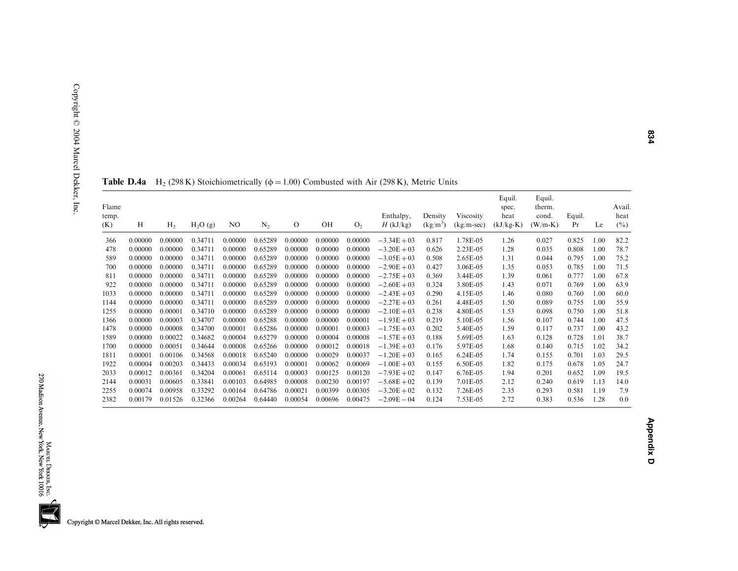**Table D.4a** $H_2$ (298 K) Stoichiometrically ($\phi = 1.00$) Combusted with Air (298 K), Metric Units

| Flame temp. (K) | H | $H_2$ | $H_2O$ (g) | NO | $N_2$ | O | OH | $O_2$ | Enthalpy, $H$ (kJ/kg) | Density (kg/m$^3$) | Viscosity (kg/m-sec) | Equil. spec. heat (kJ/kg-K) | Equil. therm. cond. (W/m-K) | Equil. Pr | Le | Avail. heat (%) |
|---|---|---|---|---|---|---|---|---|---|---|---|---|---|---|---|---|
| 366 | 0.00000 | 0.00000 | 0.34711 | 0.00000 | 0.65289 | 0.00000 | 0.00000 | 0.00000 | −3.34E+03 | 0.817 | 1.78E-05 | 1.26 | 0.027 | 0.825 | 1.00 | 82.2 |
| 478 | 0.00000 | 0.00000 | 0.34711 | 0.00000 | 0.65289 | 0.00000 | 0.00000 | 0.00000 | −3.20E+03 | 0.626 | 2.23E-05 | 1.28 | 0.035 | 0.808 | 1.00 | 78.7 |
| 589 | 0.00000 | 0.00000 | 0.34711 | 0.00000 | 0.65289 | 0.00000 | 0.00000 | 0.00000 | −3.05E+03 | 0.508 | 2.65E-05 | 1.31 | 0.044 | 0.795 | 1.00 | 75.2 |
| 700 | 0.00000 | 0.00000 | 0.34711 | 0.00000 | 0.65289 | 0.00000 | 0.00000 | 0.00000 | −2.90E+03 | 0.427 | 3.06E-05 | 1.35 | 0.053 | 0.785 | 1.00 | 71.5 |
| 811 | 0.00000 | 0.00000 | 0.34711 | 0.00000 | 0.65289 | 0.00000 | 0.00000 | 0.00000 | −2.75E+03 | 0.369 | 3.44E-05 | 1.39 | 0.061 | 0.777 | 1.00 | 67.8 |
| 922 | 0.00000 | 0.00000 | 0.34711 | 0.00000 | 0.65289 | 0.00000 | 0.00000 | 0.00000 | −2.60E+03 | 0.324 | 3.80E-05 | 1.43 | 0.071 | 0.769 | 1.00 | 63.9 |
| 1033 | 0.00000 | 0.00000 | 0.34711 | 0.00000 | 0.65289 | 0.00000 | 0.00000 | 0.00000 | −2.43E+03 | 0.290 | 4.15E-05 | 1.46 | 0.080 | 0.760 | 1.00 | 60.0 |
| 1144 | 0.00000 | 0.00000 | 0.34711 | 0.00000 | 0.65289 | 0.00000 | 0.00000 | 0.00000 | −2.27E+03 | 0.261 | 4.48E-05 | 1.50 | 0.089 | 0.755 | 1.00 | 55.9 |
| 1255 | 0.00000 | 0.00001 | 0.34710 | 0.00000 | 0.65289 | 0.00000 | 0.00000 | 0.00000 | −2.10E+03 | 0.238 | 4.80E-05 | 1.53 | 0.098 | 0.750 | 1.00 | 51.8 |
| 1366 | 0.00000 | 0.00003 | 0.34707 | 0.00000 | 0.65288 | 0.00000 | 0.00000 | 0.00001 | −1.93E+03 | 0.219 | 5.10E-05 | 1.56 | 0.107 | 0.744 | 1.00 | 47.5 |
| 1478 | 0.00000 | 0.00008 | 0.34700 | 0.00001 | 0.65286 | 0.00000 | 0.00001 | 0.00003 | −1.75E+03 | 0.202 | 5.40E-05 | 1.59 | 0.117 | 0.737 | 1.00 | 43.2 |
| 1589 | 0.00000 | 0.00022 | 0.34682 | 0.00004 | 0.65279 | 0.00000 | 0.00004 | 0.00008 | −1.57E+03 | 0.188 | 5.69E-05 | 1.63 | 0.128 | 0.728 | 1.01 | 38.7 |
| 1700 | 0.00000 | 0.00051 | 0.34644 | 0.00008 | 0.65266 | 0.00000 | 0.00012 | 0.00018 | −1.39E+03 | 0.176 | 5.97E-05 | 1.68 | 0.140 | 0.715 | 1.02 | 34.2 |
| 1811 | 0.00001 | 0.00106 | 0.34568 | 0.00018 | 0.65240 | 0.00000 | 0.00029 | 0.00037 | −1.20E+03 | 0.165 | 6.24E-05 | 1.74 | 0.155 | 0.701 | 1.03 | 29.5 |
| 1922 | 0.00004 | 0.00203 | 0.34433 | 0.00034 | 0.65193 | 0.00001 | 0.00062 | 0.00069 | −1.00E+03 | 0.155 | 6.50E-05 | 1.82 | 0.175 | 0.678 | 1.05 | 24.7 |
| 2033 | 0.00012 | 0.00361 | 0.34204 | 0.00061 | 0.65114 | 0.00003 | 0.00125 | 0.00120 | −7.93E+02 | 0.147 | 6.76E-05 | 1.94 | 0.201 | 0.652 | 1.09 | 19.5 |
| 2144 | 0.00031 | 0.00605 | 0.33841 | 0.00103 | 0.64985 | 0.00008 | 0.00230 | 0.00197 | −5.68E+02 | 0.139 | 7.01E-05 | 2.12 | 0.240 | 0.619 | 1.13 | 14.0 |
| 2255 | 0.00074 | 0.00958 | 0.33292 | 0.00164 | 0.64786 | 0.00021 | 0.00399 | 0.00305 | −3.20E+02 | 0.132 | 7.26E-05 | 2.35 | 0.293 | 0.581 | 1.19 | 7.9 |
| 2382 | 0.00179 | 0.01526 | 0.32366 | 0.00264 | 0.64440 | 0.00054 | 0.00696 | 0.00475 | −2.09E−04 | 0.124 | 7.53E-05 | 2.72 | 0.383 | 0.536 | 1.28 | 0.0 |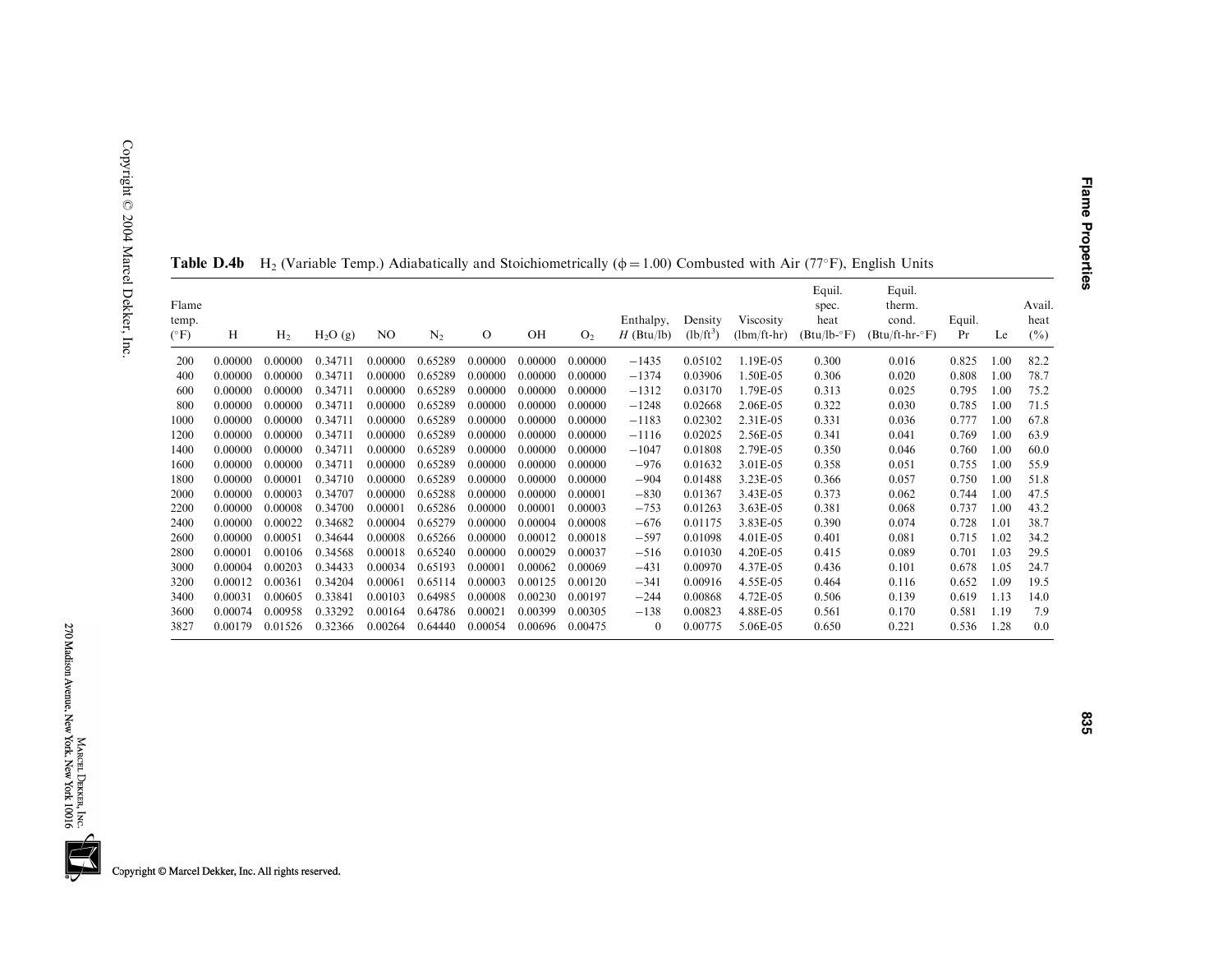**Table D.4b** $H_2$ (Variable Temp.) Adiabatically and Stoichiometrically ($\phi = 1.00$) Combusted with Air (77°F), English Units

| Flame temp. (°F) | H | $H_2$ | $H_2O$ (g) | NO | $N_2$ | O | OH | $O_2$ | Enthalpy, $H$ (Btu/lb) | Density (lb/ft$^3$) | Viscosity (lbm/ft-hr) | Equil. spec. heat (Btu/lb-°F) | Equil. therm. cond. (Btu/ft-hr-°F) | Equil. Pr | Le | Avail. heat (%) |
|---|---|---|---|---|---|---|---|---|---|---|---|---|---|---|---|---|
| 200 | 0.00000 | 0.00000 | 0.34711 | 0.00000 | 0.65289 | 0.00000 | 0.00000 | 0.00000 | −1435 | 0.05102 | 1.19E-05 | 0.300 | 0.016 | 0.825 | 1.00 | 82.2 |
| 400 | 0.00000 | 0.00000 | 0.34711 | 0.00000 | 0.65289 | 0.00000 | 0.00000 | 0.00000 | −1374 | 0.03906 | 1.50E-05 | 0.306 | 0.020 | 0.808 | 1.00 | 78.7 |
| 600 | 0.00000 | 0.00000 | 0.34711 | 0.00000 | 0.65289 | 0.00000 | 0.00000 | 0.00000 | −1312 | 0.03170 | 1.79E-05 | 0.313 | 0.025 | 0.795 | 1.00 | 75.2 |
| 800 | 0.00000 | 0.00000 | 0.34711 | 0.00000 | 0.65289 | 0.00000 | 0.00000 | 0.00000 | −1248 | 0.02668 | 2.06E-05 | 0.322 | 0.030 | 0.785 | 1.00 | 71.5 |
| 1000 | 0.00000 | 0.00000 | 0.34711 | 0.00000 | 0.65289 | 0.00000 | 0.00000 | 0.00000 | −1183 | 0.02302 | 2.31E-05 | 0.331 | 0.036 | 0.777 | 1.00 | 67.8 |
| 1200 | 0.00000 | 0.00000 | 0.34711 | 0.00000 | 0.65289 | 0.00000 | 0.00000 | 0.00000 | −1116 | 0.02025 | 2.56E-05 | 0.341 | 0.041 | 0.769 | 1.00 | 63.9 |
| 1400 | 0.00000 | 0.00000 | 0.34711 | 0.00000 | 0.65289 | 0.00000 | 0.00000 | 0.00000 | −1047 | 0.01808 | 2.79E-05 | 0.350 | 0.046 | 0.760 | 1.00 | 60.0 |
| 1600 | 0.00000 | 0.00000 | 0.34711 | 0.00000 | 0.65289 | 0.00000 | 0.00000 | 0.00000 | −976 | 0.01632 | 3.01E-05 | 0.358 | 0.051 | 0.755 | 1.00 | 55.9 |
| 1800 | 0.00000 | 0.00001 | 0.34710 | 0.00000 | 0.65289 | 0.00000 | 0.00000 | 0.00000 | −904 | 0.01488 | 3.23E-05 | 0.366 | 0.057 | 0.750 | 1.00 | 51.8 |
| 2000 | 0.00000 | 0.00003 | 0.34707 | 0.00000 | 0.65288 | 0.00000 | 0.00000 | 0.00001 | −830 | 0.01367 | 3.43E-05 | 0.373 | 0.062 | 0.744 | 1.00 | 47.5 |
| 2200 | 0.00000 | 0.00008 | 0.34700 | 0.00001 | 0.65286 | 0.00000 | 0.00001 | 0.00003 | −753 | 0.01263 | 3.63E-05 | 0.381 | 0.068 | 0.737 | 1.00 | 43.2 |
| 2400 | 0.00000 | 0.00022 | 0.34682 | 0.00004 | 0.65279 | 0.00000 | 0.00004 | 0.00008 | −676 | 0.01175 | 3.83E-05 | 0.390 | 0.074 | 0.728 | 1.01 | 38.7 |
| 2600 | 0.00000 | 0.00051 | 0.34644 | 0.00008 | 0.65266 | 0.00000 | 0.00012 | 0.00018 | −597 | 0.01098 | 4.01E-05 | 0.401 | 0.081 | 0.715 | 1.02 | 34.2 |
| 2800 | 0.00001 | 0.00106 | 0.34568 | 0.00018 | 0.65240 | 0.00000 | 0.00029 | 0.00037 | −516 | 0.01030 | 4.20E-05 | 0.415 | 0.089 | 0.701 | 1.03 | 29.5 |
| 3000 | 0.00004 | 0.00203 | 0.34433 | 0.00034 | 0.65193 | 0.00001 | 0.00062 | 0.00069 | −431 | 0.00970 | 4.37E-05 | 0.436 | 0.101 | 0.678 | 1.05 | 24.7 |
| 3200 | 0.00012 | 0.00361 | 0.34204 | 0.00061 | 0.65114 | 0.00003 | 0.00125 | 0.00120 | −341 | 0.00916 | 4.55E-05 | 0.464 | 0.116 | 0.652 | 1.09 | 19.5 |
| 3400 | 0.00031 | 0.00605 | 0.33841 | 0.00103 | 0.64985 | 0.00008 | 0.00230 | 0.00197 | −244 | 0.00868 | 4.72E-05 | 0.506 | 0.139 | 0.619 | 1.13 | 14.0 |
| 3600 | 0.00074 | 0.00958 | 0.33292 | 0.00164 | 0.64786 | 0.00021 | 0.00399 | 0.00305 | −138 | 0.00823 | 4.88E-05 | 0.561 | 0.170 | 0.581 | 1.19 | 7.9 |
| 3827 | 0.00179 | 0.01526 | 0.32366 | 0.00264 | 0.64440 | 0.00054 | 0.00696 | 0.00475 | 0 | 0.00775 | 5.06E-05 | 0.650 | 0.221 | 0.536 | 1.28 | 0.0 |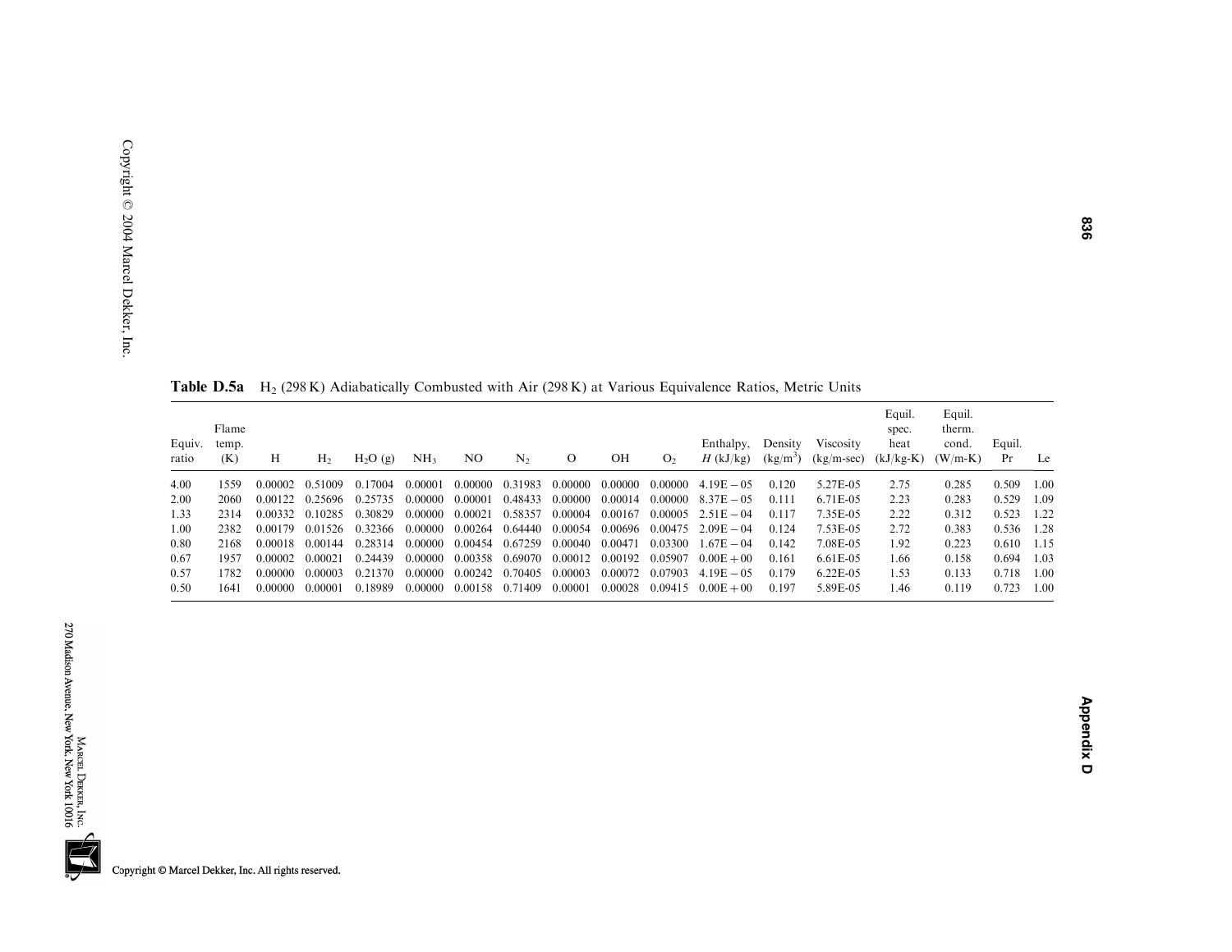**Table D.5a** $H_2$ (298 K) Adiabatically Combusted with Air (298 K) at Various Equivalence Ratios, Metric Units

| Equiv. ratio | Flame temp. (K) | H | $H_2$ | $H_2O$ (g) | $NH_3$ | NO | $N_2$ | O | OH | $O_2$ | Enthalpy, $H$ (kJ/kg) | Density (kg/m$^3$) | Viscosity (kg/m-sec) | Equil. spec. heat (kJ/kg-K) | Equil. therm. cond. (W/m-K) | Equil. Pr | Le |
|---|---|---|---|---|---|---|---|---|---|---|---|---|---|---|---|---|---|
| 4.00 | 1559 | 0.00002 | 0.51009 | 0.17004 | 0.00001 | 0.00000 | 0.31983 | 0.00000 | 0.00000 | 0.00000 | 4.19E − 05 | 0.120 | 5.27E-05 | 2.75 | 0.285 | 0.509 | 1.00 |
| 2.00 | 2060 | 0.00122 | 0.25696 | 0.25735 | 0.00000 | 0.00001 | 0.48433 | 0.00000 | 0.00014 | 0.00000 | 8.37E − 05 | 0.111 | 6.71E-05 | 2.23 | 0.283 | 0.529 | 1.09 |
| 1.33 | 2314 | 0.00332 | 0.10285 | 0.30829 | 0.00000 | 0.00021 | 0.58357 | 0.00004 | 0.00167 | 0.00005 | 2.51E − 04 | 0.117 | 7.35E-05 | 2.22 | 0.312 | 0.523 | 1.22 |
| 1.00 | 2382 | 0.00179 | 0.01526 | 0.32366 | 0.00000 | 0.00264 | 0.64440 | 0.00054 | 0.00696 | 0.00475 | 2.09E − 04 | 0.124 | 7.53E-05 | 2.72 | 0.383 | 0.536 | 1.28 |
| 0.80 | 2168 | 0.00018 | 0.00144 | 0.28314 | 0.00000 | 0.00454 | 0.67259 | 0.00040 | 0.00471 | 0.03300 | 1.67E − 04 | 0.142 | 7.08E-05 | 1.92 | 0.223 | 0.610 | 1.15 |
| 0.67 | 1957 | 0.00002 | 0.00021 | 0.24439 | 0.00000 | 0.00358 | 0.69070 | 0.00012 | 0.00192 | 0.05907 | 0.00E + 00 | 0.161 | 6.61E-05 | 1.66 | 0.158 | 0.694 | 1.03 |
| 0.57 | 1782 | 0.00000 | 0.00003 | 0.21370 | 0.00000 | 0.00242 | 0.70405 | 0.00003 | 0.00072 | 0.07903 | 4.19E − 05 | 0.179 | 6.22E-05 | 1.53 | 0.133 | 0.718 | 1.00 |
| 0.50 | 1641 | 0.00000 | 0.00001 | 0.18989 | 0.00000 | 0.00158 | 0.71409 | 0.00001 | 0.00028 | 0.09415 | 0.00E + 00 | 0.197 | 5.89E-05 | 1.46 | 0.119 | 0.723 | 1.00 |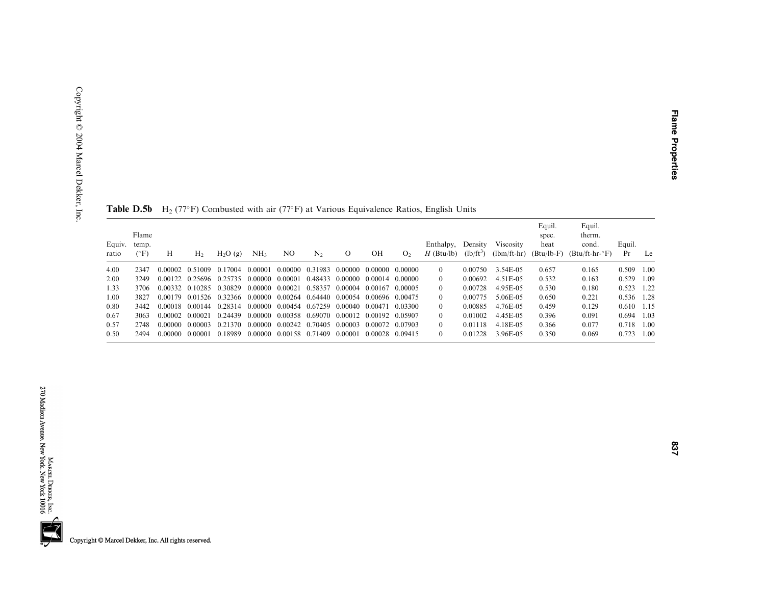**Table D.5b** $H_2$ (77°F) Combusted with air (77°F) at Various Equivalence Ratios, English Units

| Equiv. ratio | Flame temp. (°F) | H | $H_2$ | $H_2O$ (g) | $NH_3$ | NO | $N_2$ | O | OH | $O_2$ | Enthalpy, $H$ (Btu/lb) | Density (lb/ft$^3$) | Viscosity (lbm/ft-hr) | Equil. spec. heat (Btu/lb-F) | Equil. therm. cond. (Btu/ft-hr-°F) | Equil. Pr | Le |
|---|---|---|---|---|---|---|---|---|---|---|---|---|---|---|---|---|---|
| 4.00 | 2347 | 0.00002 | 0.51009 | 0.17004 | 0.00001 | 0.00000 | 0.31983 | 0.00000 | 0.00000 | 0.00000 | 0 | 0.00750 | 3.54E-05 | 0.657 | 0.165 | 0.509 | 1.00 |
| 2.00 | 3249 | 0.00122 | 0.25696 | 0.25735 | 0.00000 | 0.00001 | 0.48433 | 0.00000 | 0.00014 | 0.00000 | 0 | 0.00692 | 4.51E-05 | 0.532 | 0.163 | 0.529 | 1.09 |
| 1.33 | 3706 | 0.00332 | 0.10285 | 0.30829 | 0.00000 | 0.00021 | 0.58357 | 0.00004 | 0.00167 | 0.00005 | 0 | 0.00728 | 4.95E-05 | 0.530 | 0.180 | 0.523 | 1.22 |
| 1.00 | 3827 | 0.00179 | 0.01526 | 0.32366 | 0.00000 | 0.00264 | 0.64440 | 0.00054 | 0.00696 | 0.00475 | 0 | 0.00775 | 5.06E-05 | 0.650 | 0.221 | 0.536 | 1.28 |
| 0.80 | 3442 | 0.00018 | 0.00144 | 0.28314 | 0.00000 | 0.00454 | 0.67259 | 0.00040 | 0.00471 | 0.03300 | 0 | 0.00885 | 4.76E-05 | 0.459 | 0.129 | 0.610 | 1.15 |
| 0.67 | 3063 | 0.00002 | 0.00021 | 0.24439 | 0.00000 | 0.00358 | 0.69070 | 0.00012 | 0.00192 | 0.05907 | 0 | 0.01002 | 4.45E-05 | 0.396 | 0.091 | 0.694 | 1.03 |
| 0.57 | 2748 | 0.00000 | 0.00003 | 0.21370 | 0.00000 | 0.00242 | 0.70405 | 0.00003 | 0.00072 | 0.07903 | 0 | 0.01118 | 4.18E-05 | 0.366 | 0.077 | 0.718 | 1.00 |
| 0.50 | 2494 | 0.00000 | 0.00001 | 0.18989 | 0.00000 | 0.00158 | 0.71409 | 0.00001 | 0.00028 | 0.09415 | 0 | 0.01228 | 3.96E-05 | 0.350 | 0.069 | 0.723 | 1.00 |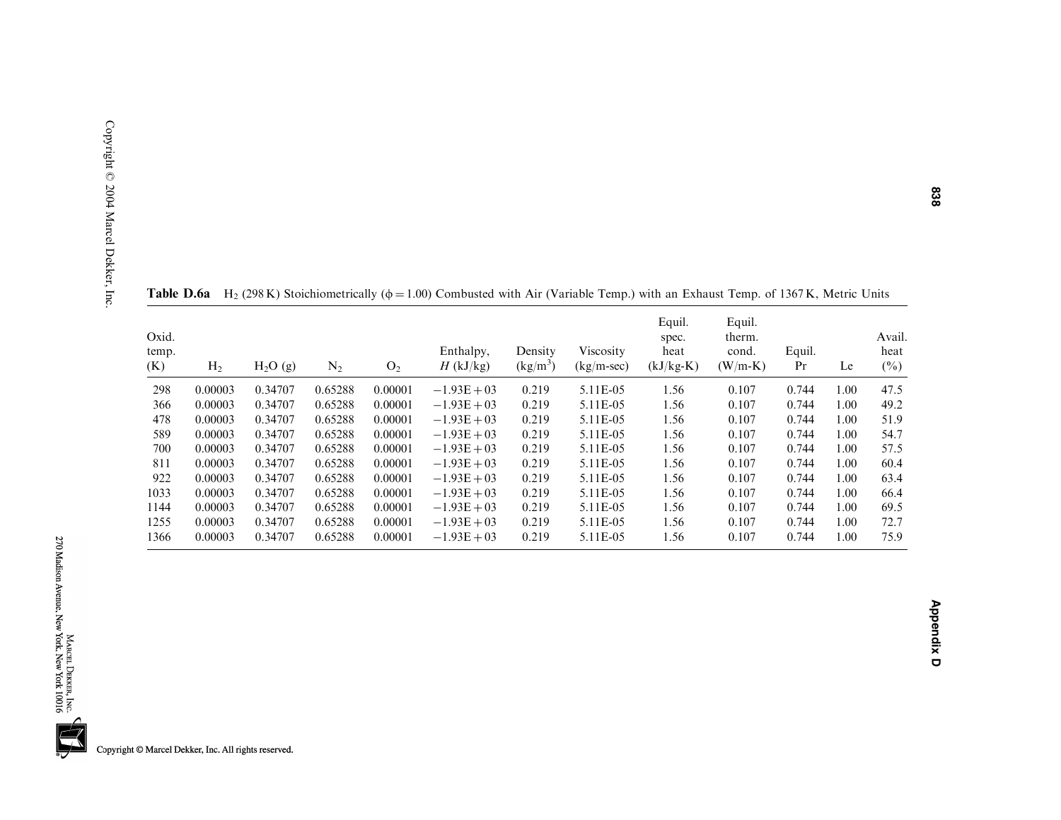**Table D.6a** $H_2$ (298 K) Stoichiometrically ($\phi = 1.00$) Combusted with Air (Variable Temp.) with an Exhaust Temp. of 1367 K, Metric Units

| Oxid. temp. (K) | $H_2$ | $H_2O$ (g) | $N_2$ | $O_2$ | Enthalpy, $H$ (kJ/kg) | Density (kg/m$^3$) | Viscosity (kg/m-sec) | Equil. spec. heat (kJ/kg-K) | Equil. therm. cond. (W/m-K) | Equil. Pr | Le | Avail. heat (%) |
|---|---|---|---|---|---|---|---|---|---|---|---|---|
| 298 | 0.00003 | 0.34707 | 0.65288 | 0.00001 | −1.93E+03 | 0.219 | 5.11E-05 | 1.56 | 0.107 | 0.744 | 1.00 | 47.5 |
| 366 | 0.00003 | 0.34707 | 0.65288 | 0.00001 | −1.93E+03 | 0.219 | 5.11E-05 | 1.56 | 0.107 | 0.744 | 1.00 | 49.2 |
| 478 | 0.00003 | 0.34707 | 0.65288 | 0.00001 | −1.93E+03 | 0.219 | 5.11E-05 | 1.56 | 0.107 | 0.744 | 1.00 | 51.9 |
| 589 | 0.00003 | 0.34707 | 0.65288 | 0.00001 | −1.93E+03 | 0.219 | 5.11E-05 | 1.56 | 0.107 | 0.744 | 1.00 | 54.7 |
| 700 | 0.00003 | 0.34707 | 0.65288 | 0.00001 | −1.93E+03 | 0.219 | 5.11E-05 | 1.56 | 0.107 | 0.744 | 1.00 | 57.5 |
| 811 | 0.00003 | 0.34707 | 0.65288 | 0.00001 | −1.93E+03 | 0.219 | 5.11E-05 | 1.56 | 0.107 | 0.744 | 1.00 | 60.4 |
| 922 | 0.00003 | 0.34707 | 0.65288 | 0.00001 | −1.93E+03 | 0.219 | 5.11E-05 | 1.56 | 0.107 | 0.744 | 1.00 | 63.4 |
| 1033 | 0.00003 | 0.34707 | 0.65288 | 0.00001 | −1.93E+03 | 0.219 | 5.11E-05 | 1.56 | 0.107 | 0.744 | 1.00 | 66.4 |
| 1144 | 0.00003 | 0.34707 | 0.65288 | 0.00001 | −1.93E+03 | 0.219 | 5.11E-05 | 1.56 | 0.107 | 0.744 | 1.00 | 69.5 |
| 1255 | 0.00003 | 0.34707 | 0.65288 | 0.00001 | −1.93E+03 | 0.219 | 5.11E-05 | 1.56 | 0.107 | 0.744 | 1.00 | 72.7 |
| 1366 | 0.00003 | 0.34707 | 0.65288 | 0.00001 | −1.93E+03 | 0.219 | 5.11E-05 | 1.56 | 0.107 | 0.744 | 1.00 | 75.9 |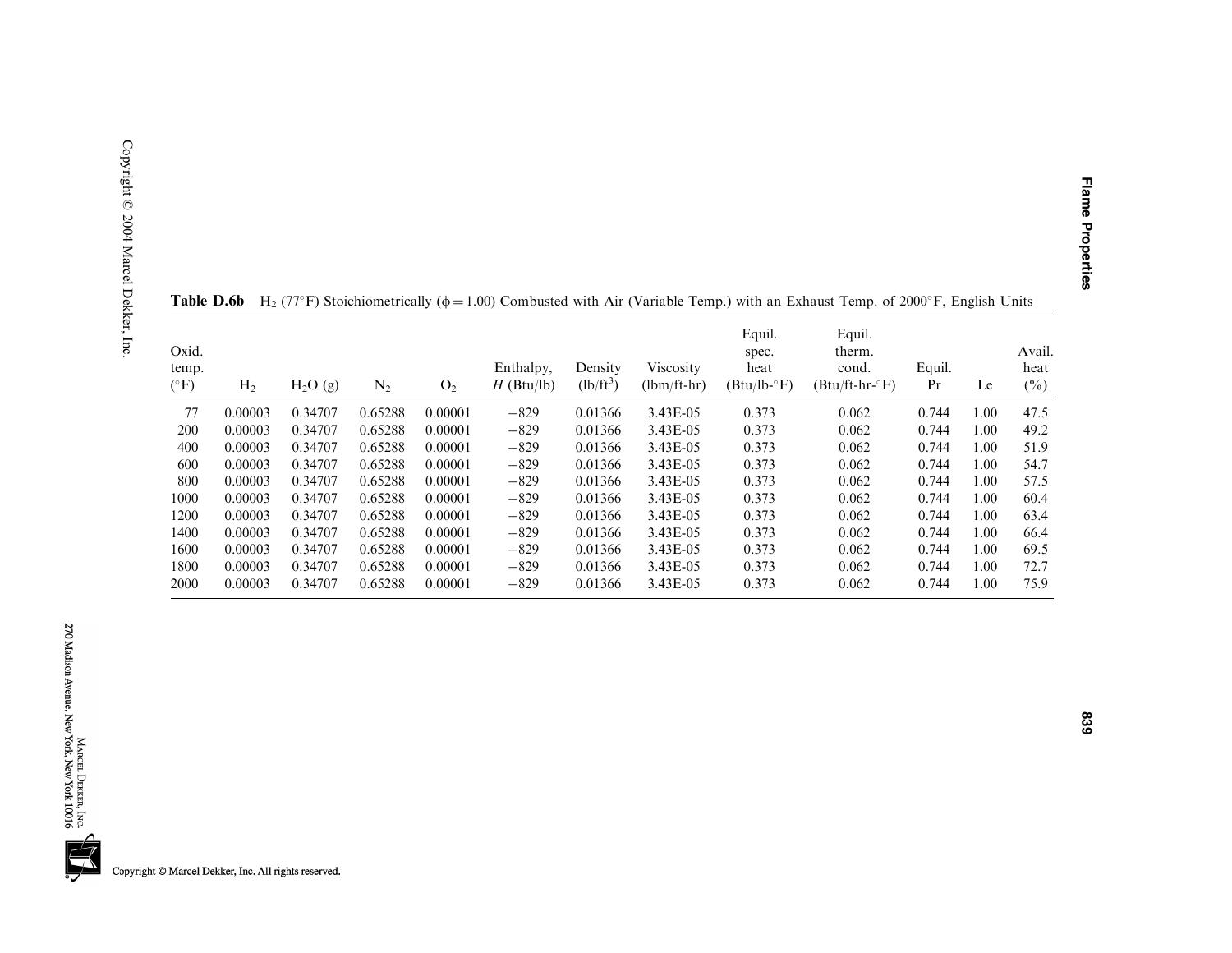**Table D.6b** $H_2$ (77°F) Stoichiometrically ($\phi = 1.00$) Combusted with Air (Variable Temp.) with an Exhaust Temp. of 2000°F, English Units

| Oxid. temp. (°F) | $H_2$ | $H_2O$ (g) | $N_2$ | $O_2$ | Enthalpy, $H$ (Btu/lb) | Density (lb/ft$^3$) | Viscosity (lbm/ft-hr) | Equil. spec. heat (Btu/lb-°F) | Equil. therm. cond. (Btu/ft-hr-°F) | Equil. Pr | Le | Avail. heat (%) |
|---|---|---|---|---|---|---|---|---|---|---|---|---|
| 77 | 0.00003 | 0.34707 | 0.65288 | 0.00001 | −829 | 0.01366 | 3.43E-05 | 0.373 | 0.062 | 0.744 | 1.00 | 47.5 |
| 200 | 0.00003 | 0.34707 | 0.65288 | 0.00001 | −829 | 0.01366 | 3.43E-05 | 0.373 | 0.062 | 0.744 | 1.00 | 49.2 |
| 400 | 0.00003 | 0.34707 | 0.65288 | 0.00001 | −829 | 0.01366 | 3.43E-05 | 0.373 | 0.062 | 0.744 | 1.00 | 51.9 |
| 600 | 0.00003 | 0.34707 | 0.65288 | 0.00001 | −829 | 0.01366 | 3.43E-05 | 0.373 | 0.062 | 0.744 | 1.00 | 54.7 |
| 800 | 0.00003 | 0.34707 | 0.65288 | 0.00001 | −829 | 0.01366 | 3.43E-05 | 0.373 | 0.062 | 0.744 | 1.00 | 57.5 |
| 1000 | 0.00003 | 0.34707 | 0.65288 | 0.00001 | −829 | 0.01366 | 3.43E-05 | 0.373 | 0.062 | 0.744 | 1.00 | 60.4 |
| 1200 | 0.00003 | 0.34707 | 0.65288 | 0.00001 | −829 | 0.01366 | 3.43E-05 | 0.373 | 0.062 | 0.744 | 1.00 | 63.4 |
| 1400 | 0.00003 | 0.34707 | 0.65288 | 0.00001 | −829 | 0.01366 | 3.43E-05 | 0.373 | 0.062 | 0.744 | 1.00 | 66.4 |
| 1600 | 0.00003 | 0.34707 | 0.65288 | 0.00001 | −829 | 0.01366 | 3.43E-05 | 0.373 | 0.062 | 0.744 | 1.00 | 69.5 |
| 1800 | 0.00003 | 0.34707 | 0.65288 | 0.00001 | −829 | 0.01366 | 3.43E-05 | 0.373 | 0.062 | 0.744 | 1.00 | 72.7 |
| 2000 | 0.00003 | 0.34707 | 0.65288 | 0.00001 | −829 | 0.01366 | 3.43E-05 | 0.373 | 0.062 | 0.744 | 1.00 | 75.9 |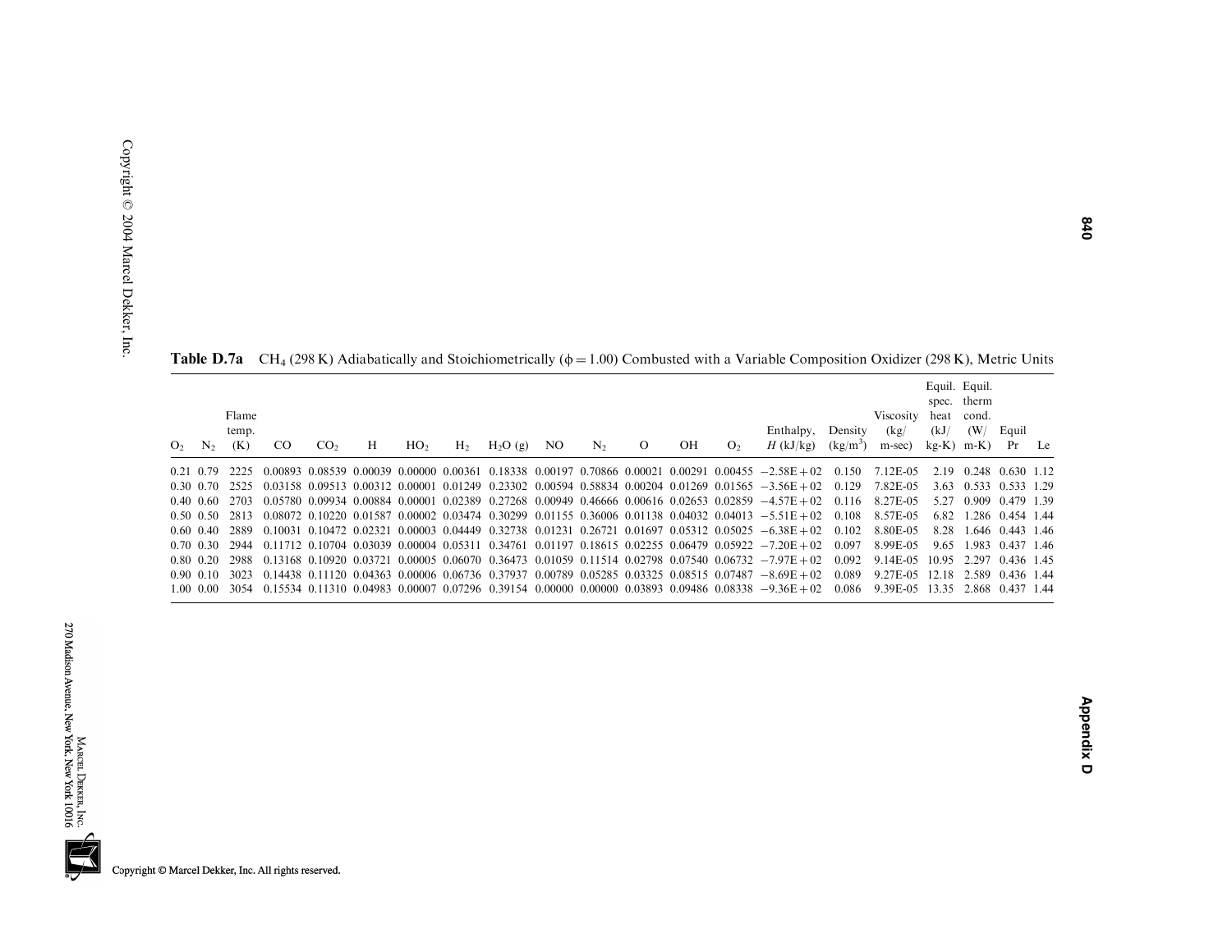**Table D.7a** $CH_4$ (298 K) Adiabatically and Stoichiometrically ($\phi = 1.00$) Combusted with a Variable Composition Oxidizer (298 K), Metric Units

| $O_2$ | $N_2$ | Flame temp. (K) | CO | $CO_2$ | H | $HO_2$ | $H_2$ | $H_2O$ (g) | NO | $N_2$ | O | OH | $O_2$ | Enthalpy, $H$ (kJ/kg) | Density (kg/m$^3$) | Viscosity (kg/m-sec) | Equil. spec. heat (kJ/kg-K) | Equil. therm cond. (W/m-K) | Equil Pr | Le |
|---|---|---|---|---|---|---|---|---|---|---|---|---|---|---|---|---|---|---|---|---|
| 0.21 | 0.79 | 2225 | 0.00893 | 0.08539 | 0.00039 | 0.00000 | 0.00361 | 0.18338 | 0.00197 | 0.70866 | 0.00021 | 0.00291 | 0.00455 | −2.58E+02 | 0.150 | 7.12E-05 | 2.19 | 0.248 | 0.630 | 1.12 |
| 0.30 | 0.70 | 2525 | 0.03158 | 0.09513 | 0.00312 | 0.00001 | 0.01249 | 0.23302 | 0.00594 | 0.58834 | 0.00204 | 0.01269 | 0.01565 | −3.56E+02 | 0.129 | 7.82E-05 | 3.63 | 0.533 | 0.533 | 1.29 |
| 0.40 | 0.60 | 2703 | 0.05780 | 0.09934 | 0.00884 | 0.00001 | 0.02389 | 0.27268 | 0.00949 | 0.46666 | 0.00616 | 0.02653 | 0.02859 | −4.57E+02 | 0.116 | 8.27E-05 | 5.27 | 0.909 | 0.479 | 1.39 |
| 0.50 | 0.50 | 2813 | 0.08072 | 0.10220 | 0.01587 | 0.00002 | 0.03474 | 0.30299 | 0.01155 | 0.36006 | 0.01138 | 0.04032 | 0.04013 | −5.51E+02 | 0.108 | 8.57E-05 | 6.82 | 1.286 | 0.454 | 1.44 |
| 0.60 | 0.40 | 2889 | 0.10031 | 0.10472 | 0.02321 | 0.00003 | 0.04449 | 0.32738 | 0.01231 | 0.26721 | 0.01697 | 0.05312 | 0.05025 | −6.38E+02 | 0.102 | 8.80E-05 | 8.28 | 1.646 | 0.443 | 1.46 |
| 0.70 | 0.30 | 2944 | 0.11712 | 0.10704 | 0.03039 | 0.00004 | 0.05311 | 0.34761 | 0.01197 | 0.18615 | 0.02255 | 0.06479 | 0.05922 | −7.20E+02 | 0.097 | 8.99E-05 | 9.65 | 1.983 | 0.437 | 1.46 |
| 0.80 | 0.20 | 2988 | 0.13168 | 0.10920 | 0.03721 | 0.00005 | 0.06070 | 0.36473 | 0.01059 | 0.11514 | 0.02798 | 0.07540 | 0.06732 | −7.97E+02 | 0.092 | 9.14E-05 | 10.95 | 2.297 | 0.436 | 1.45 |
| 0.90 | 0.10 | 3023 | 0.14438 | 0.11120 | 0.04363 | 0.00006 | 0.06736 | 0.37937 | 0.00789 | 0.05285 | 0.03325 | 0.08515 | 0.07487 | −8.69E+02 | 0.089 | 9.27E-05 | 12.18 | 2.589 | 0.436 | 1.44 |
| 1.00 | 0.00 | 3054 | 0.15534 | 0.11310 | 0.04983 | 0.00007 | 0.07296 | 0.39154 | 0.00000 | 0.00000 | 0.03893 | 0.09486 | 0.08338 | −9.36E+02 | 0.086 | 9.39E-05 | 13.35 | 2.868 | 0.437 | 1.44 |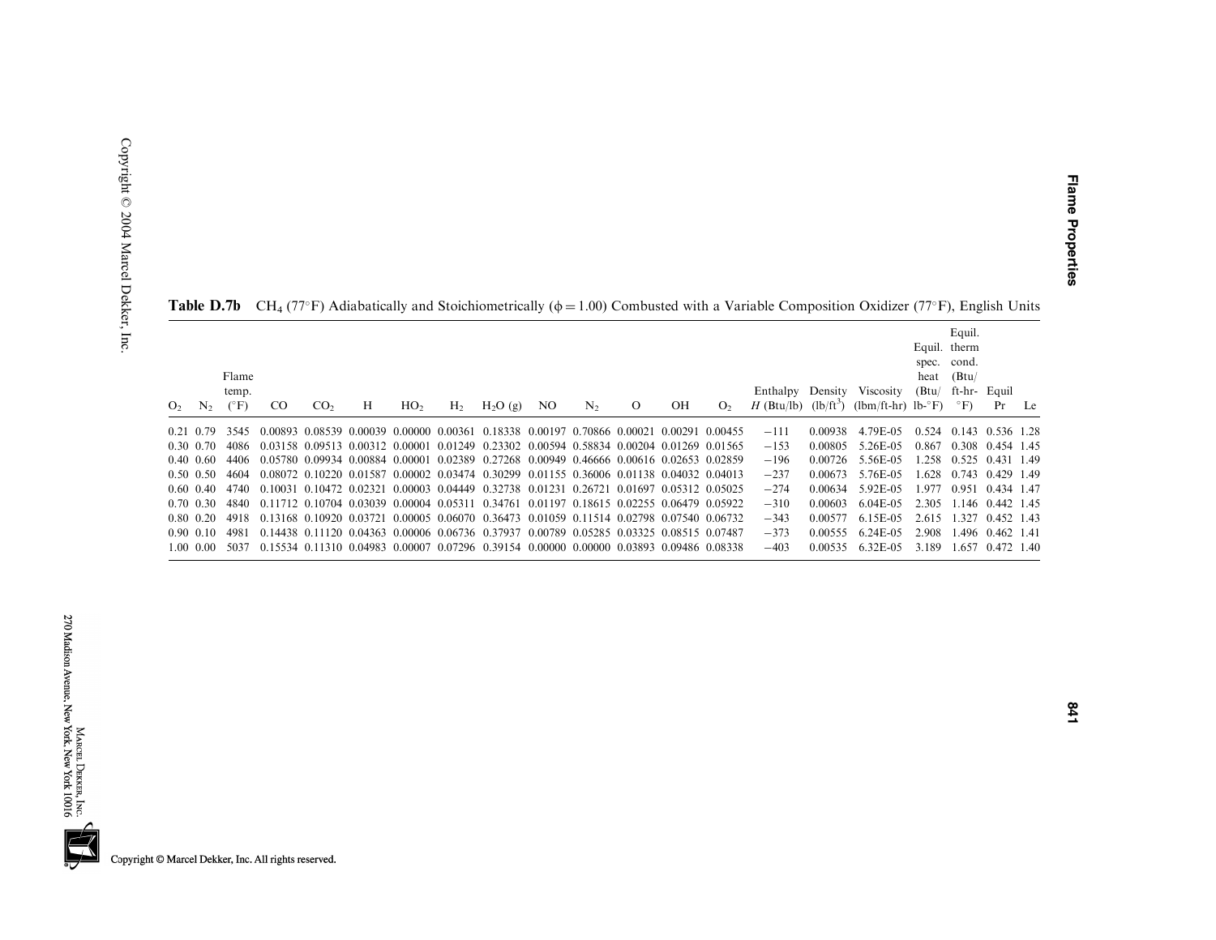**Table D.7b** $CH_4$ (77°F) Adiabatically and Stoichiometrically ($\phi = 1.00$) Combusted with a Variable Composition Oxidizer (77°F), English Units

| $O_2$ | $N_2$ | Flame temp. (°F) | CO | $CO_2$ | H | $HO_2$ | $H_2$ | $H_2O$ (g) | NO | $N_2$ | O | OH | $O_2$ | Enthalpy $H$ (Btu/lb) | Density (lb/ft$^3$) | Viscosity (lbm/ft-hr) | Equil. spec. heat (Btu/lb-°F) | Equil. therm cond. (Btu/ft-hr-°F) | Equil Pr | Le |
|---|---|---|---|---|---|---|---|---|---|---|---|---|---|---|---|---|---|---|---|---|
| 0.21 | 0.79 | 3545 | 0.00893 | 0.08539 | 0.00039 | 0.00000 | 0.00361 | 0.18338 | 0.00197 | 0.70866 | 0.00021 | 0.00291 | 0.00455 | −111 | 0.00938 | 4.79E-05 | 0.524 | 0.143 | 0.536 | 1.28 |
| 0.30 | 0.70 | 4086 | 0.03158 | 0.09513 | 0.00312 | 0.00001 | 0.01249 | 0.23302 | 0.00594 | 0.58834 | 0.00204 | 0.01269 | 0.01565 | −153 | 0.00805 | 5.26E-05 | 0.867 | 0.308 | 0.454 | 1.45 |
| 0.40 | 0.60 | 4406 | 0.05780 | 0.09934 | 0.00884 | 0.00001 | 0.02389 | 0.27268 | 0.00949 | 0.46666 | 0.00616 | 0.02653 | 0.02859 | −196 | 0.00726 | 5.56E-05 | 1.258 | 0.525 | 0.431 | 1.49 |
| 0.50 | 0.50 | 4604 | 0.08072 | 0.10220 | 0.01587 | 0.00002 | 0.03474 | 0.30299 | 0.01155 | 0.36006 | 0.01138 | 0.04032 | 0.04013 | −237 | 0.00673 | 5.76E-05 | 1.628 | 0.743 | 0.429 | 1.49 |
| 0.60 | 0.40 | 4740 | 0.10031 | 0.10472 | 0.02321 | 0.00003 | 0.04449 | 0.32738 | 0.01231 | 0.26721 | 0.01697 | 0.05312 | 0.05025 | −274 | 0.00634 | 5.92E-05 | 1.977 | 0.951 | 0.434 | 1.47 |
| 0.70 | 0.30 | 4840 | 0.11712 | 0.10704 | 0.03039 | 0.00004 | 0.05311 | 0.34761 | 0.01197 | 0.18615 | 0.02255 | 0.06479 | 0.05922 | −310 | 0.00603 | 6.04E-05 | 2.305 | 1.146 | 0.442 | 1.45 |
| 0.80 | 0.20 | 4918 | 0.13168 | 0.10920 | 0.03721 | 0.00005 | 0.06070 | 0.36473 | 0.01059 | 0.11514 | 0.02798 | 0.07540 | 0.06732 | −343 | 0.00577 | 6.15E-05 | 2.615 | 1.327 | 0.452 | 1.43 |
| 0.90 | 0.10 | 4981 | 0.14438 | 0.11120 | 0.04363 | 0.00006 | 0.06736 | 0.37937 | 0.00789 | 0.05285 | 0.03325 | 0.08515 | 0.07487 | −373 | 0.00555 | 6.24E-05 | 2.908 | 1.496 | 0.462 | 1.41 |
| 1.00 | 0.00 | 5037 | 0.15534 | 0.11310 | 0.04983 | 0.00007 | 0.07296 | 0.39154 | 0.00000 | 0.00000 | 0.03893 | 0.09486 | 0.08338 | −403 | 0.00535 | 6.32E-05 | 3.189 | 1.657 | 0.472 | 1.40 |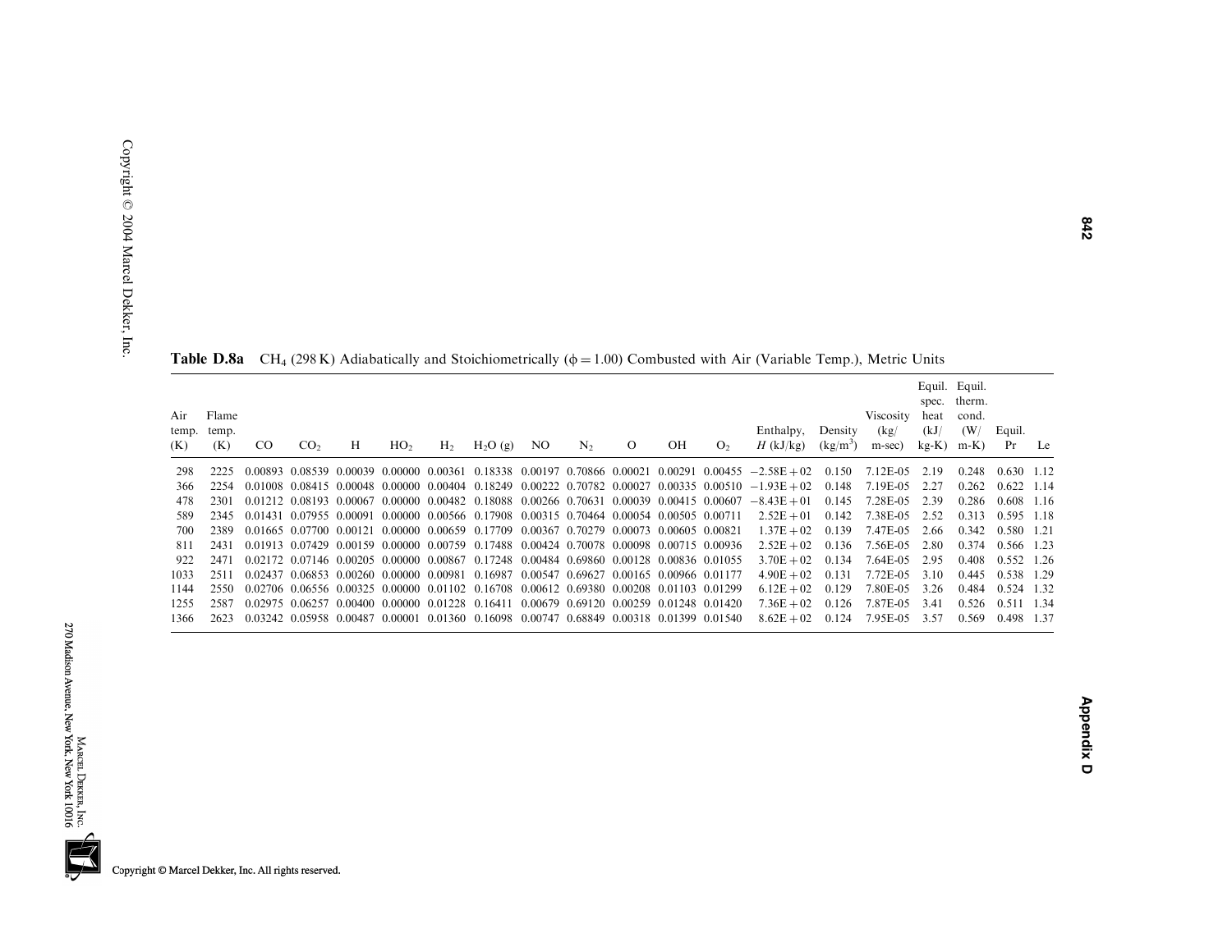**Table D.8a** $CH_4$ (298 K) Adiabatically and Stoichiometrically ($\phi = 1.00$) Combusted with Air (Variable Temp.), Metric Units

| Air temp. (K) | Flame temp. (K) | CO | $CO_2$ | H | $HO_2$ | $H_2$ | $H_2O$ (g) | NO | $N_2$ | O | OH | $O_2$ | Enthalpy, $H$ (kJ/kg) | Density (kg/m$^3$) | Viscosity (kg/m-sec) | Equil. spec. heat (kJ/kg-K) | Equil. therm. cond. (W/m-K) | Equil. Pr | Le |
|---|---|---|---|---|---|---|---|---|---|---|---|---|---|---|---|---|---|---|---|
| 298 | 2225 | 0.00893 | 0.08539 | 0.00039 | 0.00000 | 0.00361 | 0.18338 | 0.00197 | 0.70866 | 0.00021 | 0.00291 | 0.00455 | $-2.58E+02$ | 0.150 | 7.12E-05 | 2.19 | 0.248 | 0.630 | 1.12 |
| 366 | 2254 | 0.01008 | 0.08415 | 0.00048 | 0.00000 | 0.00404 | 0.18249 | 0.00222 | 0.70782 | 0.00027 | 0.00335 | 0.00510 | $-1.93E+02$ | 0.148 | 7.19E-05 | 2.27 | 0.262 | 0.622 | 1.14 |
| 478 | 2301 | 0.01212 | 0.08193 | 0.00067 | 0.00000 | 0.00482 | 0.18088 | 0.00266 | 0.70631 | 0.00039 | 0.00415 | 0.00607 | $-8.43E+01$ | 0.145 | 7.28E-05 | 2.39 | 0.286 | 0.608 | 1.16 |
| 589 | 2345 | 0.01431 | 0.07955 | 0.00091 | 0.00000 | 0.00566 | 0.17908 | 0.00315 | 0.70464 | 0.00054 | 0.00505 | 0.00711 | $2.52E+01$ | 0.142 | 7.38E-05 | 2.52 | 0.313 | 0.595 | 1.18 |
| 700 | 2389 | 0.01665 | 0.07700 | 0.00121 | 0.00000 | 0.00659 | 0.17709 | 0.00367 | 0.70279 | 0.00073 | 0.00605 | 0.00821 | $1.37E+02$ | 0.139 | 7.47E-05 | 2.66 | 0.342 | 0.580 | 1.21 |
| 811 | 2431 | 0.01913 | 0.07429 | 0.00159 | 0.00000 | 0.00759 | 0.17488 | 0.00424 | 0.70078 | 0.00098 | 0.00715 | 0.00936 | $2.52E+02$ | 0.136 | 7.56E-05 | 2.80 | 0.374 | 0.566 | 1.23 |
| 922 | 2471 | 0.02172 | 0.07146 | 0.00205 | 0.00000 | 0.00867 | 0.17248 | 0.00484 | 0.69860 | 0.00128 | 0.00836 | 0.01055 | $3.70E+02$ | 0.134 | 7.64E-05 | 2.95 | 0.408 | 0.552 | 1.26 |
| 1033 | 2511 | 0.02437 | 0.06853 | 0.00260 | 0.00000 | 0.00981 | 0.16987 | 0.00547 | 0.69627 | 0.00165 | 0.00966 | 0.01177 | $4.90E+02$ | 0.131 | 7.72E-05 | 3.10 | 0.445 | 0.538 | 1.29 |
| 1144 | 2550 | 0.02706 | 0.06556 | 0.00325 | 0.00000 | 0.01102 | 0.16708 | 0.00612 | 0.69380 | 0.00208 | 0.01103 | 0.01299 | $6.12E+02$ | 0.129 | 7.80E-05 | 3.26 | 0.484 | 0.524 | 1.32 |
| 1255 | 2587 | 0.02975 | 0.06257 | 0.00400 | 0.00000 | 0.01228 | 0.16411 | 0.00679 | 0.69120 | 0.00259 | 0.01248 | 0.01420 | $7.36E+02$ | 0.126 | 7.87E-05 | 3.41 | 0.526 | 0.511 | 1.34 |
| 1366 | 2623 | 0.03242 | 0.05958 | 0.00487 | 0.00001 | 0.01360 | 0.16098 | 0.00747 | 0.68849 | 0.00318 | 0.01399 | 0.01540 | $8.62E+02$ | 0.124 | 7.95E-05 | 3.57 | 0.569 | 0.498 | 1.37 |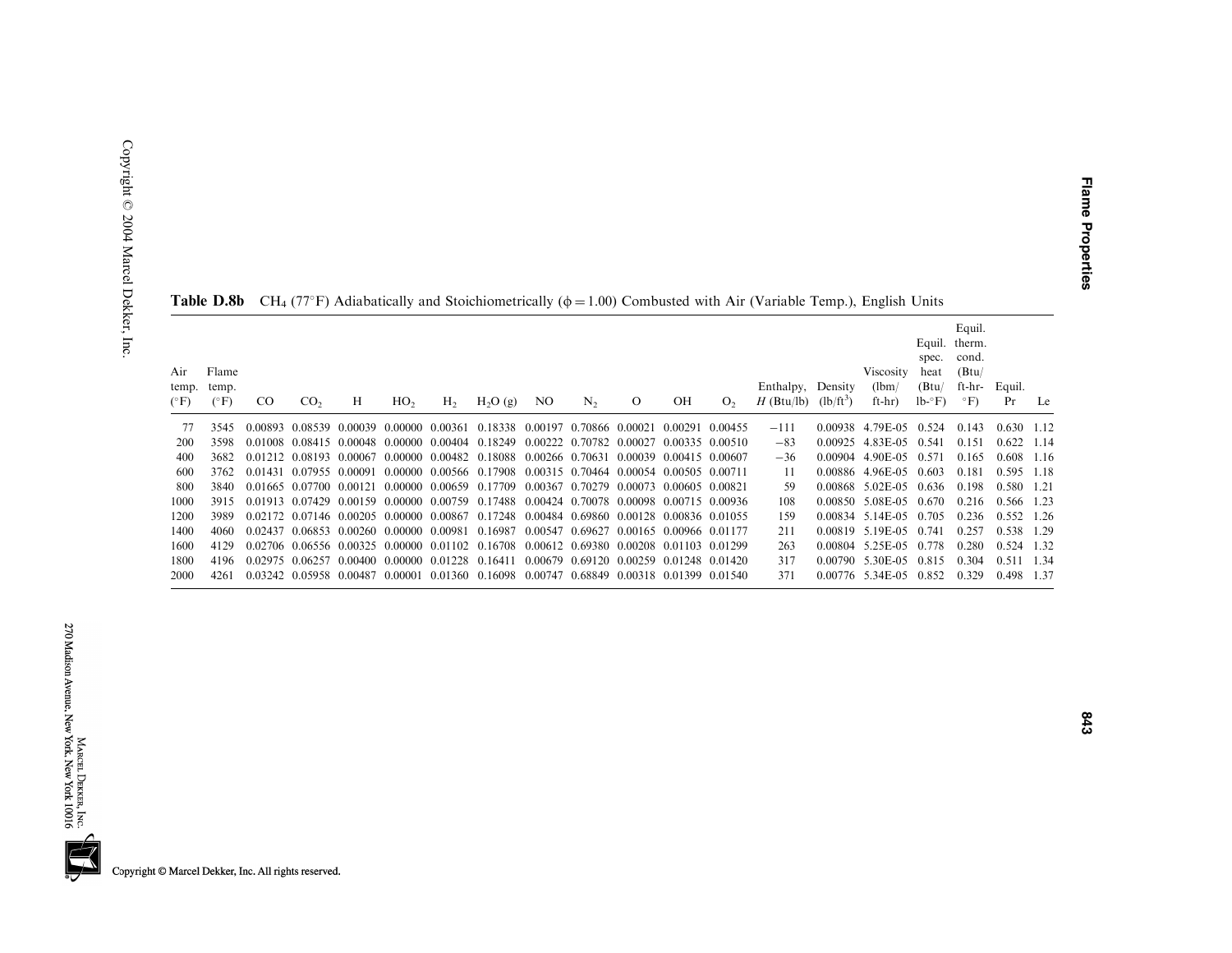**Table D.8b** $CH_4$ (77°F) Adiabatically and Stoichiometrically ($\phi = 1.00$) Combusted with Air (Variable Temp.), English Units

| Air temp. (°F) | Flame temp. (°F) | CO | $CO_2$ | H | $HO_2$ | $H_2$ | $H_2O$ (g) | NO | $N_2$ | O | OH | $O_2$ | Enthalpy, $H$ (Btu/lb) | Density (lb/ft$^3$) | Viscosity (lbm/ft-hr) | Equil. spec. heat (Btu/lb-°F) | Equil. therm. cond. (Btu/ft-hr-°F) | Equil. Pr | Le |
|---|---|---|---|---|---|---|---|---|---|---|---|---|---|---|---|---|---|---|---|
| 77 | 3545 | 0.00893 | 0.08539 | 0.00039 | 0.00000 | 0.00361 | 0.18338 | 0.00197 | 0.70866 | 0.00021 | 0.00291 | 0.00455 | −111 | 0.00938 | 4.79E-05 | 0.524 | 0.143 | 0.630 | 1.12 |
| 200 | 3598 | 0.01008 | 0.08415 | 0.00048 | 0.00000 | 0.00404 | 0.18249 | 0.00222 | 0.70782 | 0.00027 | 0.00335 | 0.00510 | −83 | 0.00925 | 4.83E-05 | 0.541 | 0.151 | 0.622 | 1.14 |
| 400 | 3682 | 0.01212 | 0.08193 | 0.00067 | 0.00000 | 0.00482 | 0.18088 | 0.00266 | 0.70631 | 0.00039 | 0.00415 | 0.00607 | −36 | 0.00904 | 4.90E-05 | 0.571 | 0.165 | 0.608 | 1.16 |
| 600 | 3762 | 0.01431 | 0.07955 | 0.00091 | 0.00000 | 0.00566 | 0.17908 | 0.00315 | 0.70464 | 0.00054 | 0.00505 | 0.00711 | 11 | 0.00886 | 4.96E-05 | 0.603 | 0.181 | 0.595 | 1.18 |
| 800 | 3840 | 0.01665 | 0.07700 | 0.00121 | 0.00000 | 0.00659 | 0.17709 | 0.00367 | 0.70279 | 0.00073 | 0.00605 | 0.00821 | 59 | 0.00868 | 5.02E-05 | 0.636 | 0.198 | 0.580 | 1.21 |
| 1000 | 3915 | 0.01913 | 0.07429 | 0.00159 | 0.00000 | 0.00759 | 0.17488 | 0.00424 | 0.70078 | 0.00098 | 0.00715 | 0.00936 | 108 | 0.00850 | 5.08E-05 | 0.670 | 0.216 | 0.566 | 1.23 |
| 1200 | 3989 | 0.02172 | 0.07146 | 0.00205 | 0.00000 | 0.00867 | 0.17248 | 0.00484 | 0.69860 | 0.00128 | 0.00836 | 0.01055 | 159 | 0.00834 | 5.14E-05 | 0.705 | 0.236 | 0.552 | 1.26 |
| 1400 | 4060 | 0.02437 | 0.06853 | 0.00260 | 0.00000 | 0.00981 | 0.16987 | 0.00547 | 0.69627 | 0.00165 | 0.00966 | 0.01177 | 211 | 0.00819 | 5.19E-05 | 0.741 | 0.257 | 0.538 | 1.29 |
| 1600 | 4129 | 0.02706 | 0.06556 | 0.00325 | 0.00000 | 0.01102 | 0.16708 | 0.00612 | 0.69380 | 0.00208 | 0.01103 | 0.01299 | 263 | 0.00804 | 5.25E-05 | 0.778 | 0.280 | 0.524 | 1.32 |
| 1800 | 4196 | 0.02975 | 0.06257 | 0.00400 | 0.00000 | 0.01228 | 0.16411 | 0.00679 | 0.69120 | 0.00259 | 0.01248 | 0.01420 | 317 | 0.00790 | 5.30E-05 | 0.815 | 0.304 | 0.511 | 1.34 |
| 2000 | 4261 | 0.03242 | 0.05958 | 0.00487 | 0.00001 | 0.01360 | 0.16098 | 0.00747 | 0.68849 | 0.00318 | 0.01399 | 0.01540 | 371 | 0.00776 | 5.34E-05 | 0.852 | 0.329 | 0.498 | 1.37 |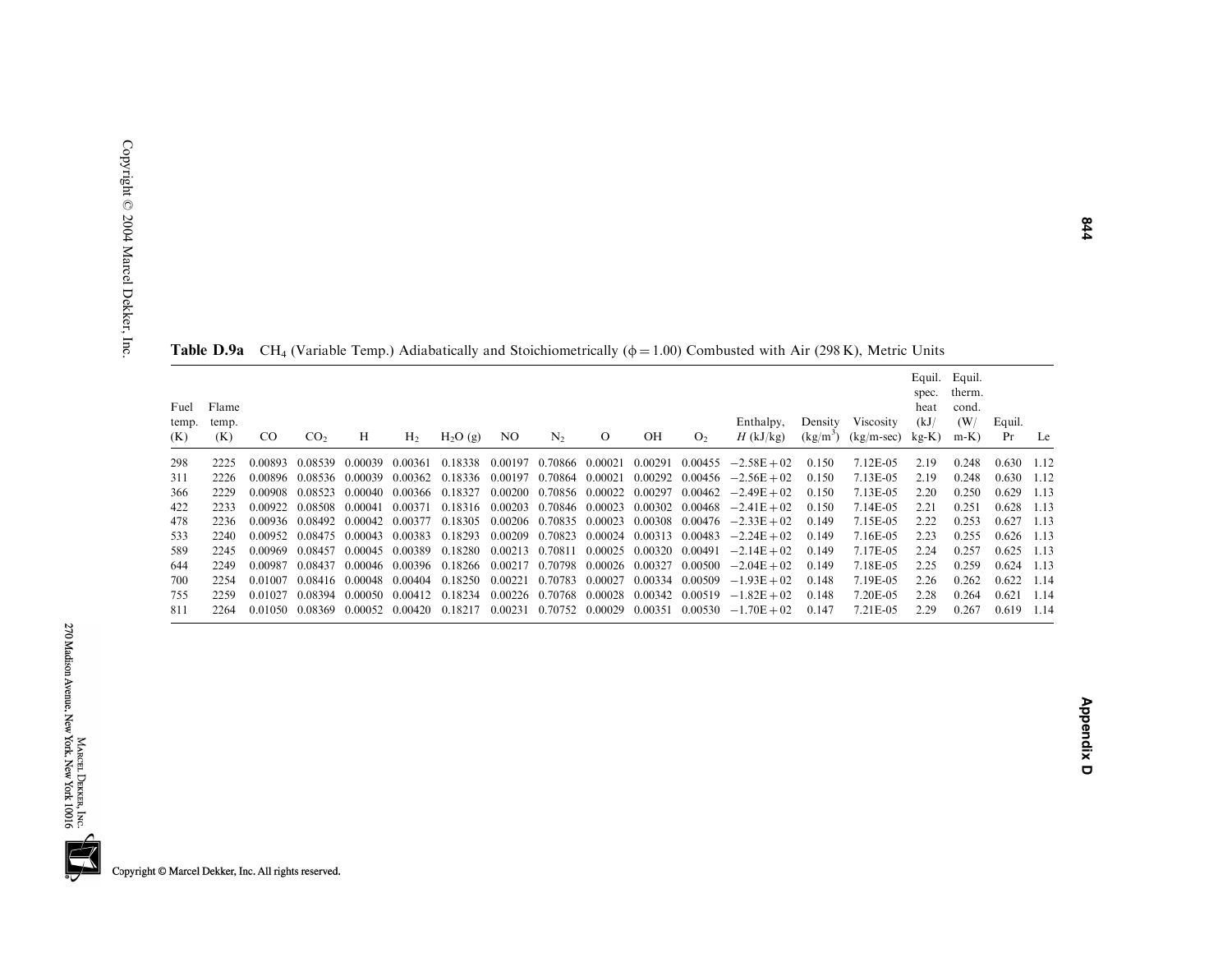**Table D.9a** $CH_4$ (Variable Temp.) Adiabatically and Stoichiometrically ($\phi = 1.00$) Combusted with Air (298 K), Metric Units

| Fuel temp. (K) | Flame temp. (K) | CO | $CO_2$ | H | $H_2$ | $H_2O$ (g) | NO | $N_2$ | O | OH | $O_2$ | Enthalpy, $H$ (kJ/kg) | Density (kg/m$^3$) | Viscosity (kg/m-sec) | Equil. spec. heat (kJ/kg-K) | Equil. therm. cond. (W/m-K) | Equil. Pr | Le |
|---|---|---|---|---|---|---|---|---|---|---|---|---|---|---|---|---|---|---|
| 298 | 2225 | 0.00893 | 0.08539 | 0.00039 | 0.00361 | 0.18338 | 0.00197 | 0.70866 | 0.00021 | 0.00291 | 0.00455 | −2.58E+02 | 0.150 | 7.12E-05 | 2.19 | 0.248 | 0.630 | 1.12 |
| 311 | 2226 | 0.00896 | 0.08536 | 0.00039 | 0.00362 | 0.18336 | 0.00197 | 0.70864 | 0.00021 | 0.00292 | 0.00456 | −2.56E+02 | 0.150 | 7.13E-05 | 2.19 | 0.248 | 0.630 | 1.12 |
| 366 | 2229 | 0.00908 | 0.08523 | 0.00040 | 0.00366 | 0.18327 | 0.00200 | 0.70856 | 0.00022 | 0.00297 | 0.00462 | −2.49E+02 | 0.150 | 7.13E-05 | 2.20 | 0.250 | 0.629 | 1.13 |
| 422 | 2233 | 0.00922 | 0.08508 | 0.00041 | 0.00371 | 0.18316 | 0.00203 | 0.70846 | 0.00023 | 0.00302 | 0.00468 | −2.41E+02 | 0.150 | 7.14E-05 | 2.21 | 0.251 | 0.628 | 1.13 |
| 478 | 2236 | 0.00936 | 0.08492 | 0.00042 | 0.00377 | 0.18305 | 0.00206 | 0.70835 | 0.00023 | 0.00308 | 0.00476 | −2.33E+02 | 0.149 | 7.15E-05 | 2.22 | 0.253 | 0.627 | 1.13 |
| 533 | 2240 | 0.00952 | 0.08475 | 0.00043 | 0.00383 | 0.18293 | 0.00209 | 0.70823 | 0.00024 | 0.00313 | 0.00483 | −2.24E+02 | 0.149 | 7.16E-05 | 2.23 | 0.255 | 0.626 | 1.13 |
| 589 | 2245 | 0.00969 | 0.08457 | 0.00045 | 0.00389 | 0.18280 | 0.00213 | 0.70811 | 0.00025 | 0.00320 | 0.00491 | −2.14E+02 | 0.149 | 7.17E-05 | 2.24 | 0.257 | 0.625 | 1.13 |
| 644 | 2249 | 0.00987 | 0.08437 | 0.00046 | 0.00396 | 0.18266 | 0.00217 | 0.70798 | 0.00026 | 0.00327 | 0.00500 | −2.04E+02 | 0.149 | 7.18E-05 | 2.25 | 0.259 | 0.624 | 1.13 |
| 700 | 2254 | 0.01007 | 0.08416 | 0.00048 | 0.00404 | 0.18250 | 0.00221 | 0.70783 | 0.00027 | 0.00334 | 0.00509 | −1.93E+02 | 0.148 | 7.19E-05 | 2.26 | 0.262 | 0.622 | 1.14 |
| 755 | 2259 | 0.01027 | 0.08394 | 0.00050 | 0.00412 | 0.18234 | 0.00226 | 0.70768 | 0.00028 | 0.00342 | 0.00519 | −1.82E+02 | 0.148 | 7.20E-05 | 2.28 | 0.264 | 0.621 | 1.14 |
| 811 | 2264 | 0.01050 | 0.08369 | 0.00052 | 0.00420 | 0.18217 | 0.00231 | 0.70752 | 0.00029 | 0.00351 | 0.00530 | −1.70E+02 | 0.147 | 7.21E-05 | 2.29 | 0.267 | 0.619 | 1.14 |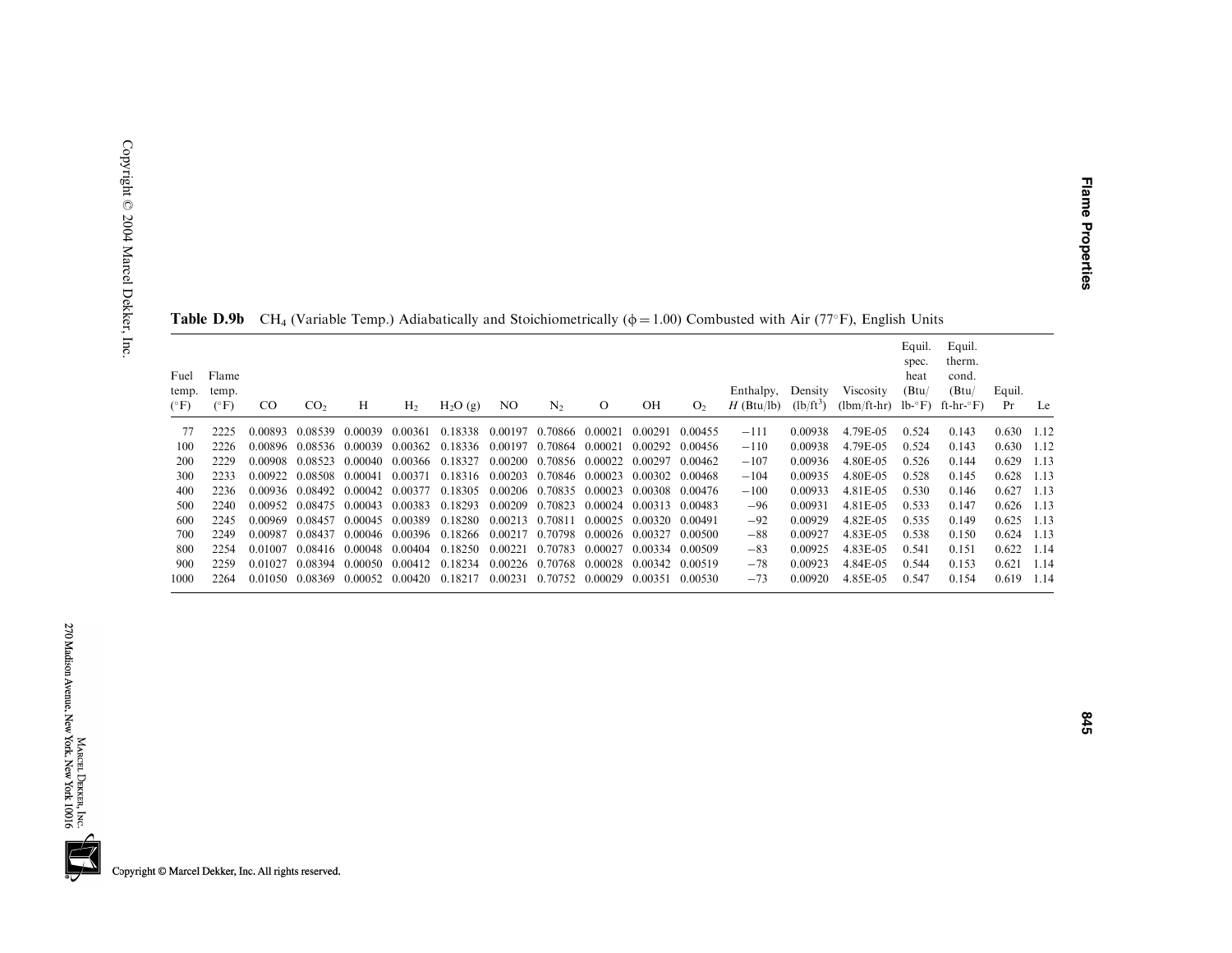**Table D.9b** $CH_4$ (Variable Temp.) Adiabatically and Stoichiometrically ($\phi = 1.00$) Combusted with Air (77°F), English Units

| Fuel temp. (°F) | Flame temp. (°F) | $CO$ | $CO_2$ | $H$ | $H_2$ | $H_2O$ (g) | $NO$ | $N_2$ | $O$ | $OH$ | $O_2$ | Enthalpy, $H$ (Btu/lb) | Density (lb/ft$^3$) | Viscosity (lbm/ft-hr) | Equil. spec. heat (Btu/lb-°F) | Equil. therm. cond. (Btu/ft-hr-°F) | Equil. Pr | Le |
|---|---|---|---|---|---|---|---|---|---|---|---|---|---|---|---|---|---|---|
| 77 | 2225 | 0.00893 | 0.08539 | 0.00039 | 0.00361 | 0.18338 | 0.00197 | 0.70866 | 0.00021 | 0.00291 | 0.00455 | −111 | 0.00938 | 4.79E-05 | 0.524 | 0.143 | 0.630 | 1.12 |
| 100 | 2226 | 0.00896 | 0.08536 | 0.00039 | 0.00362 | 0.18336 | 0.00197 | 0.70864 | 0.00021 | 0.00292 | 0.00456 | −110 | 0.00938 | 4.79E-05 | 0.524 | 0.143 | 0.630 | 1.12 |
| 200 | 2229 | 0.00908 | 0.08523 | 0.00040 | 0.00366 | 0.18327 | 0.00200 | 0.70856 | 0.00022 | 0.00297 | 0.00462 | −107 | 0.00936 | 4.80E-05 | 0.526 | 0.144 | 0.629 | 1.13 |
| 300 | 2233 | 0.00922 | 0.08508 | 0.00041 | 0.00371 | 0.18316 | 0.00203 | 0.70846 | 0.00023 | 0.00302 | 0.00468 | −104 | 0.00935 | 4.80E-05 | 0.528 | 0.145 | 0.628 | 1.13 |
| 400 | 2236 | 0.00936 | 0.08492 | 0.00042 | 0.00377 | 0.18305 | 0.00206 | 0.70835 | 0.00023 | 0.00308 | 0.00476 | −100 | 0.00933 | 4.81E-05 | 0.530 | 0.146 | 0.627 | 1.13 |
| 500 | 2240 | 0.00952 | 0.08475 | 0.00043 | 0.00383 | 0.18293 | 0.00209 | 0.70823 | 0.00024 | 0.00313 | 0.00483 | −96 | 0.00931 | 4.81E-05 | 0.533 | 0.147 | 0.626 | 1.13 |
| 600 | 2245 | 0.00969 | 0.08457 | 0.00045 | 0.00389 | 0.18280 | 0.00213 | 0.70811 | 0.00025 | 0.00320 | 0.00491 | −92 | 0.00929 | 4.82E-05 | 0.535 | 0.149 | 0.625 | 1.13 |
| 700 | 2249 | 0.00987 | 0.08437 | 0.00046 | 0.00396 | 0.18266 | 0.00217 | 0.70798 | 0.00026 | 0.00327 | 0.00500 | −88 | 0.00927 | 4.83E-05 | 0.538 | 0.150 | 0.624 | 1.13 |
| 800 | 2254 | 0.01007 | 0.08416 | 0.00048 | 0.00404 | 0.18250 | 0.00221 | 0.70783 | 0.00027 | 0.00334 | 0.00509 | −83 | 0.00925 | 4.83E-05 | 0.541 | 0.151 | 0.622 | 1.14 |
| 900 | 2259 | 0.01027 | 0.08394 | 0.00050 | 0.00412 | 0.18234 | 0.00226 | 0.70768 | 0.00028 | 0.00342 | 0.00519 | −78 | 0.00923 | 4.84E-05 | 0.544 | 0.153 | 0.621 | 1.14 |
| 1000 | 2264 | 0.01050 | 0.08369 | 0.00052 | 0.00420 | 0.18217 | 0.00231 | 0.70752 | 0.00029 | 0.00351 | 0.00530 | −73 | 0.00920 | 4.85E-05 | 0.547 | 0.154 | 0.619 | 1.14 |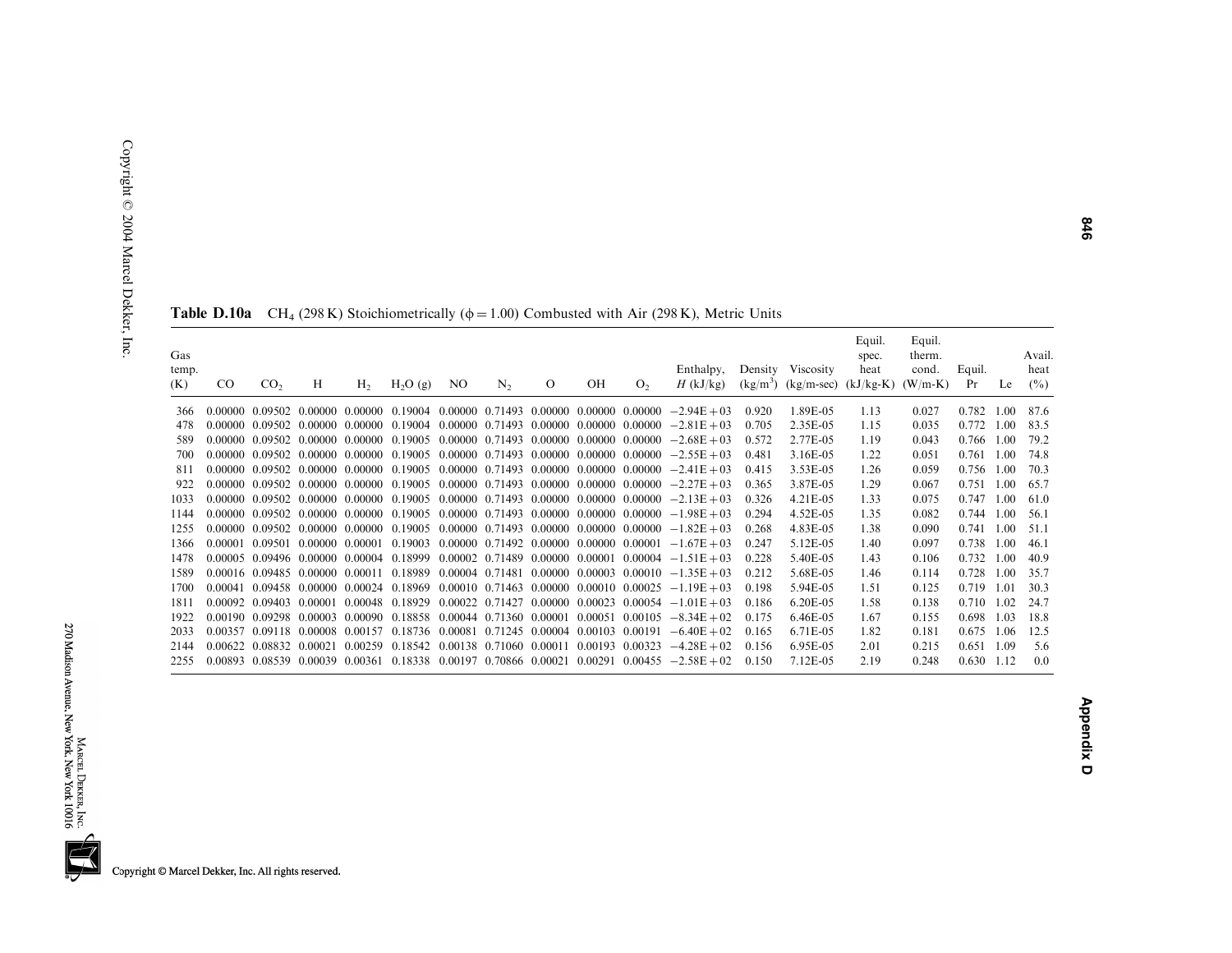**Table D.10a** $CH_4$ (298 K) Stoichiometrically ($\phi = 1.00$) Combusted with Air (298 K), Metric Units

| Gas temp. (K) | CO | $CO_2$ | H | $H_2$ | $H_2O$ (g) | NO | $N_2$ | O | OH | $O_2$ | Enthalpy, $H$ (kJ/kg) | Density (kg/m$^3$) | Viscosity (kg/m-sec) | Equil. spec. heat (kJ/kg-K) | Equil. therm. cond. (W/m-K) | Equil. Pr | Le | Avail. heat (%) |
|---|---|---|---|---|---|---|---|---|---|---|---|---|---|---|---|---|---|---|
| 366 | 0.00000 | 0.09502 | 0.00000 | 0.00000 | 0.19004 | 0.00000 | 0.71493 | 0.00000 | 0.00000 | 0.00000 | −2.94E+03 | 0.920 | 1.89E-05 | 1.13 | 0.027 | 0.782 | 1.00 | 87.6 |
| 478 | 0.00000 | 0.09502 | 0.00000 | 0.00000 | 0.19004 | 0.00000 | 0.71493 | 0.00000 | 0.00000 | 0.00000 | −2.81E+03 | 0.705 | 2.35E-05 | 1.15 | 0.035 | 0.772 | 1.00 | 83.5 |
| 589 | 0.00000 | 0.09502 | 0.00000 | 0.00000 | 0.19005 | 0.00000 | 0.71493 | 0.00000 | 0.00000 | 0.00000 | −2.68E+03 | 0.572 | 2.77E-05 | 1.19 | 0.043 | 0.766 | 1.00 | 79.2 |
| 700 | 0.00000 | 0.09502 | 0.00000 | 0.00000 | 0.19005 | 0.00000 | 0.71493 | 0.00000 | 0.00000 | 0.00000 | −2.55E+03 | 0.481 | 3.16E-05 | 1.22 | 0.051 | 0.761 | 1.00 | 74.8 |
| 811 | 0.00000 | 0.09502 | 0.00000 | 0.00000 | 0.19005 | 0.00000 | 0.71493 | 0.00000 | 0.00000 | 0.00000 | −2.41E+03 | 0.415 | 3.53E-05 | 1.26 | 0.059 | 0.756 | 1.00 | 70.3 |
| 922 | 0.00000 | 0.09502 | 0.00000 | 0.00000 | 0.19005 | 0.00000 | 0.71493 | 0.00000 | 0.00000 | 0.00000 | −2.27E+03 | 0.365 | 3.87E-05 | 1.29 | 0.067 | 0.751 | 1.00 | 65.7 |
| 1033 | 0.00000 | 0.09502 | 0.00000 | 0.00000 | 0.19005 | 0.00000 | 0.71493 | 0.00000 | 0.00000 | 0.00000 | −2.13E+03 | 0.326 | 4.21E-05 | 1.33 | 0.075 | 0.747 | 1.00 | 61.0 |
| 1144 | 0.00000 | 0.09502 | 0.00000 | 0.00000 | 0.19005 | 0.00000 | 0.71493 | 0.00000 | 0.00000 | 0.00000 | −1.98E+03 | 0.294 | 4.52E-05 | 1.35 | 0.082 | 0.744 | 1.00 | 56.1 |
| 1255 | 0.00000 | 0.09502 | 0.00000 | 0.00000 | 0.19005 | 0.00000 | 0.71493 | 0.00000 | 0.00000 | 0.00000 | −1.82E+03 | 0.268 | 4.83E-05 | 1.38 | 0.090 | 0.741 | 1.00 | 51.1 |
| 1366 | 0.00001 | 0.09501 | 0.00000 | 0.00001 | 0.19003 | 0.00000 | 0.71492 | 0.00000 | 0.00000 | 0.00001 | −1.67E+03 | 0.247 | 5.12E-05 | 1.40 | 0.097 | 0.738 | 1.00 | 46.1 |
| 1478 | 0.00005 | 0.09496 | 0.00000 | 0.00004 | 0.18999 | 0.00002 | 0.71489 | 0.00000 | 0.00001 | 0.00004 | −1.51E+03 | 0.228 | 5.40E-05 | 1.43 | 0.106 | 0.732 | 1.00 | 40.9 |
| 1589 | 0.00016 | 0.09485 | 0.00000 | 0.00011 | 0.18989 | 0.00004 | 0.71481 | 0.00000 | 0.00003 | 0.00010 | −1.35E+03 | 0.212 | 5.68E-05 | 1.46 | 0.114 | 0.728 | 1.00 | 35.7 |
| 1700 | 0.00041 | 0.09458 | 0.00000 | 0.00024 | 0.18969 | 0.00010 | 0.71463 | 0.00000 | 0.00010 | 0.00025 | −1.19E+03 | 0.198 | 5.94E-05 | 1.51 | 0.125 | 0.719 | 1.01 | 30.3 |
| 1811 | 0.00092 | 0.09403 | 0.00001 | 0.00048 | 0.18929 | 0.00022 | 0.71427 | 0.00000 | 0.00023 | 0.00054 | −1.01E+03 | 0.186 | 6.20E-05 | 1.58 | 0.138 | 0.710 | 1.02 | 24.7 |
| 1922 | 0.00190 | 0.09298 | 0.00003 | 0.00090 | 0.18858 | 0.00044 | 0.71360 | 0.00001 | 0.00051 | 0.00105 | −8.34E+02 | 0.175 | 6.46E-05 | 1.67 | 0.155 | 0.698 | 1.03 | 18.8 |
| 2033 | 0.00357 | 0.09118 | 0.00008 | 0.00157 | 0.18736 | 0.00081 | 0.71245 | 0.00004 | 0.00103 | 0.00191 | −6.40E+02 | 0.165 | 6.71E-05 | 1.82 | 0.181 | 0.675 | 1.06 | 12.5 |
| 2144 | 0.00622 | 0.08832 | 0.00021 | 0.00259 | 0.18542 | 0.00138 | 0.71060 | 0.00011 | 0.00193 | 0.00323 | −4.28E+02 | 0.156 | 6.95E-05 | 2.01 | 0.215 | 0.651 | 1.09 | 5.6 |
| 2255 | 0.00893 | 0.08539 | 0.00039 | 0.00361 | 0.18338 | 0.00197 | 0.70866 | 0.00021 | 0.00291 | 0.00455 | −2.58E+02 | 0.150 | 7.12E-05 | 2.19 | 0.248 | 0.630 | 1.12 | 0.0 |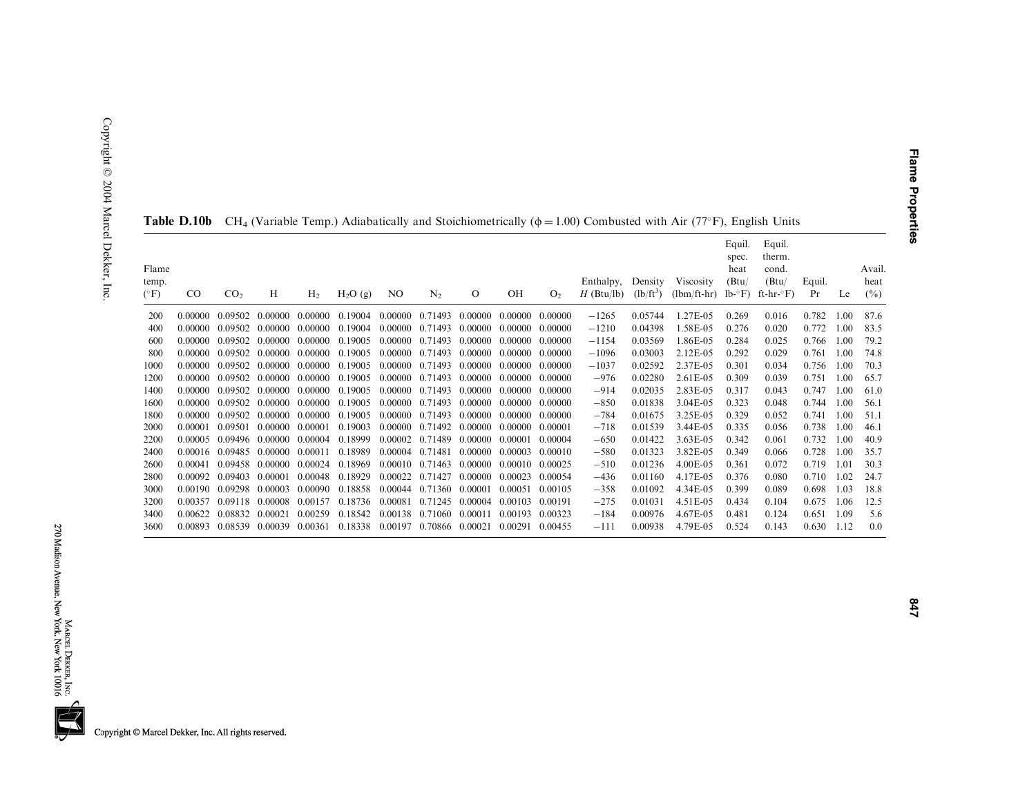**Table D.10b** $CH_4$ (Variable Temp.) Adiabatically and Stoichiometrically ($\phi = 1.00$) Combusted with Air (77°F), English Units

| Flame temp. (°F) | CO | $CO_2$ | H | $H_2$ | $H_2O$ (g) | NO | $N_2$ | O | OH | $O_2$ | Enthalpy, $H$ (Btu/lb) | Density (lb/ft$^3$) | Viscosity (lbm/ft-hr) | Equil. spec. heat (Btu/lb-°F) | Equil. therm. cond. (Btu/ft-hr-°F) | Equil. Pr | Le | Avail. heat (%) |
|---|---|---|---|---|---|---|---|---|---|---|---|---|---|---|---|---|---|---|
| 200 | 0.00000 | 0.09502 | 0.00000 | 0.00000 | 0.19004 | 0.00000 | 0.71493 | 0.00000 | 0.00000 | 0.00000 | −1265 | 0.05744 | 1.27E-05 | 0.269 | 0.016 | 0.782 | 1.00 | 87.6 |
| 400 | 0.00000 | 0.09502 | 0.00000 | 0.00000 | 0.19004 | 0.00000 | 0.71493 | 0.00000 | 0.00000 | 0.00000 | −1210 | 0.04398 | 1.58E-05 | 0.276 | 0.020 | 0.772 | 1.00 | 83.5 |
| 600 | 0.00000 | 0.09502 | 0.00000 | 0.00000 | 0.19005 | 0.00000 | 0.71493 | 0.00000 | 0.00000 | 0.00000 | −1154 | 0.03569 | 1.86E-05 | 0.284 | 0.025 | 0.766 | 1.00 | 79.2 |
| 800 | 0.00000 | 0.09502 | 0.00000 | 0.00000 | 0.19005 | 0.00000 | 0.71493 | 0.00000 | 0.00000 | 0.00000 | −1096 | 0.03003 | 2.12E-05 | 0.292 | 0.029 | 0.761 | 1.00 | 74.8 |
| 1000 | 0.00000 | 0.09502 | 0.00000 | 0.00000 | 0.19005 | 0.00000 | 0.71493 | 0.00000 | 0.00000 | 0.00000 | −1037 | 0.02592 | 2.37E-05 | 0.301 | 0.034 | 0.756 | 1.00 | 70.3 |
| 1200 | 0.00000 | 0.09502 | 0.00000 | 0.00000 | 0.19005 | 0.00000 | 0.71493 | 0.00000 | 0.00000 | 0.00000 | −976 | 0.02280 | 2.61E-05 | 0.309 | 0.039 | 0.751 | 1.00 | 65.7 |
| 1400 | 0.00000 | 0.09502 | 0.00000 | 0.00000 | 0.19005 | 0.00000 | 0.71493 | 0.00000 | 0.00000 | 0.00000 | −914 | 0.02035 | 2.83E-05 | 0.317 | 0.043 | 0.747 | 1.00 | 61.0 |
| 1600 | 0.00000 | 0.09502 | 0.00000 | 0.00000 | 0.19005 | 0.00000 | 0.71493 | 0.00000 | 0.00000 | 0.00000 | −850 | 0.01838 | 3.04E-05 | 0.323 | 0.048 | 0.744 | 1.00 | 56.1 |
| 1800 | 0.00000 | 0.09502 | 0.00000 | 0.00000 | 0.19005 | 0.00000 | 0.71493 | 0.00000 | 0.00000 | 0.00000 | −784 | 0.01675 | 3.25E-05 | 0.329 | 0.052 | 0.741 | 1.00 | 51.1 |
| 2000 | 0.00001 | 0.09501 | 0.00000 | 0.00001 | 0.19003 | 0.00000 | 0.71492 | 0.00000 | 0.00000 | 0.00001 | −718 | 0.01539 | 3.44E-05 | 0.335 | 0.056 | 0.738 | 1.00 | 46.1 |
| 2200 | 0.00005 | 0.09496 | 0.00000 | 0.00004 | 0.18999 | 0.00002 | 0.71489 | 0.00000 | 0.00001 | 0.00004 | −650 | 0.01422 | 3.63E-05 | 0.342 | 0.061 | 0.732 | 1.00 | 40.9 |
| 2400 | 0.00016 | 0.09485 | 0.00000 | 0.00011 | 0.18989 | 0.00004 | 0.71481 | 0.00000 | 0.00003 | 0.00010 | −580 | 0.01323 | 3.82E-05 | 0.349 | 0.066 | 0.728 | 1.00 | 35.7 |
| 2600 | 0.00041 | 0.09458 | 0.00000 | 0.00024 | 0.18969 | 0.00010 | 0.71463 | 0.00000 | 0.00010 | 0.00025 | −510 | 0.01236 | 4.00E-05 | 0.361 | 0.072 | 0.719 | 1.01 | 30.3 |
| 2800 | 0.00092 | 0.09403 | 0.00001 | 0.00048 | 0.18929 | 0.00022 | 0.71427 | 0.00000 | 0.00023 | 0.00054 | −436 | 0.01160 | 4.17E-05 | 0.376 | 0.080 | 0.710 | 1.02 | 24.7 |
| 3000 | 0.00190 | 0.09298 | 0.00003 | 0.00090 | 0.18858 | 0.00044 | 0.71360 | 0.00001 | 0.00051 | 0.00105 | −358 | 0.01092 | 4.34E-05 | 0.399 | 0.089 | 0.698 | 1.03 | 18.8 |
| 3200 | 0.00357 | 0.09118 | 0.00008 | 0.00157 | 0.18736 | 0.00081 | 0.71245 | 0.00004 | 0.00103 | 0.00191 | −275 | 0.01031 | 4.51E-05 | 0.434 | 0.104 | 0.675 | 1.06 | 12.5 |
| 3400 | 0.00622 | 0.08832 | 0.00021 | 0.00259 | 0.18542 | 0.00138 | 0.71060 | 0.00011 | 0.00193 | 0.00323 | −184 | 0.00976 | 4.67E-05 | 0.481 | 0.124 | 0.651 | 1.09 | 5.6 |
| 3600 | 0.00893 | 0.08539 | 0.00039 | 0.00361 | 0.18338 | 0.00197 | 0.70866 | 0.00021 | 0.00291 | 0.00455 | −111 | 0.00938 | 4.79E-05 | 0.524 | 0.143 | 0.630 | 1.12 | 0.0 |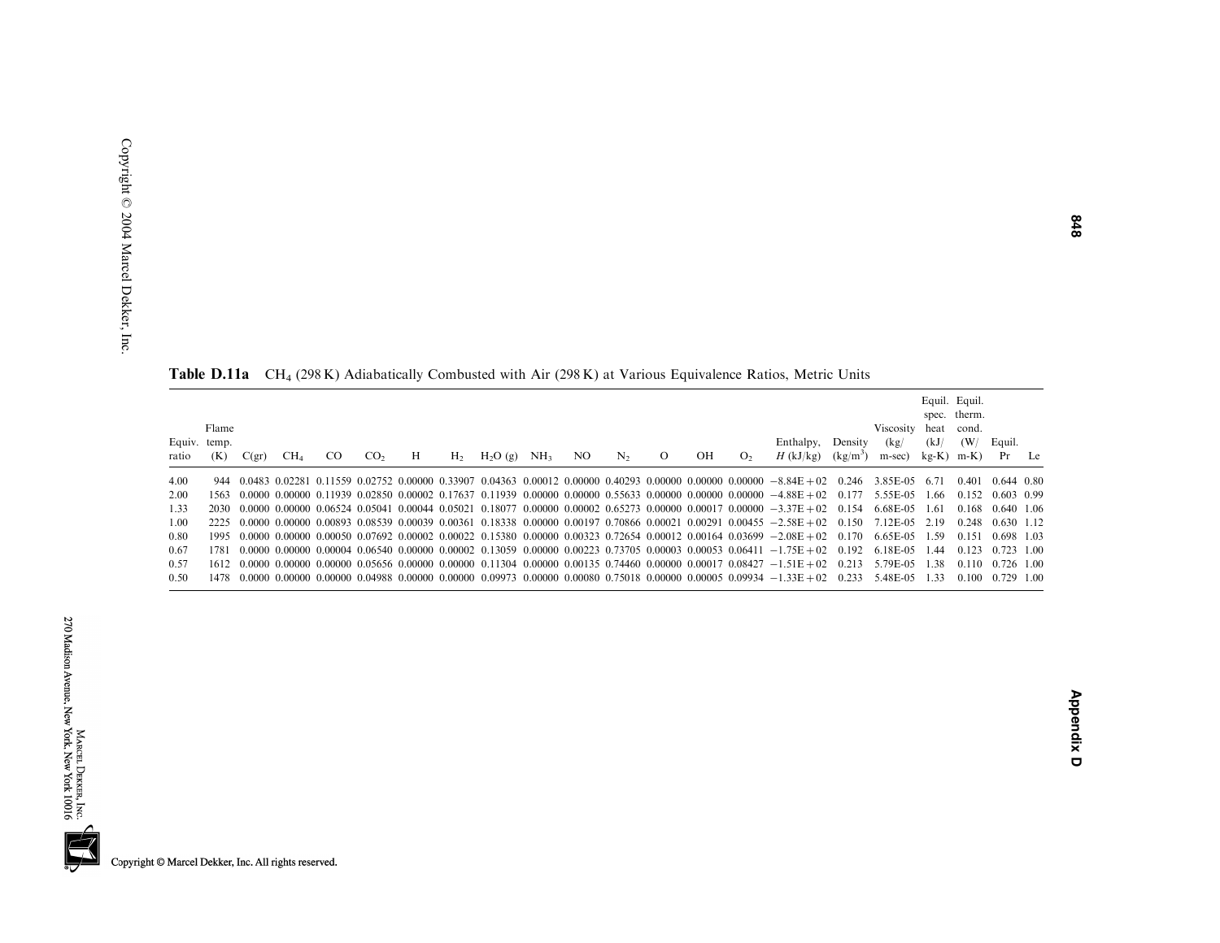**Table D.11a** $CH_4$ (298 K) Adiabatically Combusted with Air (298 K) at Various Equivalence Ratios, Metric Units

| Equiv. ratio | Flame temp. (K) | C(gr) | $CH_4$ | CO | $CO_2$ | H | $H_2$ | $H_2O$ (g) | $NH_3$ | NO | $N_2$ | O | OH | $O_2$ | Enthalpy, $H$ (kJ/kg) | Density (kg/m$^3$) | Viscosity (kg/m-sec) | Equil. spec. heat (kJ/kg-K) | Equil. therm. cond. (W/m-K) | Equil. Pr | Le |
|---|---|---|---|---|---|---|---|---|---|---|---|---|---|---|---|---|---|---|---|---|---|
| 4.00 | 944 | 0.0483 | 0.02281 | 0.11559 | 0.02752 | 0.00000 | 0.33907 | 0.04363 | 0.00012 | 0.00000 | 0.40293 | 0.00000 | 0.00000 | 0.00000 | −8.84E+02 | 0.246 | 3.85E-05 | 6.71 | 0.401 | 0.644 | 0.80 |
| 2.00 | 1563 | 0.0000 | 0.00000 | 0.11939 | 0.02850 | 0.00002 | 0.17637 | 0.11939 | 0.00000 | 0.00000 | 0.55633 | 0.00000 | 0.00000 | 0.00000 | −4.88E+02 | 0.177 | 5.55E-05 | 1.66 | 0.152 | 0.603 | 0.99 |
| 1.33 | 2030 | 0.0000 | 0.00000 | 0.06524 | 0.05041 | 0.00044 | 0.05021 | 0.18077 | 0.00000 | 0.00002 | 0.65273 | 0.00000 | 0.00017 | 0.00000 | −3.37E+02 | 0.154 | 6.68E-05 | 1.61 | 0.168 | 0.640 | 1.06 |
| 1.00 | 2225 | 0.0000 | 0.00000 | 0.00893 | 0.08539 | 0.00039 | 0.00361 | 0.18338 | 0.00000 | 0.00197 | 0.70866 | 0.00021 | 0.00291 | 0.00455 | −2.58E+02 | 0.150 | 7.12E-05 | 2.19 | 0.248 | 0.630 | 1.12 |
| 0.80 | 1995 | 0.0000 | 0.00000 | 0.00050 | 0.07692 | 0.00002 | 0.00022 | 0.15380 | 0.00000 | 0.00323 | 0.72654 | 0.00012 | 0.00164 | 0.03699 | −2.08E+02 | 0.170 | 6.65E-05 | 1.59 | 0.151 | 0.698 | 1.03 |
| 0.67 | 1781 | 0.0000 | 0.00000 | 0.00004 | 0.06540 | 0.00000 | 0.00002 | 0.13059 | 0.00000 | 0.00223 | 0.73705 | 0.00003 | 0.00053 | 0.06411 | −1.75E+02 | 0.192 | 6.18E-05 | 1.44 | 0.123 | 0.723 | 1.00 |
| 0.57 | 1612 | 0.0000 | 0.00000 | 0.00000 | 0.05656 | 0.00000 | 0.00000 | 0.11304 | 0.00000 | 0.00135 | 0.74460 | 0.00000 | 0.00017 | 0.08427 | −1.51E+02 | 0.213 | 5.79E-05 | 1.38 | 0.110 | 0.726 | 1.00 |
| 0.50 | 1478 | 0.0000 | 0.00000 | 0.00000 | 0.04988 | 0.00000 | 0.00000 | 0.09973 | 0.00000 | 0.00080 | 0.75018 | 0.00000 | 0.00005 | 0.09934 | −1.33E+02 | 0.233 | 5.48E-05 | 1.33 | 0.100 | 0.729 | 1.00 |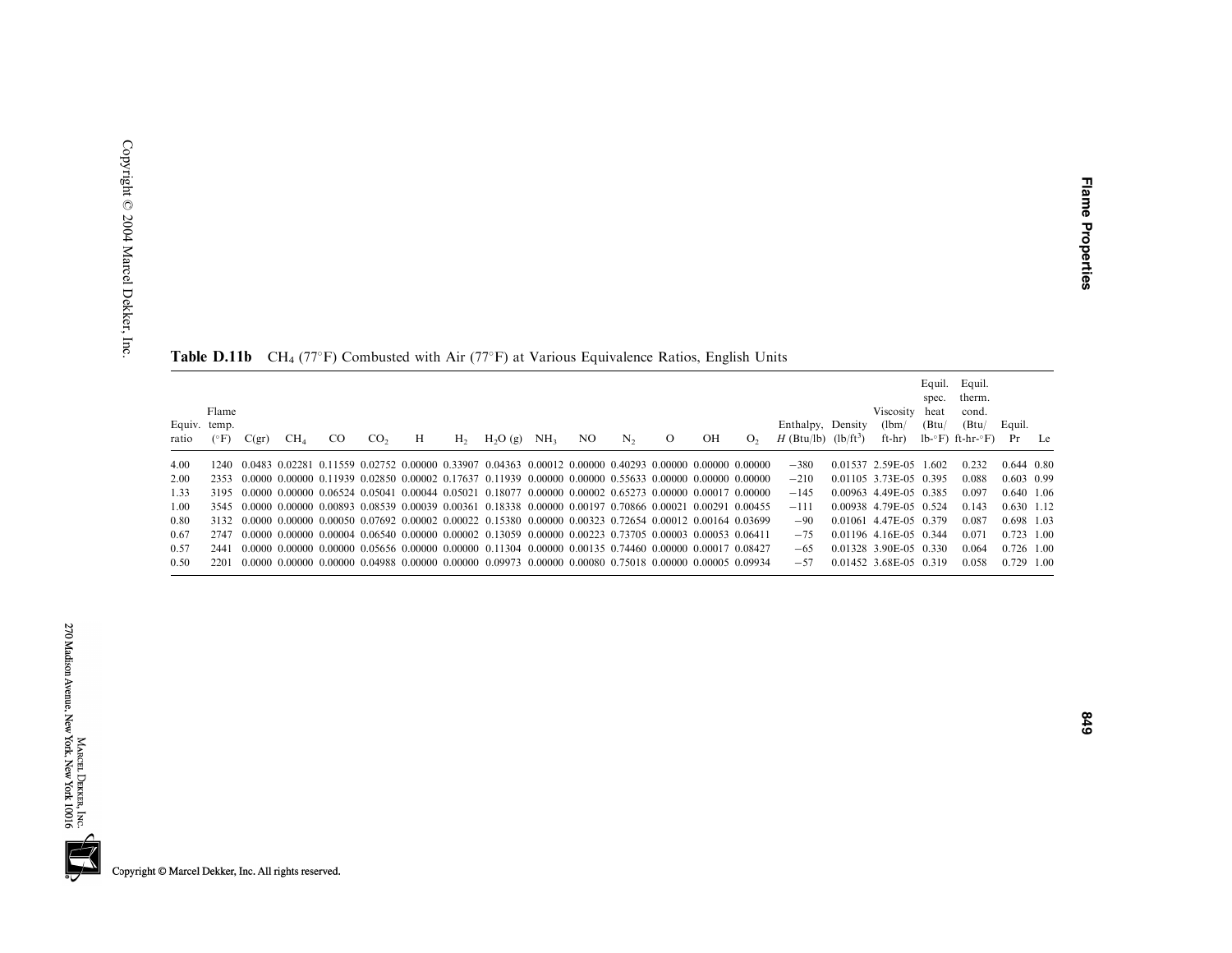**Table D.11b** $CH_4$ (77°F) Combusted with Air (77°F) at Various Equivalence Ratios, English Units

| Equiv. ratio | Flame temp. (°F) | C(gr) | $CH_4$ | CO | $CO_2$ | H | $H_2$ | $H_2O$ (g) | $NH_3$ | NO | $N_2$ | O | OH | $O_2$ | Enthalpy, $H$ (Btu/lb) | Density (lb/ft³) | Viscosity (lbm/ft-hr) | Equil. spec. heat (Btu/lb-°F) | Equil. therm. cond. (Btu/ft-hr-°F) | Equil. Pr | Le |
|---|---|---|---|---|---|---|---|---|---|---|---|---|---|---|---|---|---|---|---|---|---|
| 4.00 | 1240 | 0.0483 | 0.02281 | 0.11559 | 0.02752 | 0.00000 | 0.33907 | 0.04363 | 0.00012 | 0.00000 | 0.40293 | 0.00000 | 0.00000 | 0.00000 | −380 | 0.01537 | 2.59E-05 | 1.602 | 0.232 | 0.644 | 0.80 |
| 2.00 | 2353 | 0.0000 | 0.00000 | 0.11939 | 0.02850 | 0.00002 | 0.17637 | 0.11939 | 0.00000 | 0.00000 | 0.55633 | 0.00000 | 0.00000 | 0.00000 | −210 | 0.01105 | 3.73E-05 | 0.395 | 0.088 | 0.603 | 0.99 |
| 1.33 | 3195 | 0.0000 | 0.00000 | 0.06524 | 0.05041 | 0.00044 | 0.05021 | 0.18077 | 0.00000 | 0.00002 | 0.65273 | 0.00000 | 0.00017 | 0.00000 | −145 | 0.00963 | 4.49E-05 | 0.385 | 0.097 | 0.640 | 1.06 |
| 1.00 | 3545 | 0.0000 | 0.00000 | 0.00893 | 0.08539 | 0.00039 | 0.00361 | 0.18338 | 0.00000 | 0.00197 | 0.70866 | 0.00021 | 0.00291 | 0.00455 | −111 | 0.00938 | 4.79E-05 | 0.524 | 0.143 | 0.630 | 1.12 |
| 0.80 | 3132 | 0.0000 | 0.00000 | 0.00050 | 0.07692 | 0.00002 | 0.00022 | 0.15380 | 0.00000 | 0.00323 | 0.72654 | 0.00012 | 0.00164 | 0.03699 | −90 | 0.01061 | 4.47E-05 | 0.379 | 0.087 | 0.698 | 1.03 |
| 0.67 | 2747 | 0.0000 | 0.00000 | 0.00004 | 0.06540 | 0.00000 | 0.00002 | 0.13059 | 0.00000 | 0.00223 | 0.73705 | 0.00003 | 0.00053 | 0.06411 | −75 | 0.01196 | 4.16E-05 | 0.344 | 0.071 | 0.723 | 1.00 |
| 0.57 | 2441 | 0.0000 | 0.00000 | 0.00000 | 0.05656 | 0.00000 | 0.00000 | 0.11304 | 0.00000 | 0.00135 | 0.74460 | 0.00000 | 0.00017 | 0.08427 | −65 | 0.01328 | 3.90E-05 | 0.330 | 0.064 | 0.726 | 1.00 |
| 0.50 | 2201 | 0.0000 | 0.00000 | 0.00000 | 0.04988 | 0.00000 | 0.00000 | 0.09973 | 0.00000 | 0.00080 | 0.75018 | 0.00000 | 0.00005 | 0.09934 | −57 | 0.01452 | 3.68E-05 | 0.319 | 0.058 | 0.729 | 1.00 |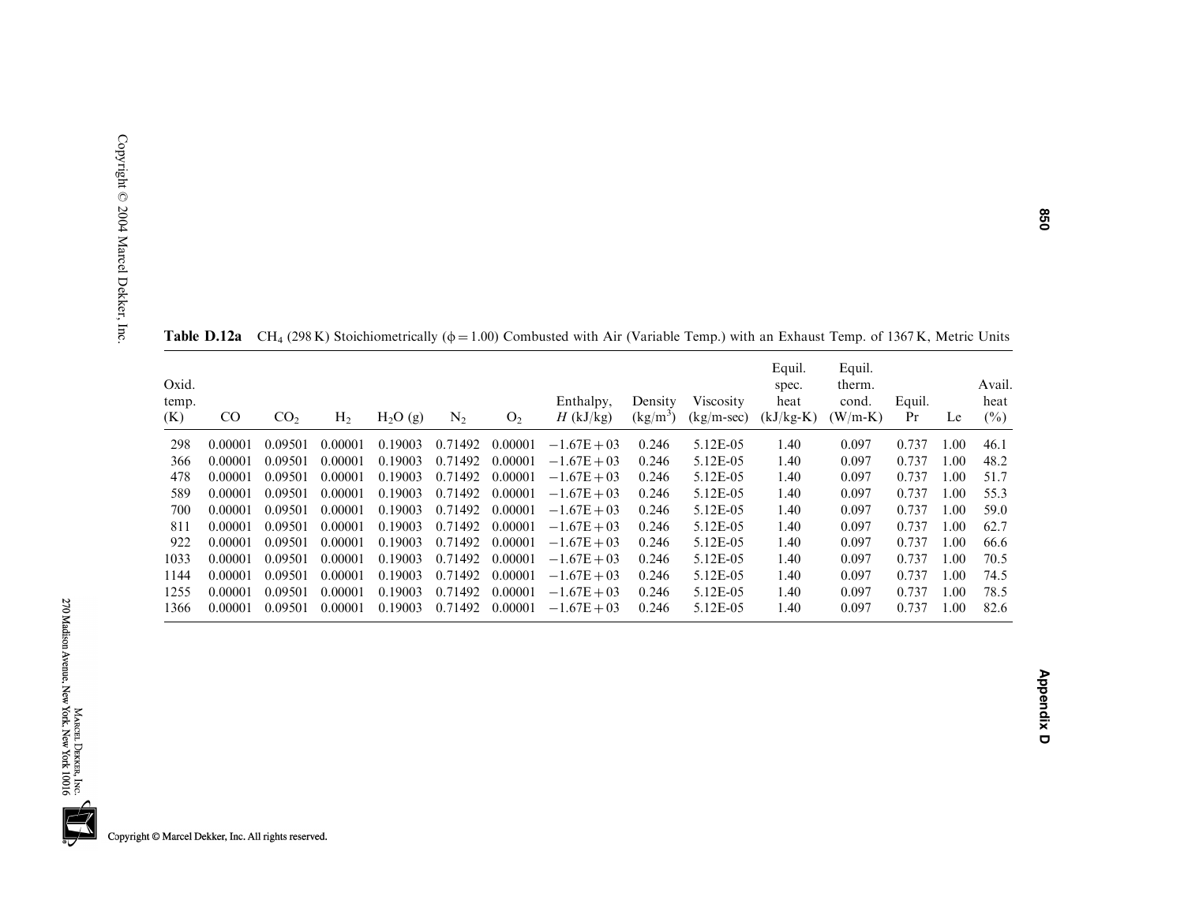**Table D.12a** $CH_4$ (298 K) Stoichiometrically ($\phi = 1.00$) Combusted with Air (Variable Temp.) with an Exhaust Temp. of 1367 K, Metric Units

| Oxid. temp. (K) | CO | $CO_2$ | $H_2$ | $H_2O$ (g) | $N_2$ | $O_2$ | Enthalpy, $H$ (kJ/kg) | Density (kg/m$^3$) | Viscosity (kg/m-sec) | Equil. spec. heat (kJ/kg-K) | Equil. therm. cond. (W/m-K) | Equil. Pr | Le | Avail. heat (%) |
|---|---|---|---|---|---|---|---|---|---|---|---|---|---|---|
| 298 | 0.00001 | 0.09501 | 0.00001 | 0.19003 | 0.71492 | 0.00001 | −1.67E+03 | 0.246 | 5.12E-05 | 1.40 | 0.097 | 0.737 | 1.00 | 46.1 |
| 366 | 0.00001 | 0.09501 | 0.00001 | 0.19003 | 0.71492 | 0.00001 | −1.67E+03 | 0.246 | 5.12E-05 | 1.40 | 0.097 | 0.737 | 1.00 | 48.2 |
| 478 | 0.00001 | 0.09501 | 0.00001 | 0.19003 | 0.71492 | 0.00001 | −1.67E+03 | 0.246 | 5.12E-05 | 1.40 | 0.097 | 0.737 | 1.00 | 51.7 |
| 589 | 0.00001 | 0.09501 | 0.00001 | 0.19003 | 0.71492 | 0.00001 | −1.67E+03 | 0.246 | 5.12E-05 | 1.40 | 0.097 | 0.737 | 1.00 | 55.3 |
| 700 | 0.00001 | 0.09501 | 0.00001 | 0.19003 | 0.71492 | 0.00001 | −1.67E+03 | 0.246 | 5.12E-05 | 1.40 | 0.097 | 0.737 | 1.00 | 59.0 |
| 811 | 0.00001 | 0.09501 | 0.00001 | 0.19003 | 0.71492 | 0.00001 | −1.67E+03 | 0.246 | 5.12E-05 | 1.40 | 0.097 | 0.737 | 1.00 | 62.7 |
| 922 | 0.00001 | 0.09501 | 0.00001 | 0.19003 | 0.71492 | 0.00001 | −1.67E+03 | 0.246 | 5.12E-05 | 1.40 | 0.097 | 0.737 | 1.00 | 66.6 |
| 1033 | 0.00001 | 0.09501 | 0.00001 | 0.19003 | 0.71492 | 0.00001 | −1.67E+03 | 0.246 | 5.12E-05 | 1.40 | 0.097 | 0.737 | 1.00 | 70.5 |
| 1144 | 0.00001 | 0.09501 | 0.00001 | 0.19003 | 0.71492 | 0.00001 | −1.67E+03 | 0.246 | 5.12E-05 | 1.40 | 0.097 | 0.737 | 1.00 | 74.5 |
| 1255 | 0.00001 | 0.09501 | 0.00001 | 0.19003 | 0.71492 | 0.00001 | −1.67E+03 | 0.246 | 5.12E-05 | 1.40 | 0.097 | 0.737 | 1.00 | 78.5 |
| 1366 | 0.00001 | 0.09501 | 0.00001 | 0.19003 | 0.71492 | 0.00001 | −1.67E+03 | 0.246 | 5.12E-05 | 1.40 | 0.097 | 0.737 | 1.00 | 82.6 |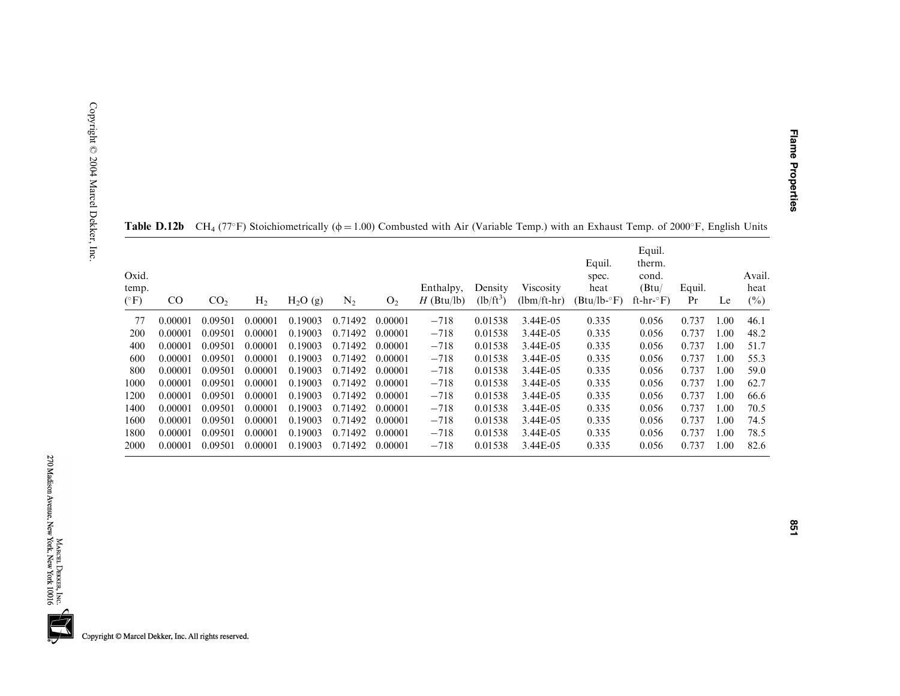**Table D.12b** $CH_4$ (77°F) Stoichiometrically ($\phi = 1.00$) Combusted with Air (Variable Temp.) with an Exhaust Temp. of 2000°F, English Units

| Oxid. temp. (°F) | CO | $CO_2$ | $H_2$ | $H_2O$ (g) | $N_2$ | $O_2$ | Enthalpy, $H$ (Btu/lb) | Density (lb/ft$^3$) | Viscosity (lbm/ft-hr) | Equil. spec. heat (Btu/lb-°F) | Equil. therm. cond. (Btu/ ft-hr-°F) | Equil. Pr | Le | Avail. heat (%) |
|---|---|---|---|---|---|---|---|---|---|---|---|---|---|---|
| 77 | 0.00001 | 0.09501 | 0.00001 | 0.19003 | 0.71492 | 0.00001 | −718 | 0.01538 | 3.44E-05 | 0.335 | 0.056 | 0.737 | 1.00 | 46.1 |
| 200 | 0.00001 | 0.09501 | 0.00001 | 0.19003 | 0.71492 | 0.00001 | −718 | 0.01538 | 3.44E-05 | 0.335 | 0.056 | 0.737 | 1.00 | 48.2 |
| 400 | 0.00001 | 0.09501 | 0.00001 | 0.19003 | 0.71492 | 0.00001 | −718 | 0.01538 | 3.44E-05 | 0.335 | 0.056 | 0.737 | 1.00 | 51.7 |
| 600 | 0.00001 | 0.09501 | 0.00001 | 0.19003 | 0.71492 | 0.00001 | −718 | 0.01538 | 3.44E-05 | 0.335 | 0.056 | 0.737 | 1.00 | 55.3 |
| 800 | 0.00001 | 0.09501 | 0.00001 | 0.19003 | 0.71492 | 0.00001 | −718 | 0.01538 | 3.44E-05 | 0.335 | 0.056 | 0.737 | 1.00 | 59.0 |
| 1000 | 0.00001 | 0.09501 | 0.00001 | 0.19003 | 0.71492 | 0.00001 | −718 | 0.01538 | 3.44E-05 | 0.335 | 0.056 | 0.737 | 1.00 | 62.7 |
| 1200 | 0.00001 | 0.09501 | 0.00001 | 0.19003 | 0.71492 | 0.00001 | −718 | 0.01538 | 3.44E-05 | 0.335 | 0.056 | 0.737 | 1.00 | 66.6 |
| 1400 | 0.00001 | 0.09501 | 0.00001 | 0.19003 | 0.71492 | 0.00001 | −718 | 0.01538 | 3.44E-05 | 0.335 | 0.056 | 0.737 | 1.00 | 70.5 |
| 1600 | 0.00001 | 0.09501 | 0.00001 | 0.19003 | 0.71492 | 0.00001 | −718 | 0.01538 | 3.44E-05 | 0.335 | 0.056 | 0.737 | 1.00 | 74.5 |
| 1800 | 0.00001 | 0.09501 | 0.00001 | 0.19003 | 0.71492 | 0.00001 | −718 | 0.01538 | 3.44E-05 | 0.335 | 0.056 | 0.737 | 1.00 | 78.5 |
| 2000 | 0.00001 | 0.09501 | 0.00001 | 0.19003 | 0.71492 | 0.00001 | −718 | 0.01538 | 3.44E-05 | 0.335 | 0.056 | 0.737 | 1.00 | 82.6 |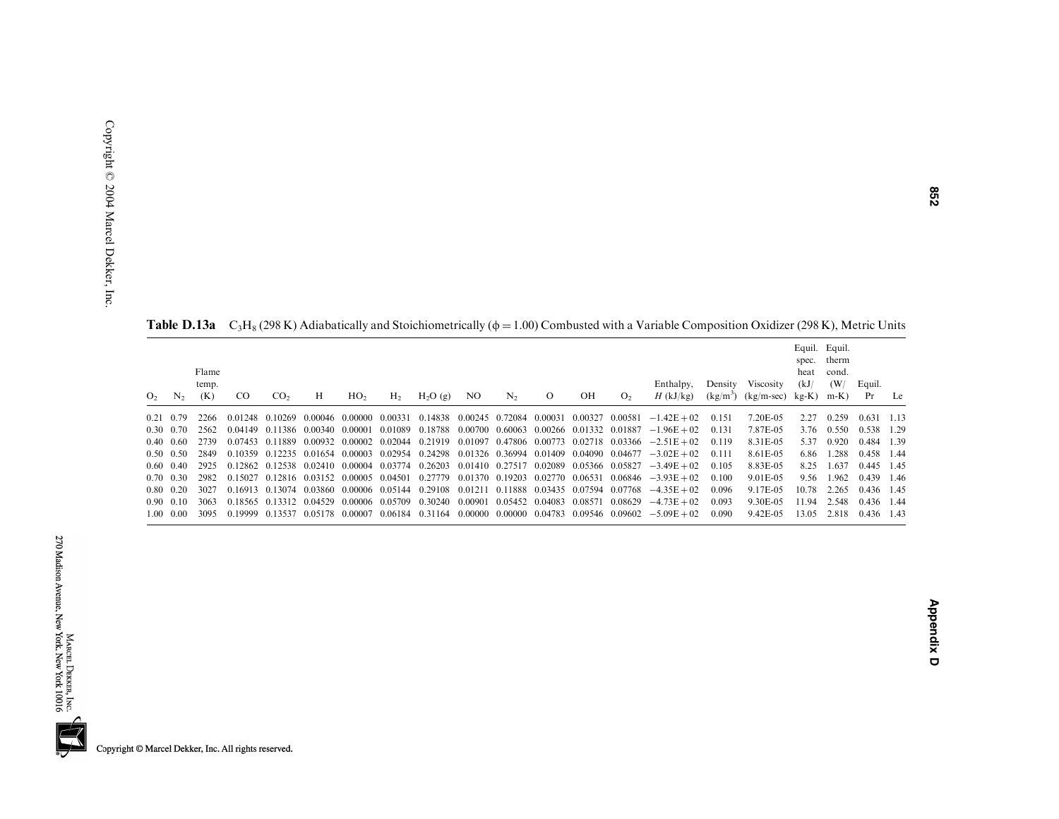**Table D.13a** $C_3H_8$ (298 K) Adiabatically and Stoichiometrically ($\phi = 1.00$) Combusted with a Variable Composition Oxidizer (298 K), Metric Units

| $O_2$ | $N_2$ | Flame temp. (K) | CO | $CO_2$ | H | $HO_2$ | $H_2$ | $H_2O$ (g) | NO | $N_2$ | O | OH | $O_2$ | Enthalpy, $H$ (kJ/kg) | Density (kg/m$^3$) | Viscosity (kg/m-sec) | Equil. spec. heat (kJ/kg-K) | Equil. therm cond. (W/m-K) | Equil. Pr | Le |
|---|---|---|---|---|---|---|---|---|---|---|---|---|---|---|---|---|---|---|---|---|
| 0.21 | 0.79 | 2266 | 0.01248 | 0.10269 | 0.00046 | 0.00000 | 0.00331 | 0.14838 | 0.00245 | 0.72084 | 0.00031 | 0.00327 | 0.00581 | −1.42E+02 | 0.151 | 7.20E-05 | 2.27 | 0.259 | 0.631 | 1.13 |
| 0.30 | 0.70 | 2562 | 0.04149 | 0.11386 | 0.00340 | 0.00001 | 0.01089 | 0.18788 | 0.00700 | 0.60063 | 0.00266 | 0.01332 | 0.01887 | −1.96E+02 | 0.131 | 7.87E-05 | 3.76 | 0.550 | 0.538 | 1.29 |
| 0.40 | 0.60 | 2739 | 0.07453 | 0.11889 | 0.00932 | 0.00002 | 0.02044 | 0.21919 | 0.01097 | 0.47806 | 0.00773 | 0.02718 | 0.03366 | −2.51E+02 | 0.119 | 8.31E-05 | 5.37 | 0.920 | 0.484 | 1.39 |
| 0.50 | 0.50 | 2849 | 0.10359 | 0.12235 | 0.01654 | 0.00003 | 0.02954 | 0.24298 | 0.01326 | 0.36994 | 0.01409 | 0.04090 | 0.04677 | −3.02E+02 | 0.111 | 8.61E-05 | 6.86 | 1.288 | 0.458 | 1.44 |
| 0.60 | 0.40 | 2925 | 0.12862 | 0.12538 | 0.02410 | 0.00004 | 0.03774 | 0.26203 | 0.01410 | 0.27517 | 0.02089 | 0.05366 | 0.05827 | −3.49E+02 | 0.105 | 8.83E-05 | 8.25 | 1.637 | 0.445 | 1.45 |
| 0.70 | 0.30 | 2982 | 0.15027 | 0.12816 | 0.03152 | 0.00005 | 0.04501 | 0.27779 | 0.01370 | 0.19203 | 0.02770 | 0.06531 | 0.06846 | −3.93E+02 | 0.100 | 9.01E-05 | 9.56 | 1.962 | 0.439 | 1.46 |
| 0.80 | 0.20 | 3027 | 0.16913 | 0.13074 | 0.03860 | 0.00006 | 0.05144 | 0.29108 | 0.01211 | 0.11888 | 0.03435 | 0.07594 | 0.07768 | −4.35E+02 | 0.096 | 9.17E-05 | 10.78 | 2.265 | 0.436 | 1.45 |
| 0.90 | 0.10 | 3063 | 0.18565 | 0.13312 | 0.04529 | 0.00006 | 0.05709 | 0.30240 | 0.00901 | 0.05452 | 0.04083 | 0.08571 | 0.08629 | −4.73E+02 | 0.093 | 9.30E-05 | 11.94 | 2.548 | 0.436 | 1.44 |
| 1.00 | 0.00 | 3095 | 0.19999 | 0.13537 | 0.05178 | 0.00007 | 0.06184 | 0.31164 | 0.00000 | 0.00000 | 0.04783 | 0.09546 | 0.09602 | −5.09E+02 | 0.090 | 9.42E-05 | 13.05 | 2.818 | 0.436 | 1.43 |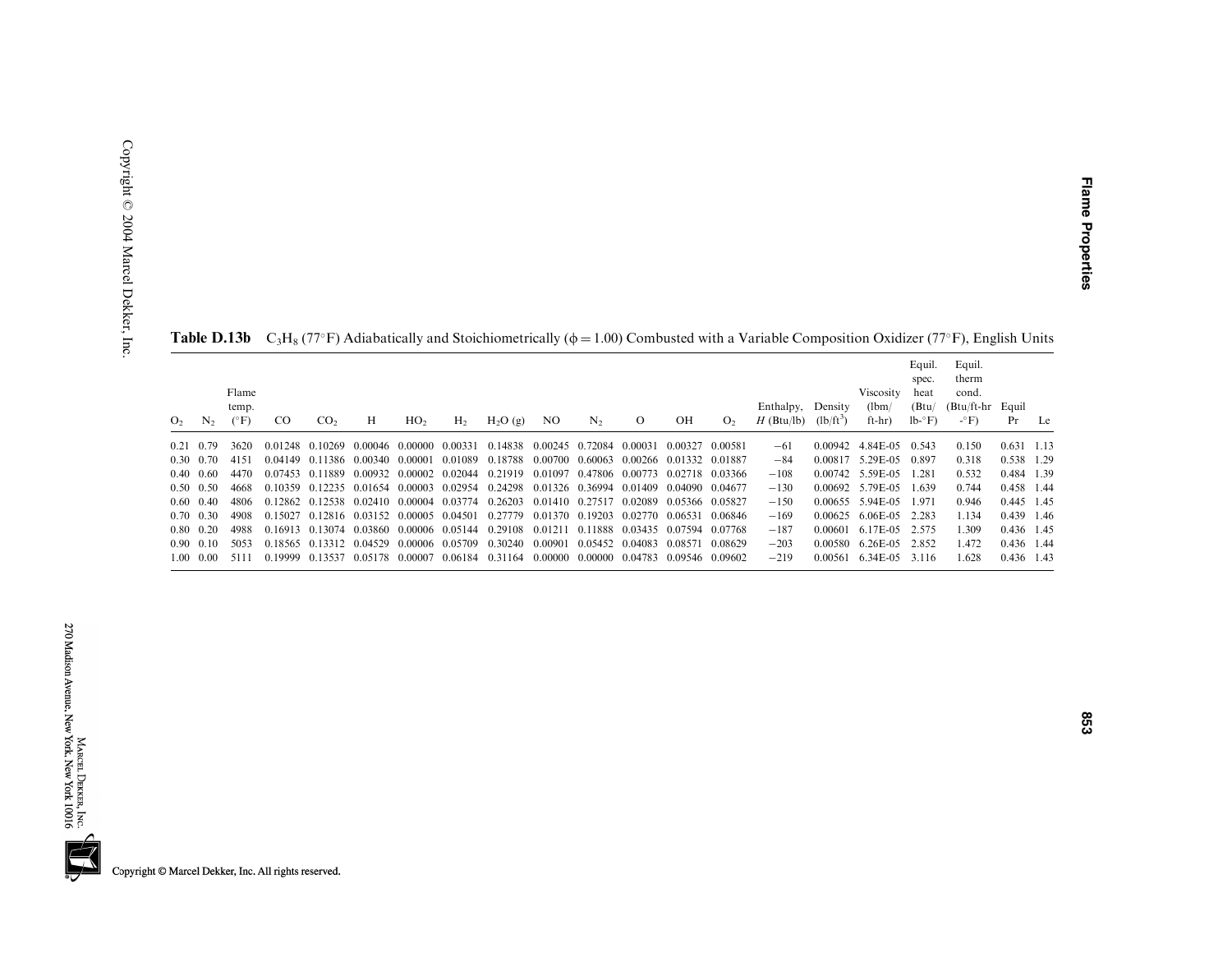**Table D.13b** $C_3H_8$ (77°F) Adiabatically and Stoichiometrically ($\phi = 1.00$) Combusted with a Variable Composition Oxidizer (77°F), English Units

| $O_2$ | $N_2$ | Flame temp. (°F) | CO | $CO_2$ | H | $HO_2$ | $H_2$ | $H_2O$ (g) | NO | $N_2$ | O | OH | $O_2$ | Enthalpy, $H$ (Btu/lb) | Density (lb/ft$^3$) | Viscosity (lbm/ft-hr) | Equil. spec. heat (Btu/lb-°F) | Equil. therm cond. (Btu/ft-hr-°F) | Equil Pr | Le |
|---|---|---|---|---|---|---|---|---|---|---|---|---|---|---|---|---|---|---|---|---|
| 0.21 | 0.79 | 3620 | 0.01248 | 0.10269 | 0.00046 | 0.00000 | 0.00331 | 0.14838 | 0.00245 | 0.72084 | 0.00031 | 0.00327 | 0.00581 | −61 | 0.00942 | 4.84E-05 | 0.543 | 0.150 | 0.631 | 1.13 |
| 0.30 | 0.70 | 4151 | 0.04149 | 0.11386 | 0.00340 | 0.00001 | 0.01089 | 0.18788 | 0.00700 | 0.60063 | 0.00266 | 0.01332 | 0.01887 | −84 | 0.00817 | 5.29E-05 | 0.897 | 0.318 | 0.538 | 1.29 |
| 0.40 | 0.60 | 4470 | 0.07453 | 0.11889 | 0.00932 | 0.00002 | 0.02044 | 0.21919 | 0.01097 | 0.47806 | 0.00773 | 0.02718 | 0.03366 | −108 | 0.00742 | 5.59E-05 | 1.281 | 0.532 | 0.484 | 1.39 |
| 0.50 | 0.50 | 4668 | 0.10359 | 0.12235 | 0.01654 | 0.00003 | 0.02954 | 0.24298 | 0.01326 | 0.36994 | 0.01409 | 0.04090 | 0.04677 | −130 | 0.00692 | 5.79E-05 | 1.639 | 0.744 | 0.458 | 1.44 |
| 0.60 | 0.40 | 4806 | 0.12862 | 0.12538 | 0.02410 | 0.00004 | 0.03774 | 0.26203 | 0.01410 | 0.27517 | 0.02089 | 0.05366 | 0.05827 | −150 | 0.00655 | 5.94E-05 | 1.971 | 0.946 | 0.445 | 1.45 |
| 0.70 | 0.30 | 4908 | 0.15027 | 0.12816 | 0.03152 | 0.00005 | 0.04501 | 0.27779 | 0.01370 | 0.19203 | 0.02770 | 0.06531 | 0.06846 | −169 | 0.00625 | 6.06E-05 | 2.283 | 1.134 | 0.439 | 1.46 |
| 0.80 | 0.20 | 4988 | 0.16913 | 0.13074 | 0.03860 | 0.00006 | 0.05144 | 0.29108 | 0.01211 | 0.11888 | 0.03435 | 0.07594 | 0.07768 | −187 | 0.00601 | 6.17E-05 | 2.575 | 1.309 | 0.436 | 1.45 |
| 0.90 | 0.10 | 5053 | 0.18565 | 0.13312 | 0.04529 | 0.00006 | 0.05709 | 0.30240 | 0.00901 | 0.05452 | 0.04083 | 0.08571 | 0.08629 | −203 | 0.00580 | 6.26E-05 | 2.852 | 1.472 | 0.436 | 1.44 |
| 1.00 | 0.00 | 5111 | 0.19999 | 0.13537 | 0.05178 | 0.00007 | 0.06184 | 0.31164 | 0.00000 | 0.00000 | 0.04783 | 0.09546 | 0.09602 | −219 | 0.00561 | 6.34E-05 | 3.116 | 1.628 | 0.436 | 1.43 |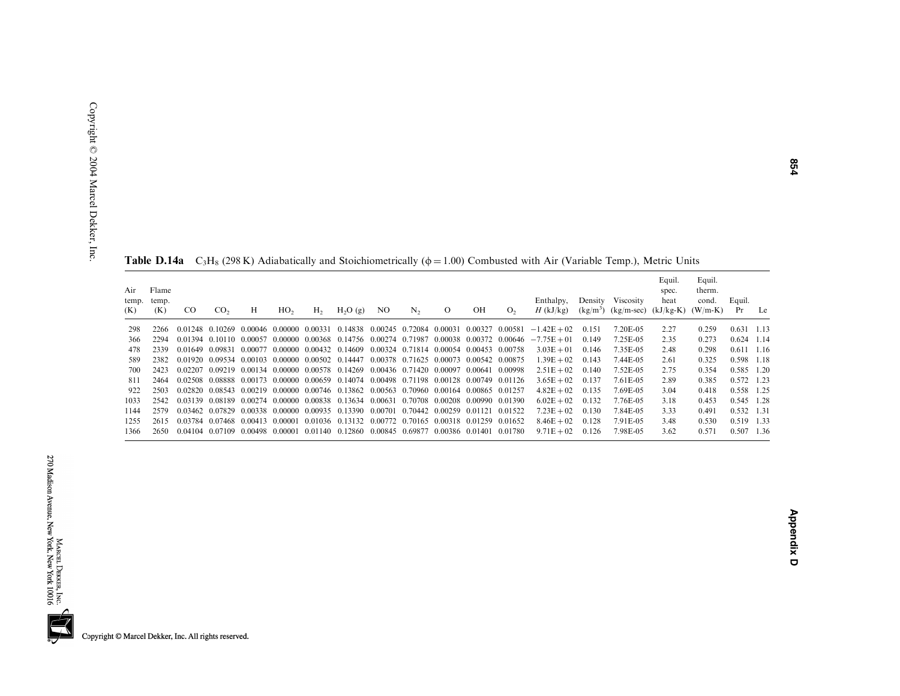**Table D.14a** $C_3H_8$ (298 K) Adiabatically and Stoichiometrically ($\phi = 1.00$) Combusted with Air (Variable Temp.), Metric Units

| Air temp. (K) | Flame temp. (K) | CO | $CO_2$ | H | $HO_2$ | $H_2$ | $H_2O$ (g) | NO | $N_2$ | O | OH | $O_2$ | Enthalpy, $H$ (kJ/kg) | Density (kg/m$^3$) | Viscosity (kg/m-sec) | Equil. spec. heat (kJ/kg-K) | Equil. therm. cond. (W/m-K) | Equil. Pr | Le |
|---|---|---|---|---|---|---|---|---|---|---|---|---|---|---|---|---|---|---|---|
| 298 | 2266 | 0.01248 | 0.10269 | 0.00046 | 0.00000 | 0.00331 | 0.14838 | 0.00245 | 0.72084 | 0.00031 | 0.00327 | 0.00581 | −1.42E+02 | 0.151 | 7.20E-05 | 2.27 | 0.259 | 0.631 | 1.13 |
| 366 | 2294 | 0.01394 | 0.10110 | 0.00057 | 0.00000 | 0.00368 | 0.14756 | 0.00274 | 0.71987 | 0.00038 | 0.00372 | 0.00646 | −7.75E+01 | 0.149 | 7.25E-05 | 2.35 | 0.273 | 0.624 | 1.14 |
| 478 | 2339 | 0.01649 | 0.09831 | 0.00077 | 0.00000 | 0.00432 | 0.14609 | 0.00324 | 0.71814 | 0.00054 | 0.00453 | 0.00758 | 3.03E+01 | 0.146 | 7.35E-05 | 2.48 | 0.298 | 0.611 | 1.16 |
| 589 | 2382 | 0.01920 | 0.09534 | 0.00103 | 0.00000 | 0.00502 | 0.14447 | 0.00378 | 0.71625 | 0.00073 | 0.00542 | 0.00875 | 1.39E+02 | 0.143 | 7.44E-05 | 2.61 | 0.325 | 0.598 | 1.18 |
| 700 | 2423 | 0.02207 | 0.09219 | 0.00134 | 0.00000 | 0.00578 | 0.14269 | 0.00436 | 0.71420 | 0.00097 | 0.00641 | 0.00998 | 2.51E+02 | 0.140 | 7.52E-05 | 2.75 | 0.354 | 0.585 | 1.20 |
| 811 | 2464 | 0.02508 | 0.08888 | 0.00173 | 0.00000 | 0.00659 | 0.14074 | 0.00498 | 0.71198 | 0.00128 | 0.00749 | 0.01126 | 3.65E+02 | 0.137 | 7.61E-05 | 2.89 | 0.385 | 0.572 | 1.23 |
| 922 | 2503 | 0.02820 | 0.08543 | 0.00219 | 0.00000 | 0.00746 | 0.13862 | 0.00563 | 0.70960 | 0.00164 | 0.00865 | 0.01257 | 4.82E+02 | 0.135 | 7.69E-05 | 3.04 | 0.418 | 0.558 | 1.25 |
| 1033 | 2542 | 0.03139 | 0.08189 | 0.00274 | 0.00000 | 0.00838 | 0.13634 | 0.00631 | 0.70708 | 0.00208 | 0.00990 | 0.01390 | 6.02E+02 | 0.132 | 7.76E-05 | 3.18 | 0.453 | 0.545 | 1.28 |
| 1144 | 2579 | 0.03462 | 0.07829 | 0.00338 | 0.00000 | 0.00935 | 0.13390 | 0.00701 | 0.70442 | 0.00259 | 0.01121 | 0.01522 | 7.23E+02 | 0.130 | 7.84E-05 | 3.33 | 0.491 | 0.532 | 1.31 |
| 1255 | 2615 | 0.03784 | 0.07468 | 0.00413 | 0.00001 | 0.01036 | 0.13132 | 0.00772 | 0.70165 | 0.00318 | 0.01259 | 0.01652 | 8.46E+02 | 0.128 | 7.91E-05 | 3.48 | 0.530 | 0.519 | 1.33 |
| 1366 | 2650 | 0.04104 | 0.07109 | 0.00498 | 0.00001 | 0.01140 | 0.12860 | 0.00845 | 0.69877 | 0.00386 | 0.01401 | 0.01780 | 9.71E+02 | 0.126 | 7.98E-05 | 3.62 | 0.571 | 0.507 | 1.36 |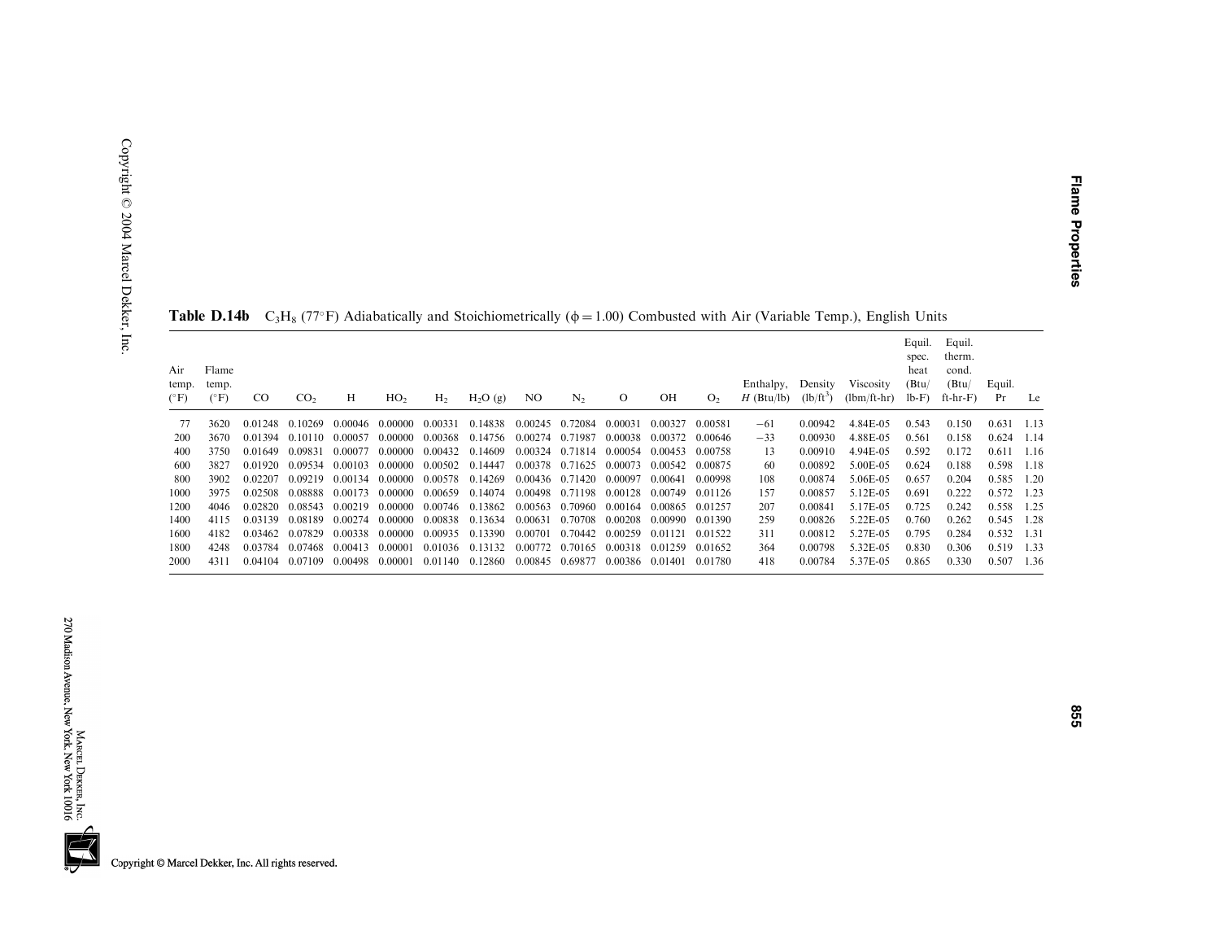**Table D.14b** $C_3H_8$ (77°F) Adiabatically and Stoichiometrically ($\phi = 1.00$) Combusted with Air (Variable Temp.), English Units

| Air temp. (°F) | Flame temp. (°F) | CO | $CO_2$ | H | $HO_2$ | $H_2$ | $H_2O$ (g) | NO | $N_2$ | O | OH | $O_2$ | Enthalpy, $H$ (Btu/lb) | Density (lb/ft$^3$) | Viscosity (lbm/ft-hr) | Equil. spec. heat (Btu/lb-F) | Equil. therm. cond. (Btu/ft-hr-F) | Equil. Pr | Le |
|---|---|---|---|---|---|---|---|---|---|---|---|---|---|---|---|---|---|---|---|
| 77 | 3620 | 0.01248 | 0.10269 | 0.00046 | 0.00000 | 0.00331 | 0.14838 | 0.00245 | 0.72084 | 0.00031 | 0.00327 | 0.00581 | −61 | 0.00942 | 4.84E-05 | 0.543 | 0.150 | 0.631 | 1.13 |
| 200 | 3670 | 0.01394 | 0.10110 | 0.00057 | 0.00000 | 0.00368 | 0.14756 | 0.00274 | 0.71987 | 0.00038 | 0.00372 | 0.00646 | −33 | 0.00930 | 4.88E-05 | 0.561 | 0.158 | 0.624 | 1.14 |
| 400 | 3750 | 0.01649 | 0.09831 | 0.00077 | 0.00000 | 0.00432 | 0.14609 | 0.00324 | 0.71814 | 0.00054 | 0.00453 | 0.00758 | 13 | 0.00910 | 4.94E-05 | 0.592 | 0.172 | 0.611 | 1.16 |
| 600 | 3827 | 0.01920 | 0.09534 | 0.00103 | 0.00000 | 0.00502 | 0.14447 | 0.00378 | 0.71625 | 0.00073 | 0.00542 | 0.00875 | 60 | 0.00892 | 5.00E-05 | 0.624 | 0.188 | 0.598 | 1.18 |
| 800 | 3902 | 0.02207 | 0.09219 | 0.00134 | 0.00000 | 0.00578 | 0.14269 | 0.00436 | 0.71420 | 0.00097 | 0.00641 | 0.00998 | 108 | 0.00874 | 5.06E-05 | 0.657 | 0.204 | 0.585 | 1.20 |
| 1000 | 3975 | 0.02508 | 0.08888 | 0.00173 | 0.00000 | 0.00659 | 0.14074 | 0.00498 | 0.71198 | 0.00128 | 0.00749 | 0.01126 | 157 | 0.00857 | 5.12E-05 | 0.691 | 0.222 | 0.572 | 1.23 |
| 1200 | 4046 | 0.02820 | 0.08543 | 0.00219 | 0.00000 | 0.00746 | 0.13862 | 0.00563 | 0.70960 | 0.00164 | 0.00865 | 0.01257 | 207 | 0.00841 | 5.17E-05 | 0.725 | 0.242 | 0.558 | 1.25 |
| 1400 | 4115 | 0.03139 | 0.08189 | 0.00274 | 0.00000 | 0.00838 | 0.13634 | 0.00631 | 0.70708 | 0.00208 | 0.00990 | 0.01390 | 259 | 0.00826 | 5.22E-05 | 0.760 | 0.262 | 0.545 | 1.28 |
| 1600 | 4182 | 0.03462 | 0.07829 | 0.00338 | 0.00000 | 0.00935 | 0.13390 | 0.00701 | 0.70442 | 0.00259 | 0.01121 | 0.01522 | 311 | 0.00812 | 5.27E-05 | 0.795 | 0.284 | 0.532 | 1.31 |
| 1800 | 4248 | 0.03784 | 0.07468 | 0.00413 | 0.00001 | 0.01036 | 0.13132 | 0.00772 | 0.70165 | 0.00318 | 0.01259 | 0.01652 | 364 | 0.00798 | 5.32E-05 | 0.830 | 0.306 | 0.519 | 1.33 |
| 2000 | 4311 | 0.04104 | 0.07109 | 0.00498 | 0.00001 | 0.01140 | 0.12860 | 0.00845 | 0.69877 | 0.00386 | 0.01401 | 0.01780 | 418 | 0.00784 | 5.37E-05 | 0.865 | 0.330 | 0.507 | 1.36 |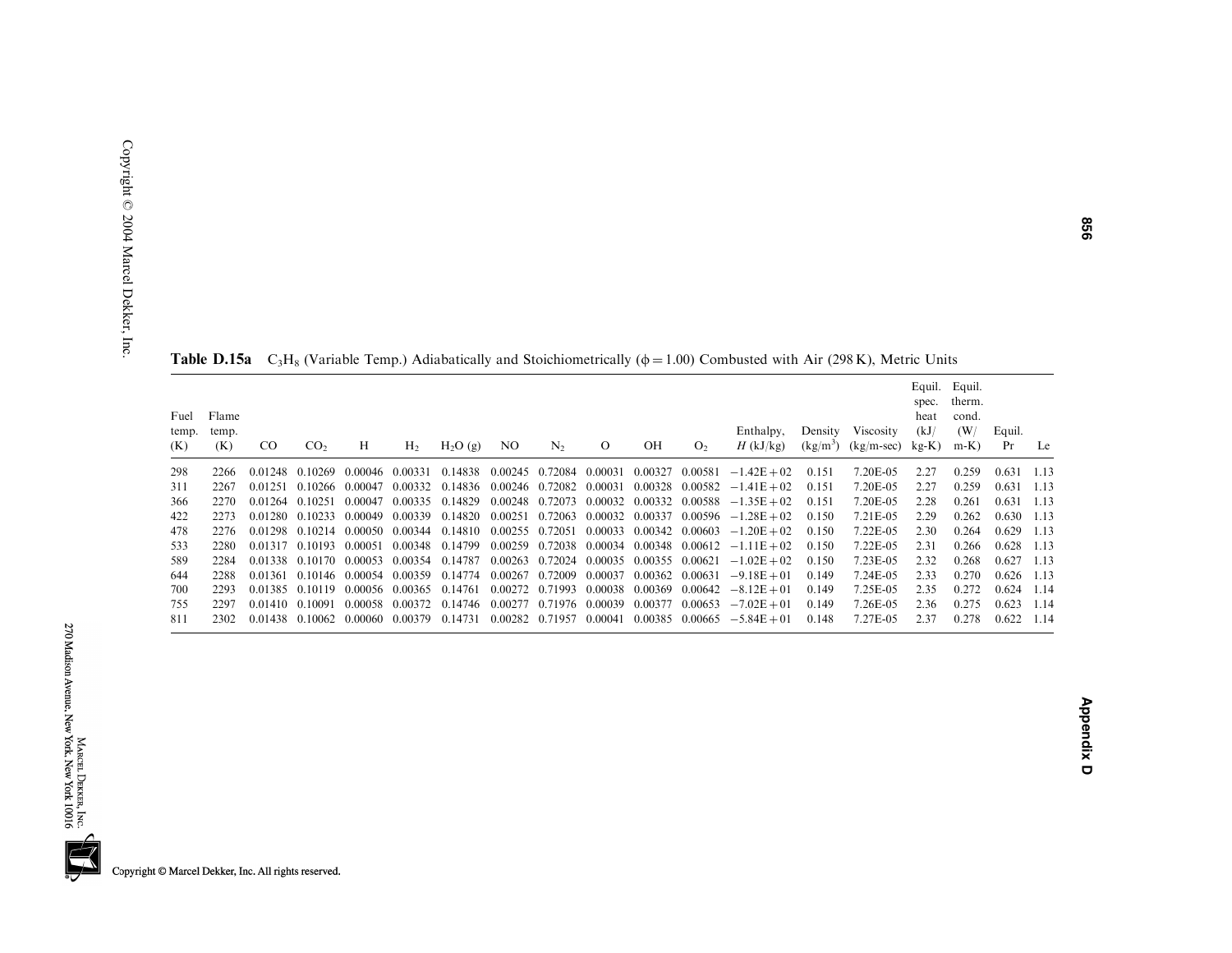**Table D.15a** $C_3H_8$ (Variable Temp.) Adiabatically and Stoichiometrically ($\phi = 1.00$) Combusted with Air (298 K), Metric Units

| Fuel temp. (K) | Flame temp. (K) | CO | $CO_2$ | H | $H_2$ | $H_2O$ (g) | NO | $N_2$ | O | OH | $O_2$ | Enthalpy, $H$ (kJ/kg) | Density (kg/m$^3$) | Viscosity (kg/m-sec) | Equil. spec. heat (kJ/ kg-K) | Equil. therm. cond. (W/ m-K) | Equil. Pr | Le |
|---|---|---|---|---|---|---|---|---|---|---|---|---|---|---|---|---|---|---|
| 298 | 2266 | 0.01248 | 0.10269 | 0.00046 | 0.00331 | 0.14838 | 0.00245 | 0.72084 | 0.00031 | 0.00327 | 0.00581 | $-1.42E+02$ | 0.151 | 7.20E-05 | 2.27 | 0.259 | 0.631 | 1.13 |
| 311 | 2267 | 0.01251 | 0.10266 | 0.00047 | 0.00332 | 0.14836 | 0.00246 | 0.72082 | 0.00031 | 0.00328 | 0.00582 | $-1.41E+02$ | 0.151 | 7.20E-05 | 2.27 | 0.259 | 0.631 | 1.13 |
| 366 | 2270 | 0.01264 | 0.10251 | 0.00047 | 0.00335 | 0.14829 | 0.00248 | 0.72073 | 0.00032 | 0.00332 | 0.00588 | $-1.35E+02$ | 0.151 | 7.20E-05 | 2.28 | 0.261 | 0.631 | 1.13 |
| 422 | 2273 | 0.01280 | 0.10233 | 0.00049 | 0.00339 | 0.14820 | 0.00251 | 0.72063 | 0.00032 | 0.00337 | 0.00596 | $-1.28E+02$ | 0.150 | 7.21E-05 | 2.29 | 0.262 | 0.630 | 1.13 |
| 478 | 2276 | 0.01298 | 0.10214 | 0.00050 | 0.00344 | 0.14810 | 0.00255 | 0.72051 | 0.00033 | 0.00342 | 0.00603 | $-1.20E+02$ | 0.150 | 7.22E-05 | 2.30 | 0.264 | 0.629 | 1.13 |
| 533 | 2280 | 0.01317 | 0.10193 | 0.00051 | 0.00348 | 0.14799 | 0.00259 | 0.72038 | 0.00034 | 0.00348 | 0.00612 | $-1.11E+02$ | 0.150 | 7.22E-05 | 2.31 | 0.266 | 0.628 | 1.13 |
| 589 | 2284 | 0.01338 | 0.10170 | 0.00053 | 0.00354 | 0.14787 | 0.00263 | 0.72024 | 0.00035 | 0.00355 | 0.00621 | $-1.02E+02$ | 0.150 | 7.23E-05 | 2.32 | 0.268 | 0.627 | 1.13 |
| 644 | 2288 | 0.01361 | 0.10146 | 0.00054 | 0.00359 | 0.14774 | 0.00267 | 0.72009 | 0.00037 | 0.00362 | 0.00631 | $-9.18E+01$ | 0.149 | 7.24E-05 | 2.33 | 0.270 | 0.626 | 1.13 |
| 700 | 2293 | 0.01385 | 0.10119 | 0.00056 | 0.00365 | 0.14761 | 0.00272 | 0.71993 | 0.00038 | 0.00369 | 0.00642 | $-8.12E+01$ | 0.149 | 7.25E-05 | 2.35 | 0.272 | 0.624 | 1.14 |
| 755 | 2297 | 0.01410 | 0.10091 | 0.00058 | 0.00372 | 0.14746 | 0.00277 | 0.71976 | 0.00039 | 0.00377 | 0.00653 | $-7.02E+01$ | 0.149 | 7.26E-05 | 2.36 | 0.275 | 0.623 | 1.14 |
| 811 | 2302 | 0.01438 | 0.10062 | 0.00060 | 0.00379 | 0.14731 | 0.00282 | 0.71957 | 0.00041 | 0.00385 | 0.00665 | $-5.84E+01$ | 0.148 | 7.27E-05 | 2.37 | 0.278 | 0.622 | 1.14 |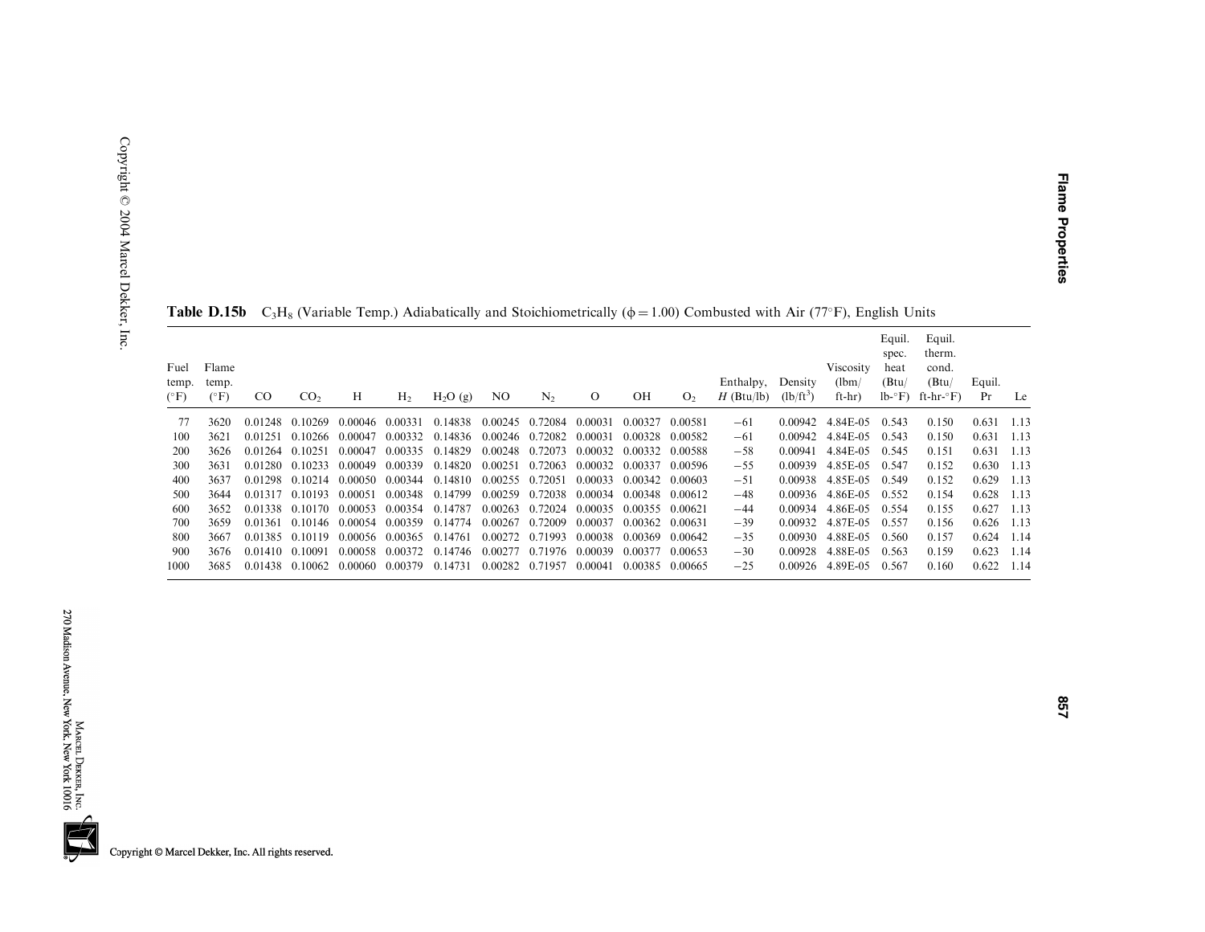**Table D.15b** $C_3H_8$ (Variable Temp.) Adiabatically and Stoichiometrically ($\phi = 1.00$) Combusted with Air (77°F), English Units

| Fuel temp. (°F) | Flame temp. (°F) | CO | $CO_2$ | H | $H_2$ | $H_2O$ (g) | NO | $N_2$ | O | OH | $O_2$ | Enthalpy, $H$ (Btu/lb) | Density (lb/ft$^3$) | Viscosity (lbm/ft-hr) | Equil. spec. heat (Btu/lb-°F) | Equil. therm. cond. (Btu/ft-hr-°F) | Equil. Pr | Le |
|---|---|---|---|---|---|---|---|---|---|---|---|---|---|---|---|---|---|---|
| 77 | 3620 | 0.01248 | 0.10269 | 0.00046 | 0.00331 | 0.14838 | 0.00245 | 0.72084 | 0.00031 | 0.00327 | 0.00581 | −61 | 0.00942 | 4.84E-05 | 0.543 | 0.150 | 0.631 | 1.13 |
| 100 | 3621 | 0.01251 | 0.10266 | 0.00047 | 0.00332 | 0.14836 | 0.00246 | 0.72082 | 0.00031 | 0.00328 | 0.00582 | −61 | 0.00942 | 4.84E-05 | 0.543 | 0.150 | 0.631 | 1.13 |
| 200 | 3626 | 0.01264 | 0.10251 | 0.00047 | 0.00335 | 0.14829 | 0.00248 | 0.72073 | 0.00032 | 0.00332 | 0.00588 | −58 | 0.00941 | 4.84E-05 | 0.545 | 0.151 | 0.631 | 1.13 |
| 300 | 3631 | 0.01280 | 0.10233 | 0.00049 | 0.00339 | 0.14820 | 0.00251 | 0.72063 | 0.00032 | 0.00337 | 0.00596 | −55 | 0.00939 | 4.85E-05 | 0.547 | 0.152 | 0.630 | 1.13 |
| 400 | 3637 | 0.01298 | 0.10214 | 0.00050 | 0.00344 | 0.14810 | 0.00255 | 0.72051 | 0.00033 | 0.00342 | 0.00603 | −51 | 0.00938 | 4.85E-05 | 0.549 | 0.152 | 0.629 | 1.13 |
| 500 | 3644 | 0.01317 | 0.10193 | 0.00051 | 0.00348 | 0.14799 | 0.00259 | 0.72038 | 0.00034 | 0.00348 | 0.00612 | −48 | 0.00936 | 4.86E-05 | 0.552 | 0.154 | 0.628 | 1.13 |
| 600 | 3652 | 0.01338 | 0.10170 | 0.00053 | 0.00354 | 0.14787 | 0.00263 | 0.72024 | 0.00035 | 0.00355 | 0.00621 | −44 | 0.00934 | 4.86E-05 | 0.554 | 0.155 | 0.627 | 1.13 |
| 700 | 3659 | 0.01361 | 0.10146 | 0.00054 | 0.00359 | 0.14774 | 0.00267 | 0.72009 | 0.00037 | 0.00362 | 0.00631 | −39 | 0.00932 | 4.87E-05 | 0.557 | 0.156 | 0.626 | 1.13 |
| 800 | 3667 | 0.01385 | 0.10119 | 0.00056 | 0.00365 | 0.14761 | 0.00272 | 0.71993 | 0.00038 | 0.00369 | 0.00642 | −35 | 0.00930 | 4.88E-05 | 0.560 | 0.157 | 0.624 | 1.14 |
| 900 | 3676 | 0.01410 | 0.10091 | 0.00058 | 0.00372 | 0.14746 | 0.00277 | 0.71976 | 0.00039 | 0.00377 | 0.00653 | −30 | 0.00928 | 4.88E-05 | 0.563 | 0.159 | 0.623 | 1.14 |
| 1000 | 3685 | 0.01438 | 0.10062 | 0.00060 | 0.00379 | 0.14731 | 0.00282 | 0.71957 | 0.00041 | 0.00385 | 0.00665 | −25 | 0.00926 | 4.89E-05 | 0.567 | 0.160 | 0.622 | 1.14 |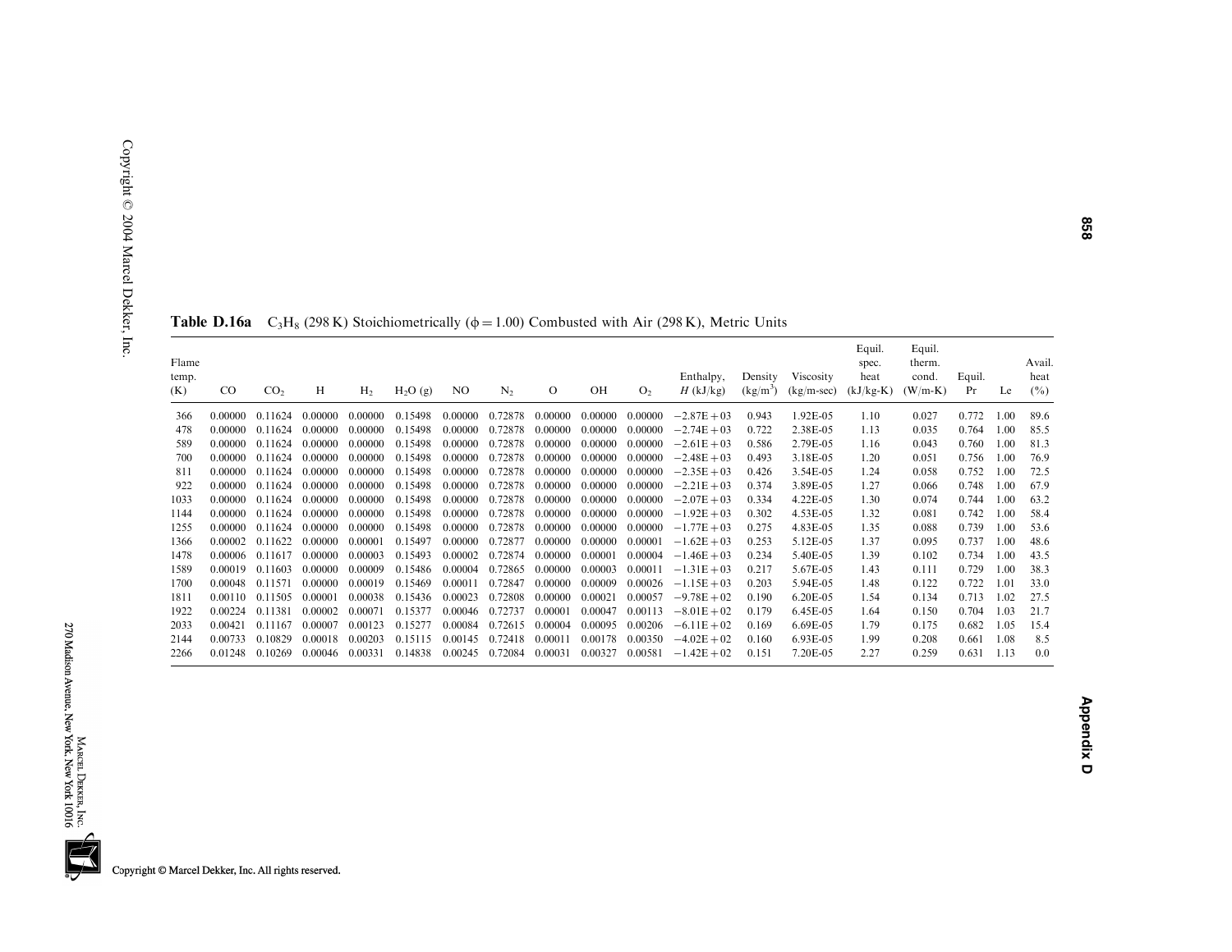**Table D.16a** $C_3H_8$ (298 K) Stoichiometrically ($\phi = 1.00$) Combusted with Air (298 K), Metric Units

| Flame temp. (K) | CO | $CO_2$ | H | $H_2$ | $H_2O$ (g) | NO | $N_2$ | O | OH | $O_2$ | Enthalpy, $H$ (kJ/kg) | Density (kg/m$^3$) | Viscosity (kg/m-sec) | Equil. spec. heat (kJ/kg-K) | Equil. therm. cond. (W/m-K) | Equil. Pr | Le | Avail. heat (%) |
|---|---|---|---|---|---|---|---|---|---|---|---|---|---|---|---|---|---|---|
| 366 | 0.00000 | 0.11624 | 0.00000 | 0.00000 | 0.15498 | 0.00000 | 0.72878 | 0.00000 | 0.00000 | 0.00000 | −2.87E+03 | 0.943 | 1.92E-05 | 1.10 | 0.027 | 0.772 | 1.00 | 89.6 |
| 478 | 0.00000 | 0.11624 | 0.00000 | 0.00000 | 0.15498 | 0.00000 | 0.72878 | 0.00000 | 0.00000 | 0.00000 | −2.74E+03 | 0.722 | 2.38E-05 | 1.13 | 0.035 | 0.764 | 1.00 | 85.5 |
| 589 | 0.00000 | 0.11624 | 0.00000 | 0.00000 | 0.15498 | 0.00000 | 0.72878 | 0.00000 | 0.00000 | 0.00000 | −2.61E+03 | 0.586 | 2.79E-05 | 1.16 | 0.043 | 0.760 | 1.00 | 81.3 |
| 700 | 0.00000 | 0.11624 | 0.00000 | 0.00000 | 0.15498 | 0.00000 | 0.72878 | 0.00000 | 0.00000 | 0.00000 | −2.48E+03 | 0.493 | 3.18E-05 | 1.20 | 0.051 | 0.756 | 1.00 | 76.9 |
| 811 | 0.00000 | 0.11624 | 0.00000 | 0.00000 | 0.15498 | 0.00000 | 0.72878 | 0.00000 | 0.00000 | 0.00000 | −2.35E+03 | 0.426 | 3.54E-05 | 1.24 | 0.058 | 0.752 | 1.00 | 72.5 |
| 922 | 0.00000 | 0.11624 | 0.00000 | 0.00000 | 0.15498 | 0.00000 | 0.72878 | 0.00000 | 0.00000 | 0.00000 | −2.21E+03 | 0.374 | 3.89E-05 | 1.27 | 0.066 | 0.748 | 1.00 | 67.9 |
| 1033 | 0.00000 | 0.11624 | 0.00000 | 0.00000 | 0.15498 | 0.00000 | 0.72878 | 0.00000 | 0.00000 | 0.00000 | −2.07E+03 | 0.334 | 4.22E-05 | 1.30 | 0.074 | 0.744 | 1.00 | 63.2 |
| 1144 | 0.00000 | 0.11624 | 0.00000 | 0.00000 | 0.15498 | 0.00000 | 0.72878 | 0.00000 | 0.00000 | 0.00000 | −1.92E+03 | 0.302 | 4.53E-05 | 1.32 | 0.081 | 0.742 | 1.00 | 58.4 |
| 1255 | 0.00000 | 0.11624 | 0.00000 | 0.00000 | 0.15498 | 0.00000 | 0.72878 | 0.00000 | 0.00000 | 0.00000 | −1.77E+03 | 0.275 | 4.83E-05 | 1.35 | 0.088 | 0.739 | 1.00 | 53.6 |
| 1366 | 0.00002 | 0.11622 | 0.00000 | 0.00001 | 0.15497 | 0.00000 | 0.72877 | 0.00000 | 0.00000 | 0.00001 | −1.62E+03 | 0.253 | 5.12E-05 | 1.37 | 0.095 | 0.737 | 1.00 | 48.6 |
| 1478 | 0.00006 | 0.11617 | 0.00000 | 0.00003 | 0.15493 | 0.00002 | 0.72874 | 0.00000 | 0.00001 | 0.00004 | −1.46E+03 | 0.234 | 5.40E-05 | 1.39 | 0.102 | 0.734 | 1.00 | 43.5 |
| 1589 | 0.00019 | 0.11603 | 0.00000 | 0.00009 | 0.15486 | 0.00004 | 0.72865 | 0.00000 | 0.00003 | 0.00011 | −1.31E+03 | 0.217 | 5.67E-05 | 1.43 | 0.111 | 0.729 | 1.00 | 38.3 |
| 1700 | 0.00048 | 0.11571 | 0.00000 | 0.00019 | 0.15469 | 0.00011 | 0.72847 | 0.00000 | 0.00009 | 0.00026 | −1.15E+03 | 0.203 | 5.94E-05 | 1.48 | 0.122 | 0.722 | 1.01 | 33.0 |
| 1811 | 0.00110 | 0.11505 | 0.00001 | 0.00038 | 0.15436 | 0.00023 | 0.72808 | 0.00000 | 0.00021 | 0.00057 | −9.78E+02 | 0.190 | 6.20E-05 | 1.54 | 0.134 | 0.713 | 1.02 | 27.5 |
| 1922 | 0.00224 | 0.11381 | 0.00002 | 0.00071 | 0.15377 | 0.00046 | 0.72737 | 0.00001 | 0.00047 | 0.00113 | −8.01E+02 | 0.179 | 6.45E-05 | 1.64 | 0.150 | 0.704 | 1.03 | 21.7 |
| 2033 | 0.00421 | 0.11167 | 0.00007 | 0.00123 | 0.15277 | 0.00084 | 0.72615 | 0.00004 | 0.00095 | 0.00206 | −6.11E+02 | 0.169 | 6.69E-05 | 1.79 | 0.175 | 0.682 | 1.05 | 15.4 |
| 2144 | 0.00733 | 0.10829 | 0.00018 | 0.00203 | 0.15115 | 0.00145 | 0.72418 | 0.00011 | 0.00178 | 0.00350 | −4.02E+02 | 0.160 | 6.93E-05 | 1.99 | 0.208 | 0.661 | 1.08 | 8.5 |
| 2266 | 0.01248 | 0.10269 | 0.00046 | 0.00331 | 0.14838 | 0.00245 | 0.72084 | 0.00031 | 0.00327 | 0.00581 | −1.42E+02 | 0.151 | 7.20E-05 | 2.27 | 0.259 | 0.631 | 1.13 | 0.0 |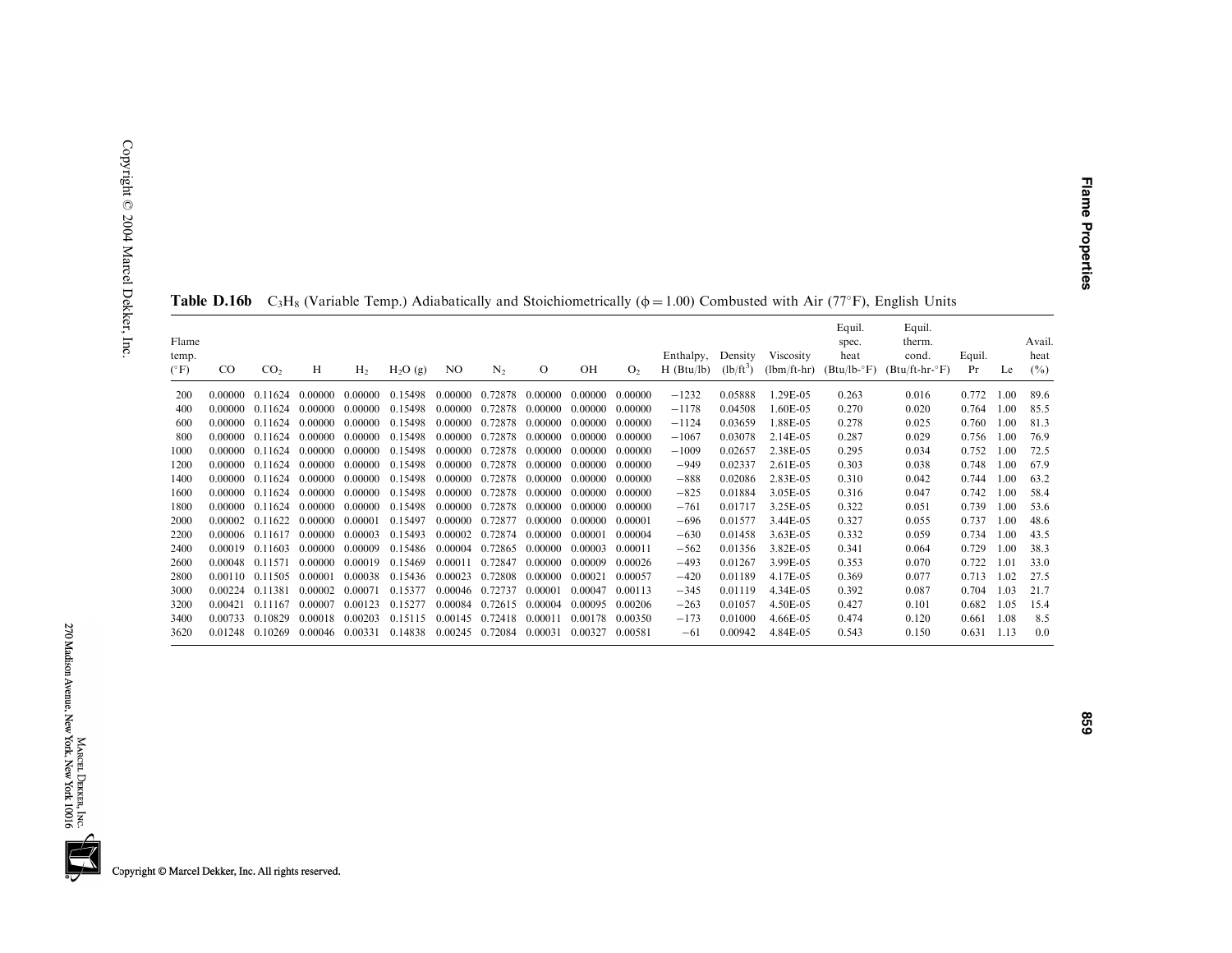**Table D.16b** $C_3H_8$ (Variable Temp.) Adiabatically and Stoichiometrically ($\phi = 1.00$) Combusted with Air (77°F), English Units

| Flame temp. (°F) | CO | $CO_2$ | H | $H_2$ | $H_2O$ (g) | NO | $N_2$ | O | OH | $O_2$ | Enthalpy, H (Btu/lb) | Density (lb/ft$^3$) | Viscosity (lbm/ft-hr) | Equil. spec. heat (Btu/lb-°F) | Equil. therm. cond. (Btu/ft-hr-°F) | Equil. Pr | Le | Avail. heat (%) |
|---|---|---|---|---|---|---|---|---|---|---|---|---|---|---|---|---|---|---|
| 200 | 0.00000 | 0.11624 | 0.00000 | 0.00000 | 0.15498 | 0.00000 | 0.72878 | 0.00000 | 0.00000 | 0.00000 | −1232 | 0.05888 | 1.29E-05 | 0.263 | 0.016 | 0.772 | 1.00 | 89.6 |
| 400 | 0.00000 | 0.11624 | 0.00000 | 0.00000 | 0.15498 | 0.00000 | 0.72878 | 0.00000 | 0.00000 | 0.00000 | −1178 | 0.04508 | 1.60E-05 | 0.270 | 0.020 | 0.764 | 1.00 | 85.5 |
| 600 | 0.00000 | 0.11624 | 0.00000 | 0.00000 | 0.15498 | 0.00000 | 0.72878 | 0.00000 | 0.00000 | 0.00000 | −1124 | 0.03659 | 1.88E-05 | 0.278 | 0.025 | 0.760 | 1.00 | 81.3 |
| 800 | 0.00000 | 0.11624 | 0.00000 | 0.00000 | 0.15498 | 0.00000 | 0.72878 | 0.00000 | 0.00000 | 0.00000 | −1067 | 0.03078 | 2.14E-05 | 0.287 | 0.029 | 0.756 | 1.00 | 76.9 |
| 1000 | 0.00000 | 0.11624 | 0.00000 | 0.00000 | 0.15498 | 0.00000 | 0.72878 | 0.00000 | 0.00000 | 0.00000 | −1009 | 0.02657 | 2.38E-05 | 0.295 | 0.034 | 0.752 | 1.00 | 72.5 |
| 1200 | 0.00000 | 0.11624 | 0.00000 | 0.00000 | 0.15498 | 0.00000 | 0.72878 | 0.00000 | 0.00000 | 0.00000 | −949 | 0.02337 | 2.61E-05 | 0.303 | 0.038 | 0.748 | 1.00 | 67.9 |
| 1400 | 0.00000 | 0.11624 | 0.00000 | 0.00000 | 0.15498 | 0.00000 | 0.72878 | 0.00000 | 0.00000 | 0.00000 | −888 | 0.02086 | 2.83E-05 | 0.310 | 0.042 | 0.744 | 1.00 | 63.2 |
| 1600 | 0.00000 | 0.11624 | 0.00000 | 0.00000 | 0.15498 | 0.00000 | 0.72878 | 0.00000 | 0.00000 | 0.00000 | −825 | 0.01884 | 3.05E-05 | 0.316 | 0.047 | 0.742 | 1.00 | 58.4 |
| 1800 | 0.00000 | 0.11624 | 0.00000 | 0.00000 | 0.15498 | 0.00000 | 0.72878 | 0.00000 | 0.00000 | 0.00000 | −761 | 0.01717 | 3.25E-05 | 0.322 | 0.051 | 0.739 | 1.00 | 53.6 |
| 2000 | 0.00002 | 0.11622 | 0.00000 | 0.00001 | 0.15497 | 0.00000 | 0.72877 | 0.00000 | 0.00000 | 0.00001 | −696 | 0.01577 | 3.44E-05 | 0.327 | 0.055 | 0.737 | 1.00 | 48.6 |
| 2200 | 0.00006 | 0.11617 | 0.00000 | 0.00003 | 0.15493 | 0.00002 | 0.72874 | 0.00000 | 0.00001 | 0.00004 | −630 | 0.01458 | 3.63E-05 | 0.332 | 0.059 | 0.734 | 1.00 | 43.5 |
| 2400 | 0.00019 | 0.11603 | 0.00000 | 0.00009 | 0.15486 | 0.00004 | 0.72865 | 0.00000 | 0.00003 | 0.00011 | −562 | 0.01356 | 3.82E-05 | 0.341 | 0.064 | 0.729 | 1.00 | 38.3 |
| 2600 | 0.00048 | 0.11571 | 0.00000 | 0.00019 | 0.15469 | 0.00011 | 0.72847 | 0.00000 | 0.00009 | 0.00026 | −493 | 0.01267 | 3.99E-05 | 0.353 | 0.070 | 0.722 | 1.01 | 33.0 |
| 2800 | 0.00110 | 0.11505 | 0.00001 | 0.00038 | 0.15436 | 0.00023 | 0.72808 | 0.00000 | 0.00021 | 0.00057 | −420 | 0.01189 | 4.17E-05 | 0.369 | 0.077 | 0.713 | 1.02 | 27.5 |
| 3000 | 0.00224 | 0.11381 | 0.00002 | 0.00071 | 0.15377 | 0.00046 | 0.72737 | 0.00001 | 0.00047 | 0.00113 | −345 | 0.01119 | 4.34E-05 | 0.392 | 0.087 | 0.704 | 1.03 | 21.7 |
| 3200 | 0.00421 | 0.11167 | 0.00007 | 0.00123 | 0.15277 | 0.00084 | 0.72615 | 0.00004 | 0.00095 | 0.00206 | −263 | 0.01057 | 4.50E-05 | 0.427 | 0.101 | 0.682 | 1.05 | 15.4 |
| 3400 | 0.00733 | 0.10829 | 0.00018 | 0.00203 | 0.15115 | 0.00145 | 0.72418 | 0.00011 | 0.00178 | 0.00350 | −173 | 0.01000 | 4.66E-05 | 0.474 | 0.120 | 0.661 | 1.08 | 8.5 |
| 3620 | 0.01248 | 0.10269 | 0.00046 | 0.00331 | 0.14838 | 0.00245 | 0.72084 | 0.00031 | 0.00327 | 0.00581 | −61 | 0.00942 | 4.84E-05 | 0.543 | 0.150 | 0.631 | 1.13 | 0.0 |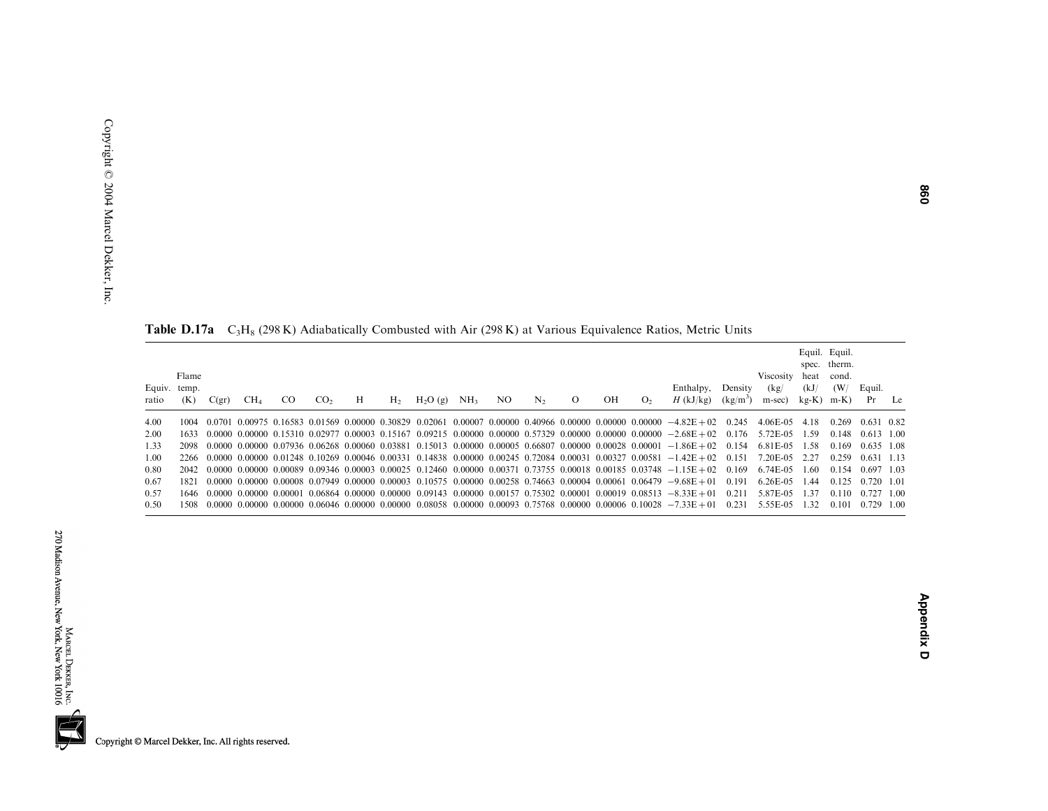**Table D.17a** $C_3H_8$ (298 K) Adiabatically Combusted with Air (298 K) at Various Equivalence Ratios, Metric Units

| Equiv. ratio | Flame temp. (K) | C(gr) | $CH_4$ | CO | $CO_2$ | H | $H_2$ | $H_2O$ (g) | $NH_3$ | NO | $N_2$ | O | OH | $O_2$ | Enthalpy, $H$ (kJ/kg) | Density (kg/m$^3$) | Viscosity (kg/m-sec) | Equil. spec. heat (kJ/kg-K) | Equil. therm. cond. (W/m-K) | Equil. Pr | Le |
|---|---|---|---|---|---|---|---|---|---|---|---|---|---|---|---|---|---|---|---|---|---|
| 4.00 | 1004 | 0.0701 | 0.00975 | 0.16583 | 0.01569 | 0.00000 | 0.30829 | 0.02061 | 0.00007 | 0.00000 | 0.40966 | 0.00000 | 0.00000 | 0.00000 | −4.82E+02 | 0.245 | 4.06E-05 | 4.18 | 0.269 | 0.631 | 0.82 |
| 2.00 | 1633 | 0.0000 | 0.00000 | 0.15310 | 0.02977 | 0.00003 | 0.15167 | 0.09215 | 0.00000 | 0.00000 | 0.57329 | 0.00000 | 0.00000 | 0.00000 | −2.68E+02 | 0.176 | 5.72E-05 | 1.59 | 0.148 | 0.613 | 1.00 |
| 1.33 | 2098 | 0.0000 | 0.00000 | 0.07936 | 0.06268 | 0.00060 | 0.03881 | 0.15013 | 0.00000 | 0.00005 | 0.66807 | 0.00000 | 0.00028 | 0.00001 | −1.86E+02 | 0.154 | 6.81E-05 | 1.58 | 0.169 | 0.635 | 1.08 |
| 1.00 | 2266 | 0.0000 | 0.00000 | 0.01248 | 0.10269 | 0.00046 | 0.00331 | 0.14838 | 0.00000 | 0.00245 | 0.72084 | 0.00031 | 0.00327 | 0.00581 | −1.42E+02 | 0.151 | 7.20E-05 | 2.27 | 0.259 | 0.631 | 1.13 |
| 0.80 | 2042 | 0.0000 | 0.00000 | 0.00089 | 0.09346 | 0.00003 | 0.00025 | 0.12460 | 0.00000 | 0.00371 | 0.73755 | 0.00018 | 0.00185 | 0.03748 | −1.15E+02 | 0.169 | 6.74E-05 | 1.60 | 0.154 | 0.697 | 1.03 |
| 0.67 | 1821 | 0.0000 | 0.00000 | 0.00008 | 0.07949 | 0.00000 | 0.00003 | 0.10575 | 0.00000 | 0.00258 | 0.74663 | 0.00004 | 0.00061 | 0.06479 | −9.68E+01 | 0.191 | 6.26E-05 | 1.44 | 0.125 | 0.720 | 1.01 |
| 0.57 | 1646 | 0.0000 | 0.00000 | 0.00001 | 0.06864 | 0.00000 | 0.00000 | 0.09143 | 0.00000 | 0.00157 | 0.75302 | 0.00001 | 0.00019 | 0.08513 | −8.33E+01 | 0.211 | 5.87E-05 | 1.37 | 0.110 | 0.727 | 1.00 |
| 0.50 | 1508 | 0.0000 | 0.00000 | 0.00000 | 0.06046 | 0.00000 | 0.00000 | 0.08058 | 0.00000 | 0.00093 | 0.75768 | 0.00000 | 0.00006 | 0.10028 | −7.33E+01 | 0.231 | 5.55E-05 | 1.32 | 0.101 | 0.729 | 1.00 |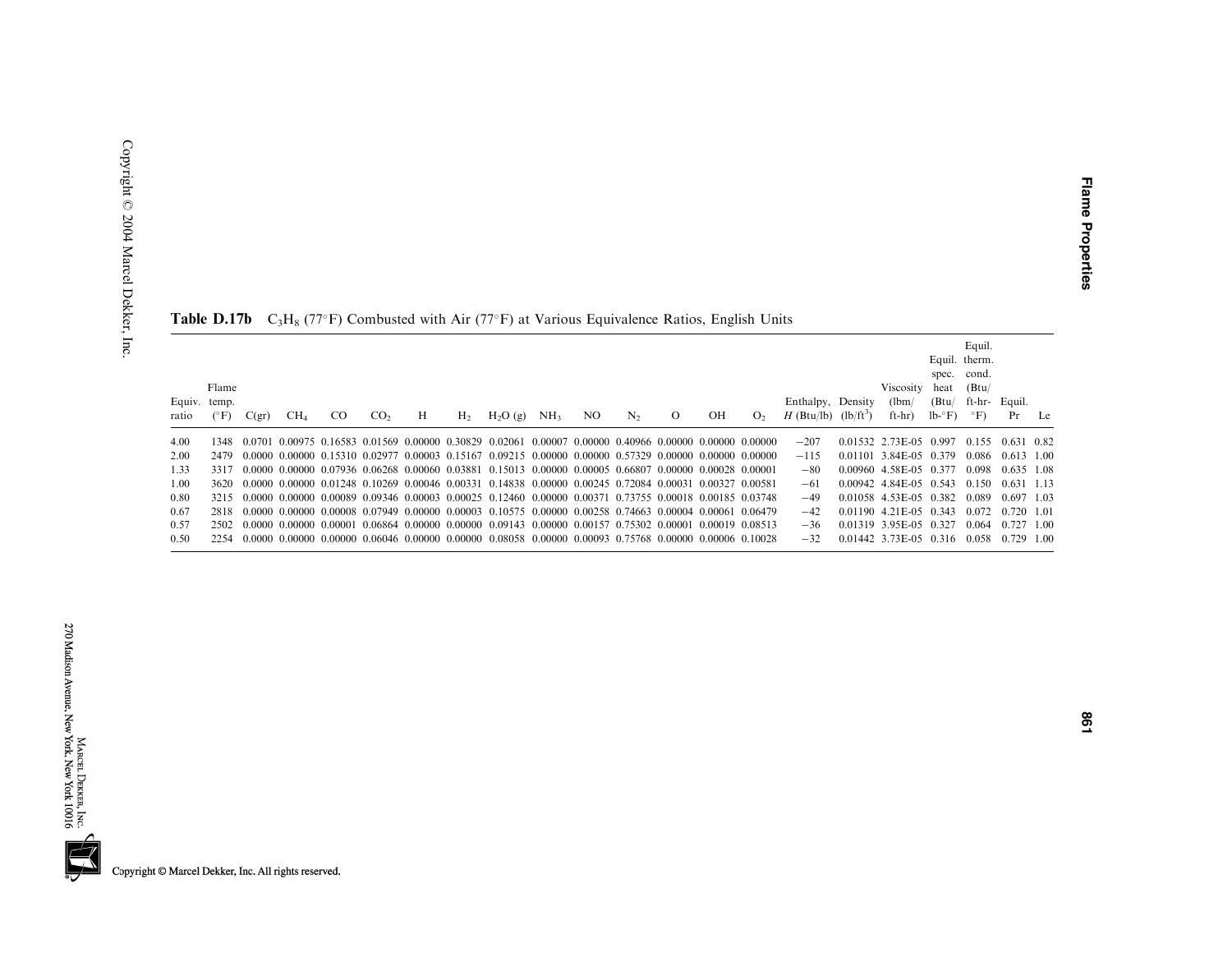**Table D.17b** $C_3H_8$ (77°F) Combusted with Air (77°F) at Various Equivalence Ratios, English Units

| Equiv. ratio | Flame temp. (°F) | C(gr) | $CH_4$ | CO | $CO_2$ | H | $H_2$ | $H_2O$ (g) | $NH_3$ | NO | $N_2$ | O | OH | $O_2$ | Enthalpy, $H$ (Btu/lb) | Density (lb/ft$^3$) | Viscosity (lbm/ft-hr) | Equil. spec. heat (Btu/lb-°F) | Equil. therm. cond. (Btu/ft-hr-°F) | Equil. Pr | Le |
|---|---|---|---|---|---|---|---|---|---|---|---|---|---|---|---|---|---|---|---|---|---|
| 4.00 | 1348 | 0.0701 | 0.00975 | 0.16583 | 0.01569 | 0.00000 | 0.30829 | 0.02061 | 0.00007 | 0.00000 | 0.40966 | 0.00000 | 0.00000 | 0.00000 | −207 | 0.01532 | 2.73E-05 | 0.997 | 0.155 | 0.631 | 0.82 |
| 2.00 | 2479 | 0.0000 | 0.00000 | 0.15310 | 0.02977 | 0.00003 | 0.15167 | 0.09215 | 0.00000 | 0.00000 | 0.57329 | 0.00000 | 0.00000 | 0.00000 | −115 | 0.01101 | 3.84E-05 | 0.379 | 0.086 | 0.613 | 1.00 |
| 1.33 | 3317 | 0.0000 | 0.00000 | 0.07936 | 0.06268 | 0.00060 | 0.03881 | 0.15013 | 0.00000 | 0.00005 | 0.66807 | 0.00000 | 0.00028 | 0.00001 | −80 | 0.00960 | 4.58E-05 | 0.377 | 0.098 | 0.635 | 1.08 |
| 1.00 | 3620 | 0.0000 | 0.00000 | 0.01248 | 0.10269 | 0.00046 | 0.00331 | 0.14838 | 0.00000 | 0.00245 | 0.72084 | 0.00031 | 0.00327 | 0.00581 | −61 | 0.00942 | 4.84E-05 | 0.543 | 0.150 | 0.631 | 1.13 |
| 0.80 | 3215 | 0.0000 | 0.00000 | 0.00089 | 0.09346 | 0.00003 | 0.00025 | 0.12460 | 0.00000 | 0.00371 | 0.73755 | 0.00018 | 0.00185 | 0.03748 | −49 | 0.01058 | 4.53E-05 | 0.382 | 0.089 | 0.697 | 1.03 |
| 0.67 | 2818 | 0.0000 | 0.00000 | 0.00008 | 0.07949 | 0.00000 | 0.00003 | 0.10575 | 0.00000 | 0.00258 | 0.74663 | 0.00004 | 0.00061 | 0.06479 | −42 | 0.01190 | 4.21E-05 | 0.343 | 0.072 | 0.720 | 1.01 |
| 0.57 | 2502 | 0.0000 | 0.00000 | 0.00001 | 0.06864 | 0.00000 | 0.00000 | 0.09143 | 0.00000 | 0.00157 | 0.75302 | 0.00001 | 0.00019 | 0.08513 | −36 | 0.01319 | 3.95E-05 | 0.327 | 0.064 | 0.727 | 1.00 |
| 0.50 | 2254 | 0.0000 | 0.00000 | 0.00000 | 0.06046 | 0.00000 | 0.00000 | 0.08058 | 0.00000 | 0.00093 | 0.75768 | 0.00000 | 0.00006 | 0.10028 | −32 | 0.01442 | 3.73E-05 | 0.316 | 0.058 | 0.729 | 1.00 |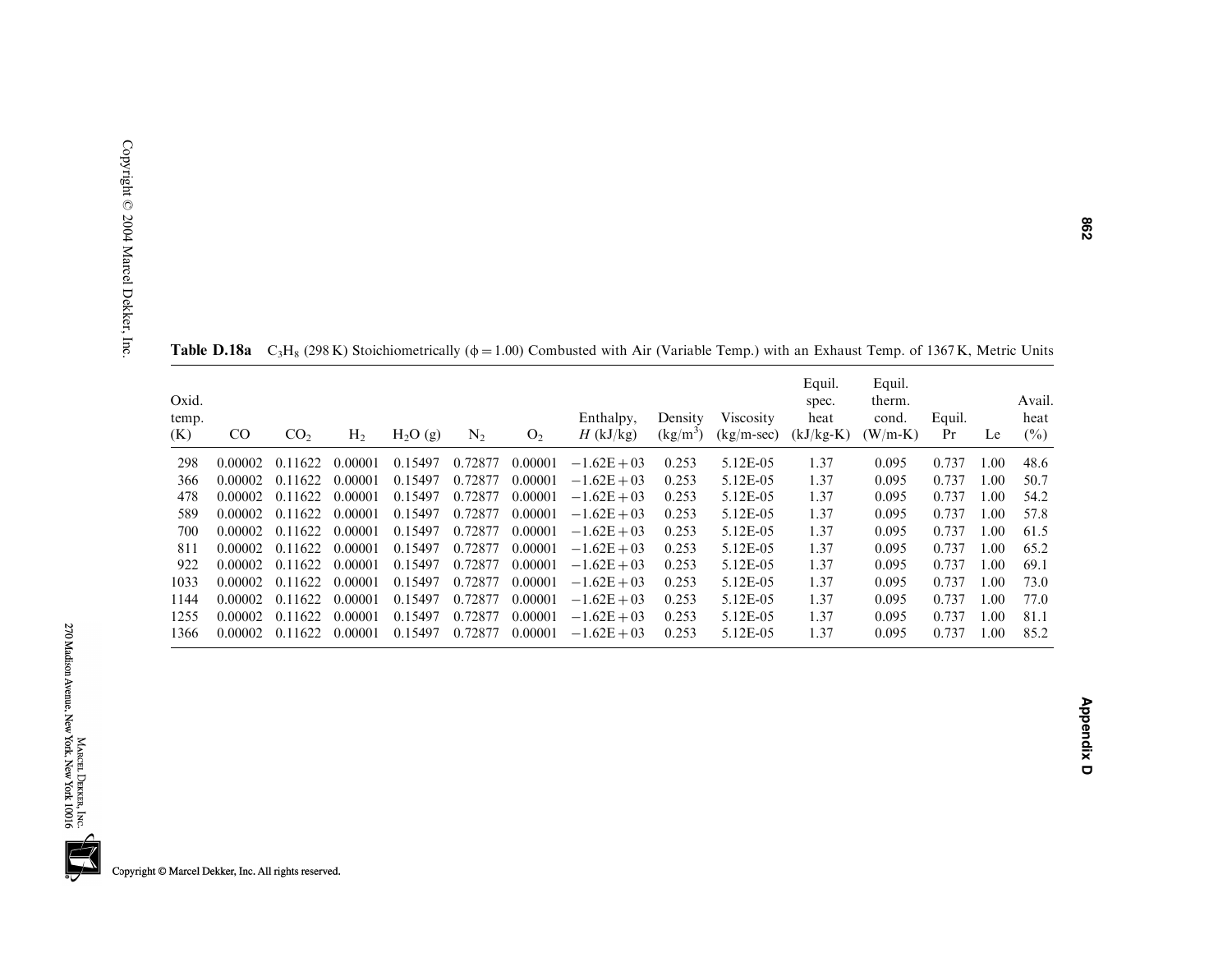**Table D.18a** $C_3H_8$ (298 K) Stoichiometrically ($\phi = 1.00$) Combusted with Air (Variable Temp.) with an Exhaust Temp. of 1367 K, Metric Units

| Oxid. temp. (K) | CO | $CO_2$ | $H_2$ | $H_2O$ (g) | $N_2$ | $O_2$ | Enthalpy, $H$ (kJ/kg) | Density (kg/m$^3$) | Viscosity (kg/m-sec) | Equil. spec. heat (kJ/kg-K) | Equil. therm. cond. (W/m-K) | Equil. Pr | Le | Avail. heat (%) |
|---|---|---|---|---|---|---|---|---|---|---|---|---|---|---|
| 298 | 0.00002 | 0.11622 | 0.00001 | 0.15497 | 0.72877 | 0.00001 | −1.62E+03 | 0.253 | 5.12E-05 | 1.37 | 0.095 | 0.737 | 1.00 | 48.6 |
| 366 | 0.00002 | 0.11622 | 0.00001 | 0.15497 | 0.72877 | 0.00001 | −1.62E+03 | 0.253 | 5.12E-05 | 1.37 | 0.095 | 0.737 | 1.00 | 50.7 |
| 478 | 0.00002 | 0.11622 | 0.00001 | 0.15497 | 0.72877 | 0.00001 | −1.62E+03 | 0.253 | 5.12E-05 | 1.37 | 0.095 | 0.737 | 1.00 | 54.2 |
| 589 | 0.00002 | 0.11622 | 0.00001 | 0.15497 | 0.72877 | 0.00001 | −1.62E+03 | 0.253 | 5.12E-05 | 1.37 | 0.095 | 0.737 | 1.00 | 57.8 |
| 700 | 0.00002 | 0.11622 | 0.00001 | 0.15497 | 0.72877 | 0.00001 | −1.62E+03 | 0.253 | 5.12E-05 | 1.37 | 0.095 | 0.737 | 1.00 | 61.5 |
| 811 | 0.00002 | 0.11622 | 0.00001 | 0.15497 | 0.72877 | 0.00001 | −1.62E+03 | 0.253 | 5.12E-05 | 1.37 | 0.095 | 0.737 | 1.00 | 65.2 |
| 922 | 0.00002 | 0.11622 | 0.00001 | 0.15497 | 0.72877 | 0.00001 | −1.62E+03 | 0.253 | 5.12E-05 | 1.37 | 0.095 | 0.737 | 1.00 | 69.1 |
| 1033 | 0.00002 | 0.11622 | 0.00001 | 0.15497 | 0.72877 | 0.00001 | −1.62E+03 | 0.253 | 5.12E-05 | 1.37 | 0.095 | 0.737 | 1.00 | 73.0 |
| 1144 | 0.00002 | 0.11622 | 0.00001 | 0.15497 | 0.72877 | 0.00001 | −1.62E+03 | 0.253 | 5.12E-05 | 1.37 | 0.095 | 0.737 | 1.00 | 77.0 |
| 1255 | 0.00002 | 0.11622 | 0.00001 | 0.15497 | 0.72877 | 0.00001 | −1.62E+03 | 0.253 | 5.12E-05 | 1.37 | 0.095 | 0.737 | 1.00 | 81.1 |
| 1366 | 0.00002 | 0.11622 | 0.00001 | 0.15497 | 0.72877 | 0.00001 | −1.62E+03 | 0.253 | 5.12E-05 | 1.37 | 0.095 | 0.737 | 1.00 | 85.2 |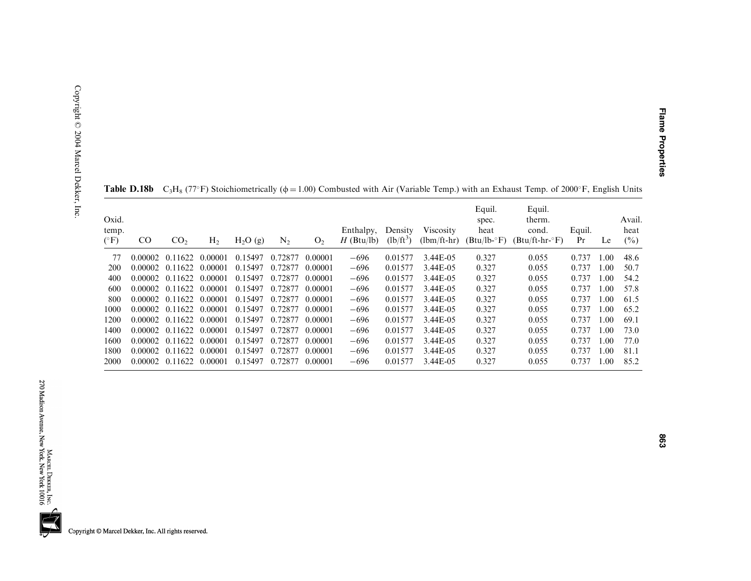**Table D.18b** $C_3H_8$ (77°F) Stoichiometrically ($\phi = 1.00$) Combusted with Air (Variable Temp.) with an Exhaust Temp. of 2000°F, English Units

| Oxid. temp. (°F) | CO | $CO_2$ | $H_2$ | $H_2O$ (g) | $N_2$ | $O_2$ | Enthalpy, $H$ (Btu/lb) | Density (lb/ft$^3$) | Viscosity (lbm/ft-hr) | Equil. spec. heat (Btu/lb-°F) | Equil. therm. cond. (Btu/ft-hr-°F) | Equil. Pr | Le | Avail. heat (%) |
|---|---|---|---|---|---|---|---|---|---|---|---|---|---|---|
| 77 | 0.00002 | 0.11622 | 0.00001 | 0.15497 | 0.72877 | 0.00001 | −696 | 0.01577 | 3.44E-05 | 0.327 | 0.055 | 0.737 | 1.00 | 48.6 |
| 200 | 0.00002 | 0.11622 | 0.00001 | 0.15497 | 0.72877 | 0.00001 | −696 | 0.01577 | 3.44E-05 | 0.327 | 0.055 | 0.737 | 1.00 | 50.7 |
| 400 | 0.00002 | 0.11622 | 0.00001 | 0.15497 | 0.72877 | 0.00001 | −696 | 0.01577 | 3.44E-05 | 0.327 | 0.055 | 0.737 | 1.00 | 54.2 |
| 600 | 0.00002 | 0.11622 | 0.00001 | 0.15497 | 0.72877 | 0.00001 | −696 | 0.01577 | 3.44E-05 | 0.327 | 0.055 | 0.737 | 1.00 | 57.8 |
| 800 | 0.00002 | 0.11622 | 0.00001 | 0.15497 | 0.72877 | 0.00001 | −696 | 0.01577 | 3.44E-05 | 0.327 | 0.055 | 0.737 | 1.00 | 61.5 |
| 1000 | 0.00002 | 0.11622 | 0.00001 | 0.15497 | 0.72877 | 0.00001 | −696 | 0.01577 | 3.44E-05 | 0.327 | 0.055 | 0.737 | 1.00 | 65.2 |
| 1200 | 0.00002 | 0.11622 | 0.00001 | 0.15497 | 0.72877 | 0.00001 | −696 | 0.01577 | 3.44E-05 | 0.327 | 0.055 | 0.737 | 1.00 | 69.1 |
| 1400 | 0.00002 | 0.11622 | 0.00001 | 0.15497 | 0.72877 | 0.00001 | −696 | 0.01577 | 3.44E-05 | 0.327 | 0.055 | 0.737 | 1.00 | 73.0 |
| 1600 | 0.00002 | 0.11622 | 0.00001 | 0.15497 | 0.72877 | 0.00001 | −696 | 0.01577 | 3.44E-05 | 0.327 | 0.055 | 0.737 | 1.00 | 77.0 |
| 1800 | 0.00002 | 0.11622 | 0.00001 | 0.15497 | 0.72877 | 0.00001 | −696 | 0.01577 | 3.44E-05 | 0.327 | 0.055 | 0.737 | 1.00 | 81.1 |
| 2000 | 0.00002 | 0.11622 | 0.00001 | 0.15497 | 0.72877 | 0.00001 | −696 | 0.01577 | 3.44E-05 | 0.327 | 0.055 | 0.737 | 1.00 | 85.2 |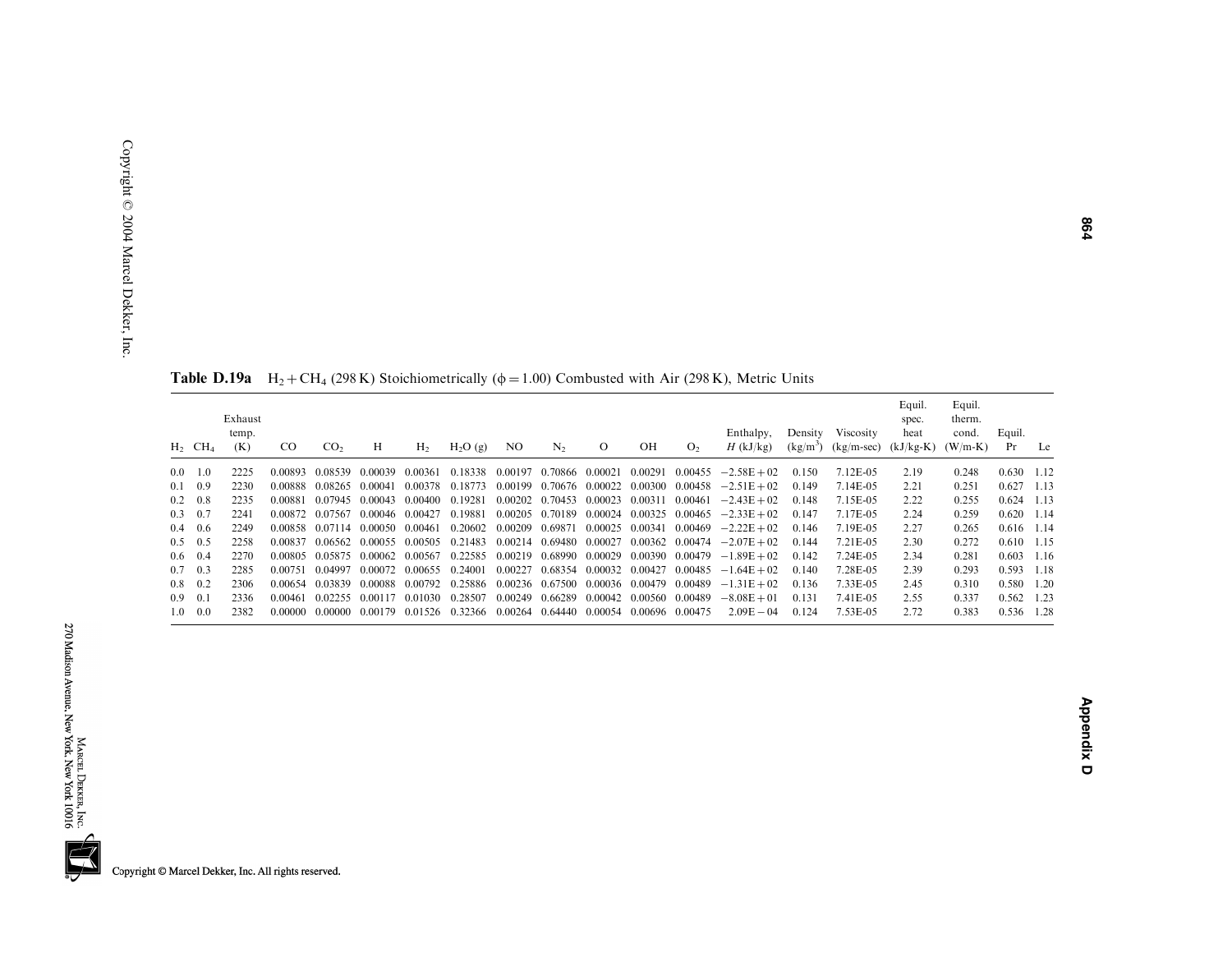**Table D.19a** $H_2 + CH_4$ (298 K) Stoichiometrically ($\phi = 1.00$) Combusted with Air (298 K), Metric Units

| $H_2$ | $CH_4$ | Exhaust temp. (K) | CO | $CO_2$ | H | $H_2$ | $H_2O$ (g) | NO | $N_2$ | O | OH | $O_2$ | Enthalpy, $H$ (kJ/kg) | Density (kg/m$^3$) | Viscosity (kg/m-sec) | Equil. spec. heat (kJ/kg-K) | Equil. therm. cond. (W/m-K) | Equil. Pr | Le |
|---|---|---|---|---|---|---|---|---|---|---|---|---|---|---|---|---|---|---|---|
| 0.0 | 1.0 | 2225 | 0.00893 | 0.08539 | 0.00039 | 0.00361 | 0.18338 | 0.00197 | 0.70866 | 0.00021 | 0.00291 | 0.00455 | −2.58E+02 | 0.150 | 7.12E-05 | 2.19 | 0.248 | 0.630 | 1.12 |
| 0.1 | 0.9 | 2230 | 0.00888 | 0.08265 | 0.00041 | 0.00378 | 0.18773 | 0.00199 | 0.70676 | 0.00022 | 0.00300 | 0.00458 | −2.51E+02 | 0.149 | 7.14E-05 | 2.21 | 0.251 | 0.627 | 1.13 |
| 0.2 | 0.8 | 2235 | 0.00881 | 0.07945 | 0.00043 | 0.00400 | 0.19281 | 0.00202 | 0.70453 | 0.00023 | 0.00311 | 0.00461 | −2.43E+02 | 0.148 | 7.15E-05 | 2.22 | 0.255 | 0.624 | 1.13 |
| 0.3 | 0.7 | 2241 | 0.00872 | 0.07567 | 0.00046 | 0.00427 | 0.19881 | 0.00205 | 0.70189 | 0.00024 | 0.00325 | 0.00465 | −2.33E+02 | 0.147 | 7.17E-05 | 2.24 | 0.259 | 0.620 | 1.14 |
| 0.4 | 0.6 | 2249 | 0.00858 | 0.07114 | 0.00050 | 0.00461 | 0.20602 | 0.00209 | 0.69871 | 0.00025 | 0.00341 | 0.00469 | −2.22E+02 | 0.146 | 7.19E-05 | 2.27 | 0.265 | 0.616 | 1.14 |
| 0.5 | 0.5 | 2258 | 0.00837 | 0.06562 | 0.00055 | 0.00505 | 0.21483 | 0.00214 | 0.69480 | 0.00027 | 0.00362 | 0.00474 | −2.07E+02 | 0.144 | 7.21E-05 | 2.30 | 0.272 | 0.610 | 1.15 |
| 0.6 | 0.4 | 2270 | 0.00805 | 0.05875 | 0.00062 | 0.00567 | 0.22585 | 0.00219 | 0.68990 | 0.00029 | 0.00390 | 0.00479 | −1.89E+02 | 0.142 | 7.24E-05 | 2.34 | 0.281 | 0.603 | 1.16 |
| 0.7 | 0.3 | 2285 | 0.00751 | 0.04997 | 0.00072 | 0.00655 | 0.24001 | 0.00227 | 0.68354 | 0.00032 | 0.00427 | 0.00485 | −1.64E+02 | 0.140 | 7.28E-05 | 2.39 | 0.293 | 0.593 | 1.18 |
| 0.8 | 0.2 | 2306 | 0.00654 | 0.03839 | 0.00088 | 0.00792 | 0.25886 | 0.00236 | 0.67500 | 0.00036 | 0.00479 | 0.00489 | −1.31E+02 | 0.136 | 7.33E-05 | 2.45 | 0.310 | 0.580 | 1.20 |
| 0.9 | 0.1 | 2336 | 0.00461 | 0.02255 | 0.00117 | 0.01030 | 0.28507 | 0.00249 | 0.66289 | 0.00042 | 0.00560 | 0.00489 | −8.08E+01 | 0.131 | 7.41E-05 | 2.55 | 0.337 | 0.562 | 1.23 |
| 1.0 | 0.0 | 2382 | 0.00000 | 0.00000 | 0.00179 | 0.01526 | 0.32366 | 0.00264 | 0.64440 | 0.00054 | 0.00696 | 0.00475 | 2.09E−04 | 0.124 | 7.53E-05 | 2.72 | 0.383 | 0.536 | 1.28 |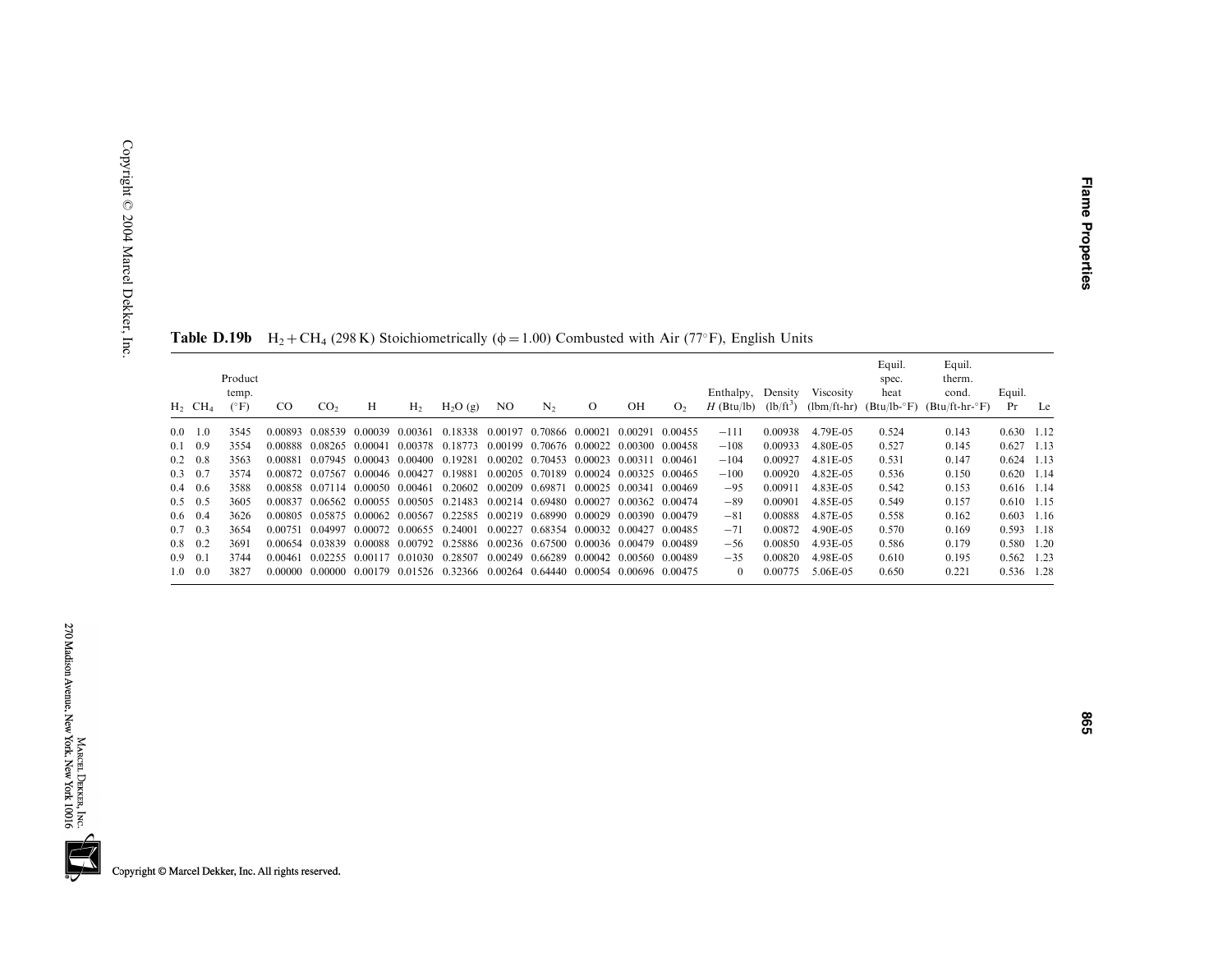**Table D.19b** $H_2 + CH_4$ (298 K) Stoichiometrically ($\phi = 1.00$) Combusted with Air (77°F), English Units

| $H_2$ | $CH_4$ | Product temp. (°F) | CO | $CO_2$ | H | $H_2$ | $H_2O$ (g) | NO | $N_2$ | O | OH | $O_2$ | Enthalpy, $H$ (Btu/lb) | Density (lb/ft$^3$) | Viscosity (lbm/ft-hr) | Equil. spec. heat (Btu/lb-°F) | Equil. therm. cond. (Btu/ft-hr-°F) | Equil. Pr | Le |
|---|---|---|---|---|---|---|---|---|---|---|---|---|---|---|---|---|---|---|---|
| 0.0 | 1.0 | 3545 | 0.00893 | 0.08539 | 0.00039 | 0.00361 | 0.18338 | 0.00197 | 0.70866 | 0.00021 | 0.00291 | 0.00455 | −111 | 0.00938 | 4.79E-05 | 0.524 | 0.143 | 0.630 | 1.12 |
| 0.1 | 0.9 | 3554 | 0.00888 | 0.08265 | 0.00041 | 0.00378 | 0.18773 | 0.00199 | 0.70676 | 0.00022 | 0.00300 | 0.00458 | −108 | 0.00933 | 4.80E-05 | 0.527 | 0.145 | 0.627 | 1.13 |
| 0.2 | 0.8 | 3563 | 0.00881 | 0.07945 | 0.00043 | 0.00400 | 0.19281 | 0.00202 | 0.70453 | 0.00023 | 0.00311 | 0.00461 | −104 | 0.00927 | 4.81E-05 | 0.531 | 0.147 | 0.624 | 1.13 |
| 0.3 | 0.7 | 3574 | 0.00872 | 0.07567 | 0.00046 | 0.00427 | 0.19881 | 0.00205 | 0.70189 | 0.00024 | 0.00325 | 0.00465 | −100 | 0.00920 | 4.82E-05 | 0.536 | 0.150 | 0.620 | 1.14 |
| 0.4 | 0.6 | 3588 | 0.00858 | 0.07114 | 0.00050 | 0.00461 | 0.20602 | 0.00209 | 0.69871 | 0.00025 | 0.00341 | 0.00469 | −95 | 0.00911 | 4.83E-05 | 0.542 | 0.153 | 0.616 | 1.14 |
| 0.5 | 0.5 | 3605 | 0.00837 | 0.06562 | 0.00055 | 0.00505 | 0.21483 | 0.00214 | 0.69480 | 0.00027 | 0.00362 | 0.00474 | −89 | 0.00901 | 4.85E-05 | 0.549 | 0.157 | 0.610 | 1.15 |
| 0.6 | 0.4 | 3626 | 0.00805 | 0.05875 | 0.00062 | 0.00567 | 0.22585 | 0.00219 | 0.68990 | 0.00029 | 0.00390 | 0.00479 | −81 | 0.00888 | 4.87E-05 | 0.558 | 0.162 | 0.603 | 1.16 |
| 0.7 | 0.3 | 3654 | 0.00751 | 0.04997 | 0.00072 | 0.00655 | 0.24001 | 0.00227 | 0.68354 | 0.00032 | 0.00427 | 0.00485 | −71 | 0.00872 | 4.90E-05 | 0.570 | 0.169 | 0.593 | 1.18 |
| 0.8 | 0.2 | 3691 | 0.00654 | 0.03839 | 0.00088 | 0.00792 | 0.25886 | 0.00236 | 0.67500 | 0.00036 | 0.00479 | 0.00489 | −56 | 0.00850 | 4.93E-05 | 0.586 | 0.179 | 0.580 | 1.20 |
| 0.9 | 0.1 | 3744 | 0.00461 | 0.02255 | 0.00117 | 0.01030 | 0.28507 | 0.00249 | 0.66289 | 0.00042 | 0.00560 | 0.00489 | −35 | 0.00820 | 4.98E-05 | 0.610 | 0.195 | 0.562 | 1.23 |
| 1.0 | 0.0 | 3827 | 0.00000 | 0.00000 | 0.00179 | 0.01526 | 0.32366 | 0.00264 | 0.64440 | 0.00054 | 0.00696 | 0.00475 | 0 | 0.00775 | 5.06E-05 | 0.650 | 0.221 | 0.536 | 1.28 |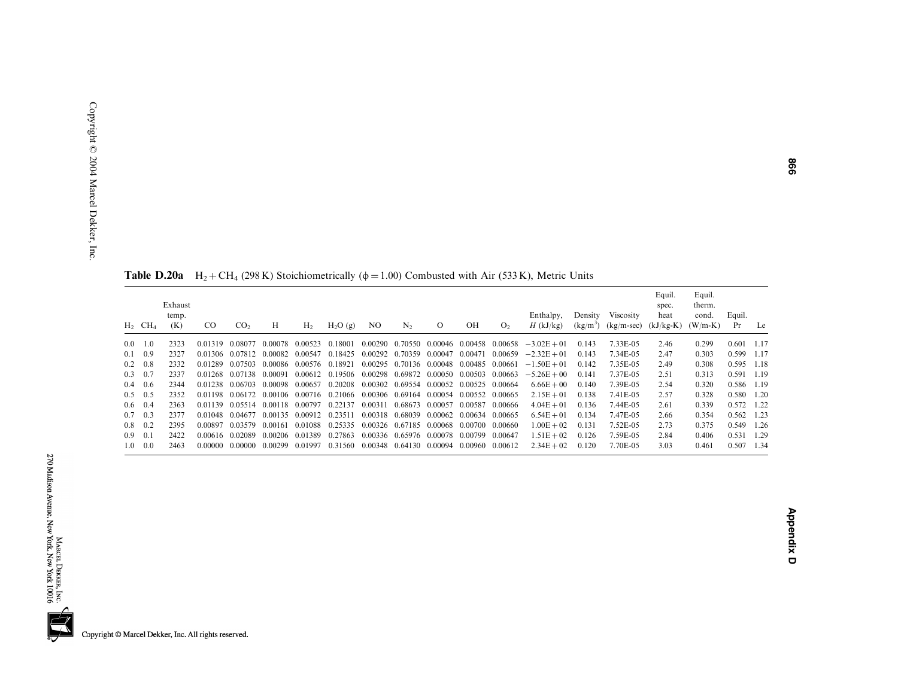**Table D.20a** $H_2 + CH_4$ (298 K) Stoichiometrically ($\phi = 1.00$) Combusted with Air (533 K), Metric Units

| $H_2$ | $CH_4$ | Exhaust temp. (K) | CO | $CO_2$ | H | $H_2$ | $H_2O$ (g) | NO | $N_2$ | O | OH | $O_2$ | Enthalpy, $H$ (kJ/kg) | Density (kg/m$^3$) | Viscosity (kg/m-sec) | Equil. spec. heat (kJ/kg-K) | Equil. therm. cond. (W/m-K) | Equil. Pr | Le |
|---|---|---|---|---|---|---|---|---|---|---|---|---|---|---|---|---|---|---|---|
| 0.0 | 1.0 | 2323 | 0.01319 | 0.08077 | 0.00078 | 0.00523 | 0.18001 | 0.00290 | 0.70550 | 0.00046 | 0.00458 | 0.00658 | −3.02E+01 | 0.143 | 7.33E-05 | 2.46 | 0.299 | 0.601 | 1.17 |
| 0.1 | 0.9 | 2327 | 0.01306 | 0.07812 | 0.00082 | 0.00547 | 0.18425 | 0.00292 | 0.70359 | 0.00047 | 0.00471 | 0.00659 | −2.32E+01 | 0.143 | 7.34E-05 | 2.47 | 0.303 | 0.599 | 1.17 |
| 0.2 | 0.8 | 2332 | 0.01289 | 0.07503 | 0.00086 | 0.00576 | 0.18921 | 0.00295 | 0.70136 | 0.00048 | 0.00485 | 0.00661 | −1.50E+01 | 0.142 | 7.35E-05 | 2.49 | 0.308 | 0.595 | 1.18 |
| 0.3 | 0.7 | 2337 | 0.01268 | 0.07138 | 0.00091 | 0.00612 | 0.19506 | 0.00298 | 0.69872 | 0.00050 | 0.00503 | 0.00663 | −5.26E+00 | 0.141 | 7.37E-05 | 2.51 | 0.313 | 0.591 | 1.19 |
| 0.4 | 0.6 | 2344 | 0.01238 | 0.06703 | 0.00098 | 0.00657 | 0.20208 | 0.00302 | 0.69554 | 0.00052 | 0.00525 | 0.00664 | 6.66E+00 | 0.140 | 7.39E-05 | 2.54 | 0.320 | 0.586 | 1.19 |
| 0.5 | 0.5 | 2352 | 0.01198 | 0.06172 | 0.00106 | 0.00716 | 0.21066 | 0.00306 | 0.69164 | 0.00054 | 0.00552 | 0.00665 | 2.15E+01 | 0.138 | 7.41E-05 | 2.57 | 0.328 | 0.580 | 1.20 |
| 0.6 | 0.4 | 2363 | 0.01139 | 0.05514 | 0.00118 | 0.00797 | 0.22137 | 0.00311 | 0.68673 | 0.00057 | 0.00587 | 0.00666 | 4.04E+01 | 0.136 | 7.44E-05 | 2.61 | 0.339 | 0.572 | 1.22 |
| 0.7 | 0.3 | 2377 | 0.01048 | 0.04677 | 0.00135 | 0.00912 | 0.23511 | 0.00318 | 0.68039 | 0.00062 | 0.00634 | 0.00665 | 6.54E+01 | 0.134 | 7.47E-05 | 2.66 | 0.354 | 0.562 | 1.23 |
| 0.8 | 0.2 | 2395 | 0.00897 | 0.03579 | 0.00161 | 0.01088 | 0.25335 | 0.00326 | 0.67185 | 0.00068 | 0.00700 | 0.00660 | 1.00E+02 | 0.131 | 7.52E-05 | 2.73 | 0.375 | 0.549 | 1.26 |
| 0.9 | 0.1 | 2422 | 0.00616 | 0.02089 | 0.00206 | 0.01389 | 0.27863 | 0.00336 | 0.65976 | 0.00078 | 0.00799 | 0.00647 | 1.51E+02 | 0.126 | 7.59E-05 | 2.84 | 0.406 | 0.531 | 1.29 |
| 1.0 | 0.0 | 2463 | 0.00000 | 0.00000 | 0.00299 | 0.01997 | 0.31560 | 0.00348 | 0.64130 | 0.00094 | 0.00960 | 0.00612 | 2.34E+02 | 0.120 | 7.70E-05 | 3.03 | 0.461 | 0.507 | 1.34 |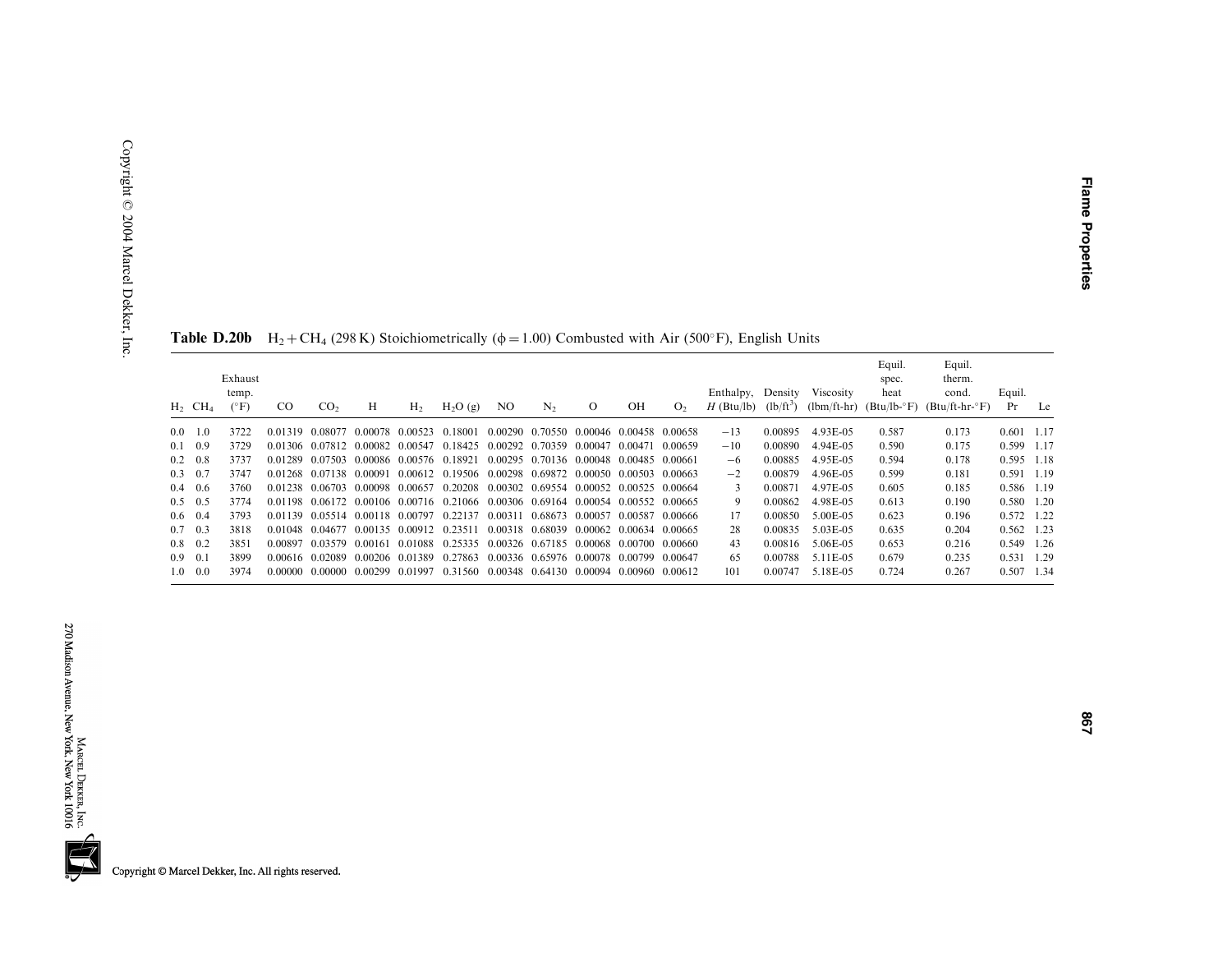**Table D.20b** $H_2 + CH_4$ (298 K) Stoichiometrically ($\phi = 1.00$) Combusted with Air (500°F), English Units

| $H_2$ | $CH_4$ | Exhaust temp. (°F) | CO | $CO_2$ | H | $H_2$ | $H_2O$ (g) | NO | $N_2$ | O | OH | $O_2$ | Enthalpy, $H$ (Btu/lb) | Density (lb/ft$^3$) | Viscosity (lbm/ft-hr) | Equil. spec. heat (Btu/lb-°F) | Equil. therm. cond. (Btu/ft-hr-°F) | Equil. Pr | Le |
|---|---|---|---|---|---|---|---|---|---|---|---|---|---|---|---|---|---|---|---|
| 0.0 | 1.0 | 3722 | 0.01319 | 0.08077 | 0.00078 | 0.00523 | 0.18001 | 0.00290 | 0.70550 | 0.00046 | 0.00458 | 0.00658 | −13 | 0.00895 | 4.93E-05 | 0.587 | 0.173 | 0.601 | 1.17 |
| 0.1 | 0.9 | 3729 | 0.01306 | 0.07812 | 0.00082 | 0.00547 | 0.18425 | 0.00292 | 0.70359 | 0.00047 | 0.00471 | 0.00659 | −10 | 0.00890 | 4.94E-05 | 0.590 | 0.175 | 0.599 | 1.17 |
| 0.2 | 0.8 | 3737 | 0.01289 | 0.07503 | 0.00086 | 0.00576 | 0.18921 | 0.00295 | 0.70136 | 0.00048 | 0.00485 | 0.00661 | −6 | 0.00885 | 4.95E-05 | 0.594 | 0.178 | 0.595 | 1.18 |
| 0.3 | 0.7 | 3747 | 0.01268 | 0.07138 | 0.00091 | 0.00612 | 0.19506 | 0.00298 | 0.69872 | 0.00050 | 0.00503 | 0.00663 | −2 | 0.00879 | 4.96E-05 | 0.599 | 0.181 | 0.591 | 1.19 |
| 0.4 | 0.6 | 3760 | 0.01238 | 0.06703 | 0.00098 | 0.00657 | 0.20208 | 0.00302 | 0.69554 | 0.00052 | 0.00525 | 0.00664 | 3 | 0.00871 | 4.97E-05 | 0.605 | 0.185 | 0.586 | 1.19 |
| 0.5 | 0.5 | 3774 | 0.01198 | 0.06172 | 0.00106 | 0.00716 | 0.21066 | 0.00306 | 0.69164 | 0.00054 | 0.00552 | 0.00665 | 9 | 0.00862 | 4.98E-05 | 0.613 | 0.190 | 0.580 | 1.20 |
| 0.6 | 0.4 | 3793 | 0.01139 | 0.05514 | 0.00118 | 0.00797 | 0.22137 | 0.00311 | 0.68673 | 0.00057 | 0.00587 | 0.00666 | 17 | 0.00850 | 5.00E-05 | 0.623 | 0.196 | 0.572 | 1.22 |
| 0.7 | 0.3 | 3818 | 0.01048 | 0.04677 | 0.00135 | 0.00912 | 0.23511 | 0.00318 | 0.68039 | 0.00062 | 0.00634 | 0.00665 | 28 | 0.00835 | 5.03E-05 | 0.635 | 0.204 | 0.562 | 1.23 |
| 0.8 | 0.2 | 3851 | 0.00897 | 0.03579 | 0.00161 | 0.01088 | 0.25335 | 0.00326 | 0.67185 | 0.00068 | 0.00700 | 0.00660 | 43 | 0.00816 | 5.06E-05 | 0.653 | 0.216 | 0.549 | 1.26 |
| 0.9 | 0.1 | 3899 | 0.00616 | 0.02089 | 0.00206 | 0.01389 | 0.27863 | 0.00336 | 0.65976 | 0.00078 | 0.00799 | 0.00647 | 65 | 0.00788 | 5.11E-05 | 0.679 | 0.235 | 0.531 | 1.29 |
| 1.0 | 0.0 | 3974 | 0.00000 | 0.00000 | 0.00299 | 0.01997 | 0.31560 | 0.00348 | 0.64130 | 0.00094 | 0.00960 | 0.00612 | 101 | 0.00747 | 5.18E-05 | 0.724 | 0.267 | 0.507 | 1.34 |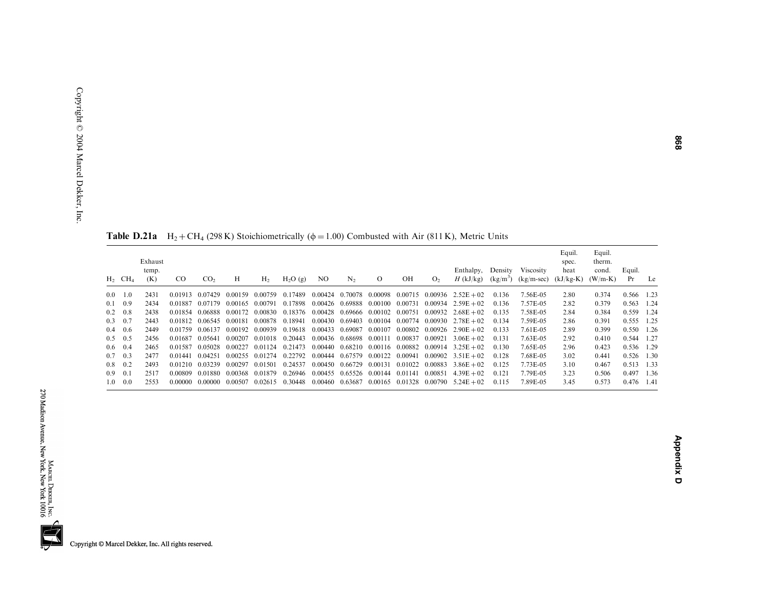**Table D.21a** $H_2 + CH_4$ (298 K) Stoichiometrically ($\phi = 1.00$) Combusted with Air (811 K), Metric Units

| $H_2$ | $CH_4$ | Exhaust temp. (K) | CO | $CO_2$ | H | $H_2$ | $H_2O$ (g) | NO | $N_2$ | O | OH | $O_2$ | Enthalpy, $H$ (kJ/kg) | Density (kg/m$^3$) | Viscosity (kg/m-sec) | Equil. spec. heat (kJ/kg-K) | Equil. therm. cond. (W/m-K) | Equil. Pr | Le |
|---|---|---|---|---|---|---|---|---|---|---|---|---|---|---|---|---|---|---|---|
| 0.0 | 1.0 | 2431 | 0.01913 | 0.07429 | 0.00159 | 0.00759 | 0.17489 | 0.00424 | 0.70078 | 0.00098 | 0.00715 | 0.00936 | 2.52E+02 | 0.136 | 7.56E-05 | 2.80 | 0.374 | 0.566 | 1.23 |
| 0.1 | 0.9 | 2434 | 0.01887 | 0.07179 | 0.00165 | 0.00791 | 0.17898 | 0.00426 | 0.69888 | 0.00100 | 0.00731 | 0.00934 | 2.59E+02 | 0.136 | 7.57E-05 | 2.82 | 0.379 | 0.563 | 1.24 |
| 0.2 | 0.8 | 2438 | 0.01854 | 0.06888 | 0.00172 | 0.00830 | 0.18376 | 0.00428 | 0.69666 | 0.00102 | 0.00751 | 0.00932 | 2.68E+02 | 0.135 | 7.58E-05 | 2.84 | 0.384 | 0.559 | 1.24 |
| 0.3 | 0.7 | 2443 | 0.01812 | 0.06545 | 0.00181 | 0.00878 | 0.18941 | 0.00430 | 0.69403 | 0.00104 | 0.00774 | 0.00930 | 2.78E+02 | 0.134 | 7.59E-05 | 2.86 | 0.391 | 0.555 | 1.25 |
| 0.4 | 0.6 | 2449 | 0.01759 | 0.06137 | 0.00192 | 0.00939 | 0.19618 | 0.00433 | 0.69087 | 0.00107 | 0.00802 | 0.00926 | 2.90E+02 | 0.133 | 7.61E-05 | 2.89 | 0.399 | 0.550 | 1.26 |
| 0.5 | 0.5 | 2456 | 0.01687 | 0.05641 | 0.00207 | 0.01018 | 0.20443 | 0.00436 | 0.68698 | 0.00111 | 0.00837 | 0.00921 | 3.06E+02 | 0.131 | 7.63E-05 | 2.92 | 0.410 | 0.544 | 1.27 |
| 0.6 | 0.4 | 2465 | 0.01587 | 0.05028 | 0.00227 | 0.01124 | 0.21473 | 0.00440 | 0.68210 | 0.00116 | 0.00882 | 0.00914 | 3.25E+02 | 0.130 | 7.65E-05 | 2.96 | 0.423 | 0.536 | 1.29 |
| 0.7 | 0.3 | 2477 | 0.01441 | 0.04251 | 0.00255 | 0.01274 | 0.22792 | 0.00444 | 0.67579 | 0.00122 | 0.00941 | 0.00902 | 3.51E+02 | 0.128 | 7.68E-05 | 3.02 | 0.441 | 0.526 | 1.30 |
| 0.8 | 0.2 | 2493 | 0.01210 | 0.03239 | 0.00297 | 0.01501 | 0.24537 | 0.00450 | 0.66729 | 0.00131 | 0.01022 | 0.00883 | 3.86E+02 | 0.125 | 7.73E-05 | 3.10 | 0.467 | 0.513 | 1.33 |
| 0.9 | 0.1 | 2517 | 0.00809 | 0.01880 | 0.00368 | 0.01879 | 0.26946 | 0.00455 | 0.65526 | 0.00144 | 0.01141 | 0.00851 | 4.39E+02 | 0.121 | 7.79E-05 | 3.23 | 0.506 | 0.497 | 1.36 |
| 1.0 | 0.0 | 2553 | 0.00000 | 0.00000 | 0.00507 | 0.02615 | 0.30448 | 0.00460 | 0.63687 | 0.00165 | 0.01328 | 0.00790 | 5.24E+02 | 0.115 | 7.89E-05 | 3.45 | 0.573 | 0.476 | 1.41 |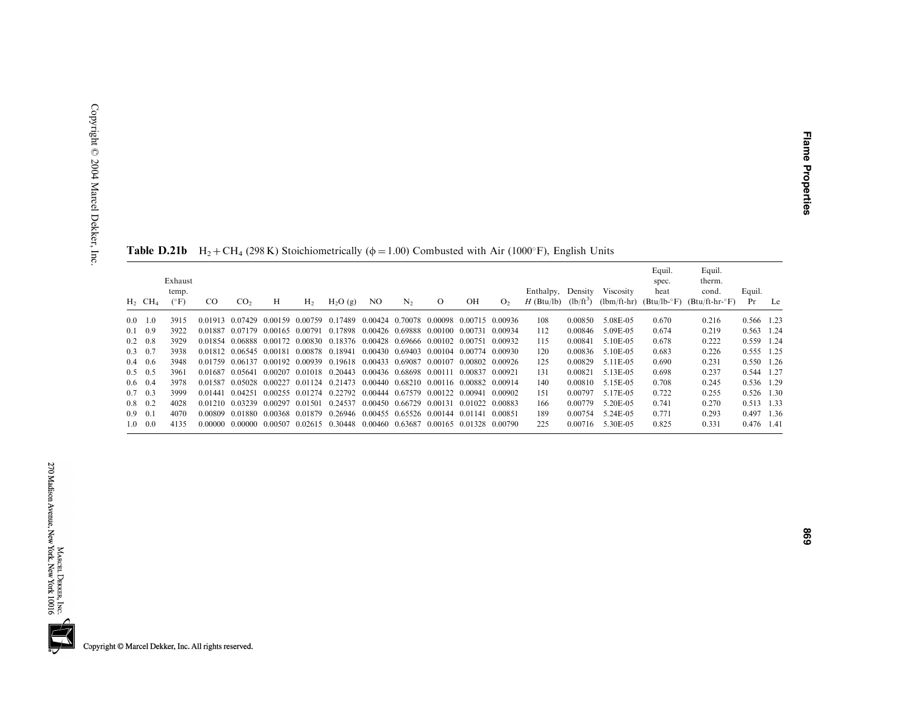**Table D.21b** $H_2 + CH_4$ (298 K) Stoichiometrically ($\phi = 1.00$) Combusted with Air (1000°F), English Units

| $H_2$ | $CH_4$ | Exhaust temp. (°F) | CO | $CO_2$ | H | $H_2$ | $H_2O$ (g) | NO | $N_2$ | O | OH | $O_2$ | Enthalpy, $H$ (Btu/lb) | Density (lb/ft$^3$) | Viscosity (lbm/ft-hr) | Equil. spec. heat (Btu/lb-°F) | Equil. therm. cond. (Btu/ft-hr-°F) | Equil. Pr | Le |
|---|---|---|---|---|---|---|---|---|---|---|---|---|---|---|---|---|---|---|---|
| 0.0 | 1.0 | 3915 | 0.01913 | 0.07429 | 0.00159 | 0.00759 | 0.17489 | 0.00424 | 0.70078 | 0.00098 | 0.00715 | 0.00936 | 108 | 0.00850 | 5.08E-05 | 0.670 | 0.216 | 0.566 | 1.23 |
| 0.1 | 0.9 | 3922 | 0.01887 | 0.07179 | 0.00165 | 0.00791 | 0.17898 | 0.00426 | 0.69888 | 0.00100 | 0.00731 | 0.00934 | 112 | 0.00846 | 5.09E-05 | 0.674 | 0.219 | 0.563 | 1.24 |
| 0.2 | 0.8 | 3929 | 0.01854 | 0.06888 | 0.00172 | 0.00830 | 0.18376 | 0.00428 | 0.69666 | 0.00102 | 0.00751 | 0.00932 | 115 | 0.00841 | 5.10E-05 | 0.678 | 0.222 | 0.559 | 1.24 |
| 0.3 | 0.7 | 3938 | 0.01812 | 0.06545 | 0.00181 | 0.00878 | 0.18941 | 0.00430 | 0.69403 | 0.00104 | 0.00774 | 0.00930 | 120 | 0.00836 | 5.10E-05 | 0.683 | 0.226 | 0.555 | 1.25 |
| 0.4 | 0.6 | 3948 | 0.01759 | 0.06137 | 0.00192 | 0.00939 | 0.19618 | 0.00433 | 0.69087 | 0.00107 | 0.00802 | 0.00926 | 125 | 0.00829 | 5.11E-05 | 0.690 | 0.231 | 0.550 | 1.26 |
| 0.5 | 0.5 | 3961 | 0.01687 | 0.05641 | 0.00207 | 0.01018 | 0.20443 | 0.00436 | 0.68698 | 0.00111 | 0.00837 | 0.00921 | 131 | 0.00821 | 5.13E-05 | 0.698 | 0.237 | 0.544 | 1.27 |
| 0.6 | 0.4 | 3978 | 0.01587 | 0.05028 | 0.00227 | 0.01124 | 0.21473 | 0.00440 | 0.68210 | 0.00116 | 0.00882 | 0.00914 | 140 | 0.00810 | 5.15E-05 | 0.708 | 0.245 | 0.536 | 1.29 |
| 0.7 | 0.3 | 3999 | 0.01441 | 0.04251 | 0.00255 | 0.01274 | 0.22792 | 0.00444 | 0.67579 | 0.00122 | 0.00941 | 0.00902 | 151 | 0.00797 | 5.17E-05 | 0.722 | 0.255 | 0.526 | 1.30 |
| 0.8 | 0.2 | 4028 | 0.01210 | 0.03239 | 0.00297 | 0.01501 | 0.24537 | 0.00450 | 0.66729 | 0.00131 | 0.01022 | 0.00883 | 166 | 0.00779 | 5.20E-05 | 0.741 | 0.270 | 0.513 | 1.33 |
| 0.9 | 0.1 | 4070 | 0.00809 | 0.01880 | 0.00368 | 0.01879 | 0.26946 | 0.00455 | 0.65526 | 0.00144 | 0.01141 | 0.00851 | 189 | 0.00754 | 5.24E-05 | 0.771 | 0.293 | 0.497 | 1.36 |
| 1.0 | 0.0 | 4135 | 0.00000 | 0.00000 | 0.00507 | 0.02615 | 0.30448 | 0.00460 | 0.63687 | 0.00165 | 0.01328 | 0.00790 | 225 | 0.00716 | 5.30E-05 | 0.825 | 0.331 | 0.476 | 1.41 |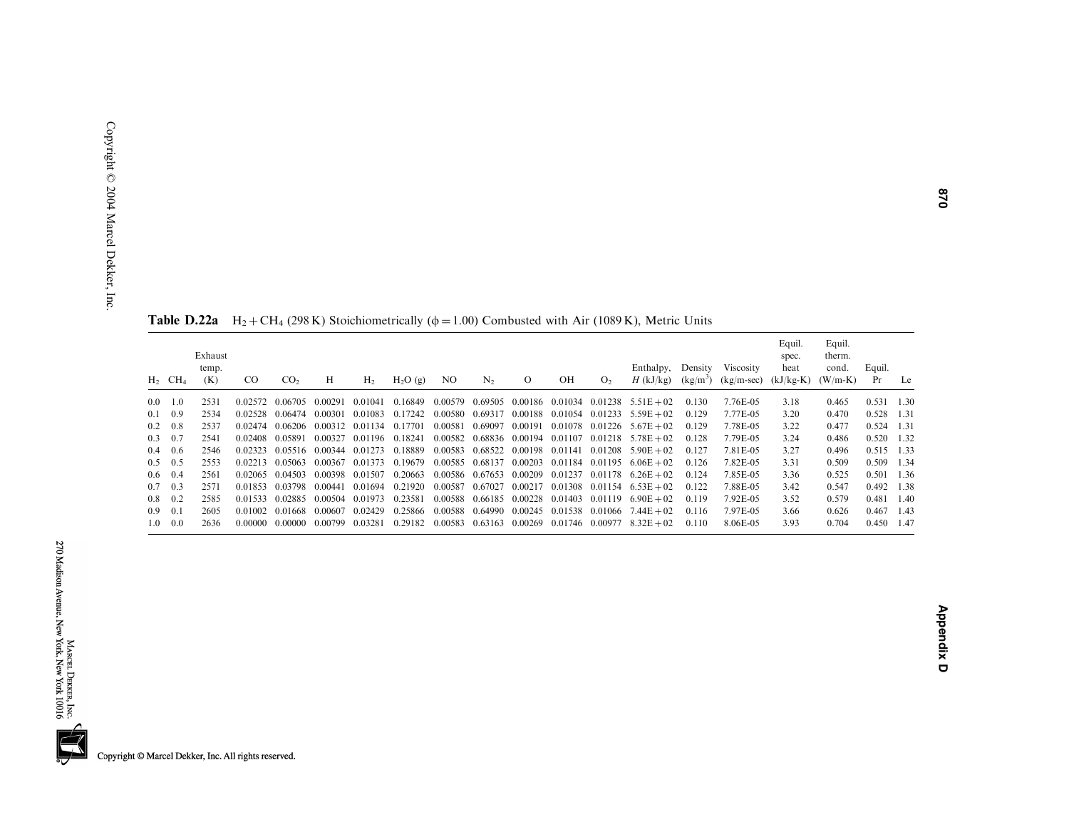**Table D.22a** $H_2 + CH_4$ (298 K) Stoichiometrically ($\phi = 1.00$) Combusted with Air (1089 K), Metric Units

| $H_2$ | $CH_4$ | Exhaust temp. (K) | CO | $CO_2$ | H | $H_2$ | $H_2O$ (g) | NO | $N_2$ | O | OH | $O_2$ | Enthalpy, $H$ (kJ/kg) | Density (kg/m$^3$) | Viscosity (kg/m-sec) | Equil. spec. heat (kJ/kg-K) | Equil. therm. cond. (W/m-K) | Equil. Pr | Le |
|---|---|---|---|---|---|---|---|---|---|---|---|---|---|---|---|---|---|---|---|
| 0.0 | 1.0 | 2531 | 0.02572 | 0.06705 | 0.00291 | 0.01041 | 0.16849 | 0.00579 | 0.69505 | 0.00186 | 0.01034 | 0.01238 | 5.51E+02 | 0.130 | 7.76E-05 | 3.18 | 0.465 | 0.531 | 1.30 |
| 0.1 | 0.9 | 2534 | 0.02528 | 0.06474 | 0.00301 | 0.01083 | 0.17242 | 0.00580 | 0.69317 | 0.00188 | 0.01054 | 0.01233 | 5.59E+02 | 0.129 | 7.77E-05 | 3.20 | 0.470 | 0.528 | 1.31 |
| 0.2 | 0.8 | 2537 | 0.02474 | 0.06206 | 0.00312 | 0.01134 | 0.17701 | 0.00581 | 0.69097 | 0.00191 | 0.01078 | 0.01226 | 5.67E+02 | 0.129 | 7.78E-05 | 3.22 | 0.477 | 0.524 | 1.31 |
| 0.3 | 0.7 | 2541 | 0.02408 | 0.05891 | 0.00327 | 0.01196 | 0.18241 | 0.00582 | 0.68836 | 0.00194 | 0.01107 | 0.01218 | 5.78E+02 | 0.128 | 7.79E-05 | 3.24 | 0.486 | 0.520 | 1.32 |
| 0.4 | 0.6 | 2546 | 0.02323 | 0.05516 | 0.00344 | 0.01273 | 0.18889 | 0.00583 | 0.68522 | 0.00198 | 0.01141 | 0.01208 | 5.90E+02 | 0.127 | 7.81E-05 | 3.27 | 0.496 | 0.515 | 1.33 |
| 0.5 | 0.5 | 2553 | 0.02213 | 0.05063 | 0.00367 | 0.01373 | 0.19679 | 0.00585 | 0.68137 | 0.00203 | 0.01184 | 0.01195 | 6.06E+02 | 0.126 | 7.82E-05 | 3.31 | 0.509 | 0.509 | 1.34 |
| 0.6 | 0.4 | 2561 | 0.02065 | 0.04503 | 0.00398 | 0.01507 | 0.20663 | 0.00586 | 0.67653 | 0.00209 | 0.01237 | 0.01178 | 6.26E+02 | 0.124 | 7.85E-05 | 3.36 | 0.525 | 0.501 | 1.36 |
| 0.7 | 0.3 | 2571 | 0.01853 | 0.03798 | 0.00441 | 0.01694 | 0.21920 | 0.00587 | 0.67027 | 0.00217 | 0.01308 | 0.01154 | 6.53E+02 | 0.122 | 7.88E-05 | 3.42 | 0.547 | 0.492 | 1.38 |
| 0.8 | 0.2 | 2585 | 0.01533 | 0.02885 | 0.00504 | 0.01973 | 0.23581 | 0.00588 | 0.66185 | 0.00228 | 0.01403 | 0.01119 | 6.90E+02 | 0.119 | 7.92E-05 | 3.52 | 0.579 | 0.481 | 1.40 |
| 0.9 | 0.1 | 2605 | 0.01002 | 0.01668 | 0.00607 | 0.02429 | 0.25866 | 0.00588 | 0.64990 | 0.00245 | 0.01538 | 0.01066 | 7.44E+02 | 0.116 | 7.97E-05 | 3.66 | 0.626 | 0.467 | 1.43 |
| 1.0 | 0.0 | 2636 | 0.00000 | 0.00000 | 0.00799 | 0.03281 | 0.29182 | 0.00583 | 0.63163 | 0.00269 | 0.01746 | 0.00977 | 8.32E+02 | 0.110 | 8.06E-05 | 3.93 | 0.704 | 0.450 | 1.47 |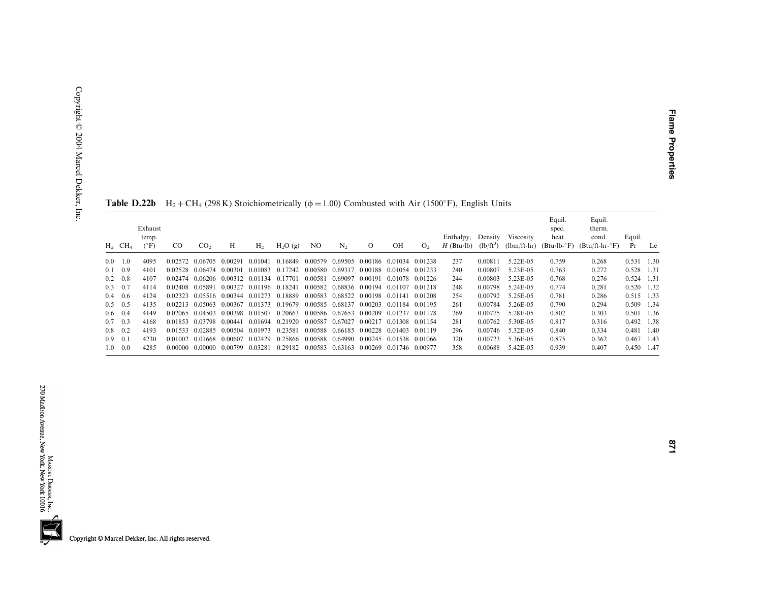**Table D.22b** $H_2 + CH_4$ (298 K) Stoichiometrically ($\phi = 1.00$) Combusted with Air (1500°F), English Units

| $H_2$ | $CH_4$ | Exhaust temp. (°F) | CO | $CO_2$ | H | $H_2$ | $H_2O$ (g) | NO | $N_2$ | O | OH | $O_2$ | Enthalpy, $H$ (Btu/lb) | Density (lb/ft$^3$) | Viscosity (lbm/ft-hr) | Equil. spec. heat (Btu/lb-°F) | Equil. therm. cond. (Btu/ft-hr-°F) | Equil. Pr | Le |
|---|---|---|---|---|---|---|---|---|---|---|---|---|---|---|---|---|---|---|---|
| 0.0 | 1.0 | 4095 | 0.02572 | 0.06705 | 0.00291 | 0.01041 | 0.16849 | 0.00579 | 0.69505 | 0.00186 | 0.01034 | 0.01238 | 237 | 0.00811 | 5.22E-05 | 0.759 | 0.268 | 0.531 | 1.30 |
| 0.1 | 0.9 | 4101 | 0.02528 | 0.06474 | 0.00301 | 0.01083 | 0.17242 | 0.00580 | 0.69317 | 0.00188 | 0.01054 | 0.01233 | 240 | 0.00807 | 5.23E-05 | 0.763 | 0.272 | 0.528 | 1.31 |
| 0.2 | 0.8 | 4107 | 0.02474 | 0.06206 | 0.00312 | 0.01134 | 0.17701 | 0.00581 | 0.69097 | 0.00191 | 0.01078 | 0.01226 | 244 | 0.00803 | 5.23E-05 | 0.768 | 0.276 | 0.524 | 1.31 |
| 0.3 | 0.7 | 4114 | 0.02408 | 0.05891 | 0.00327 | 0.01196 | 0.18241 | 0.00582 | 0.68836 | 0.00194 | 0.01107 | 0.01218 | 248 | 0.00798 | 5.24E-05 | 0.774 | 0.281 | 0.520 | 1.32 |
| 0.4 | 0.6 | 4124 | 0.02323 | 0.05516 | 0.00344 | 0.01273 | 0.18889 | 0.00583 | 0.68522 | 0.00198 | 0.01141 | 0.01208 | 254 | 0.00792 | 5.25E-05 | 0.781 | 0.286 | 0.515 | 1.33 |
| 0.5 | 0.5 | 4135 | 0.02213 | 0.05063 | 0.00367 | 0.01373 | 0.19679 | 0.00585 | 0.68137 | 0.00203 | 0.01184 | 0.01195 | 261 | 0.00784 | 5.26E-05 | 0.790 | 0.294 | 0.509 | 1.34 |
| 0.6 | 0.4 | 4149 | 0.02065 | 0.04503 | 0.00398 | 0.01507 | 0.20663 | 0.00586 | 0.67653 | 0.00209 | 0.01237 | 0.01178 | 269 | 0.00775 | 5.28E-05 | 0.802 | 0.303 | 0.501 | 1.36 |
| 0.7 | 0.3 | 4168 | 0.01853 | 0.03798 | 0.00441 | 0.01694 | 0.21920 | 0.00587 | 0.67027 | 0.00217 | 0.01308 | 0.01154 | 281 | 0.00762 | 5.30E-05 | 0.817 | 0.316 | 0.492 | 1.38 |
| 0.8 | 0.2 | 4193 | 0.01533 | 0.02885 | 0.00504 | 0.01973 | 0.23581 | 0.00588 | 0.66185 | 0.00228 | 0.01403 | 0.01119 | 296 | 0.00746 | 5.32E-05 | 0.840 | 0.334 | 0.481 | 1.40 |
| 0.9 | 0.1 | 4230 | 0.01002 | 0.01668 | 0.00607 | 0.02429 | 0.25866 | 0.00588 | 0.64990 | 0.00245 | 0.01538 | 0.01066 | 320 | 0.00723 | 5.36E-05 | 0.875 | 0.362 | 0.467 | 1.43 |
| 1.0 | 0.0 | 4285 | 0.00000 | 0.00000 | 0.00799 | 0.03281 | 0.29182 | 0.00583 | 0.63163 | 0.00269 | 0.01746 | 0.00977 | 358 | 0.00688 | 5.42E-05 | 0.939 | 0.407 | 0.450 | 1.47 |